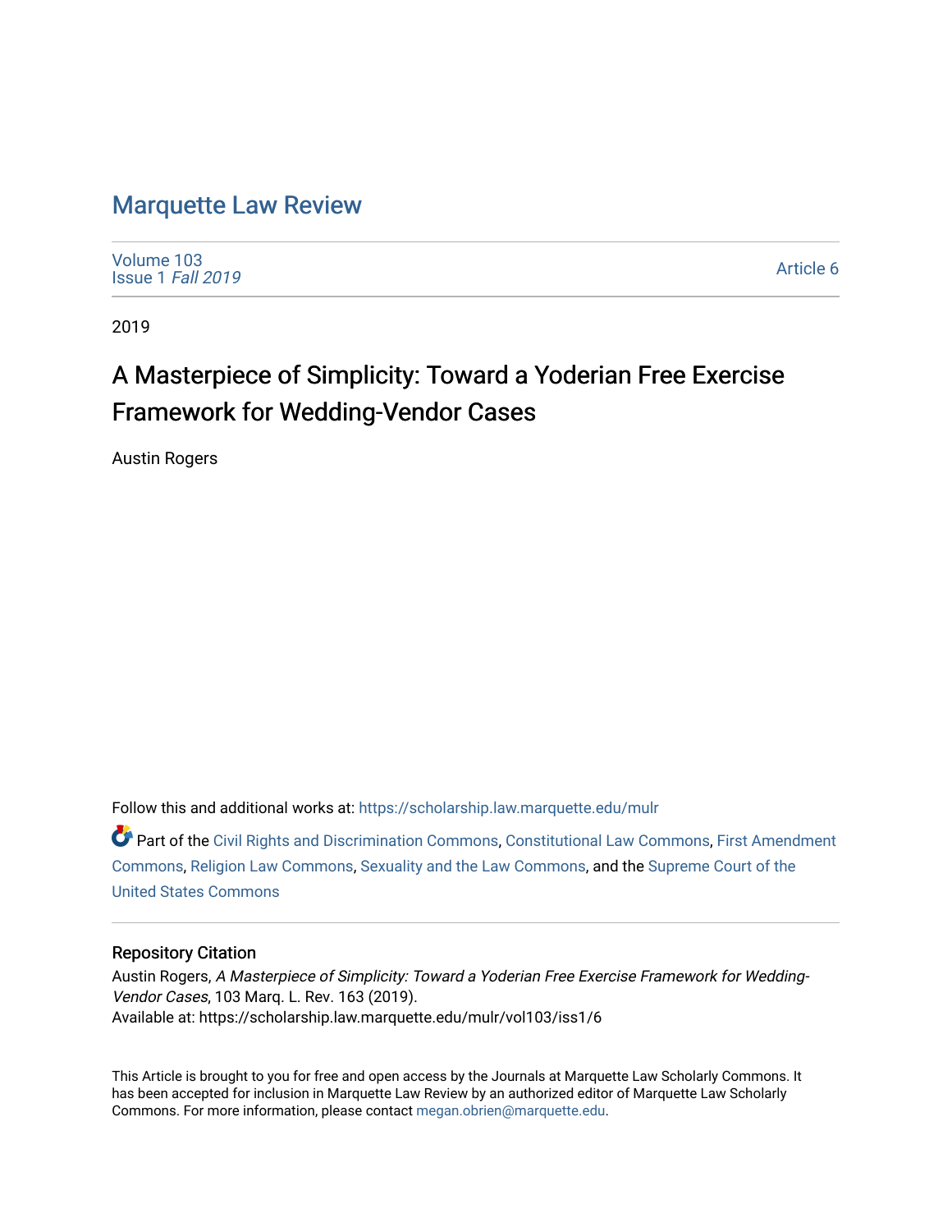# Marquette Law Review

Volume 103
Issue 1 *Fall 2019*

Article 6

2019

## A Masterpiece of Simplicity: Toward a Yoderian Free Exercise Framework for Wedding-Vendor Cases

Austin Rogers

Follow this and additional works at: https://scholarship.law.marquette.edu/mulr

Part of the Civil Rights and Discrimination Commons, Constitutional Law Commons, First Amendment Commons, Religion Law Commons, Sexuality and the Law Commons, and the Supreme Court of the United States Commons

### Repository Citation

Austin Rogers, *A Masterpiece of Simplicity: Toward a Yoderian Free Exercise Framework for Wedding-Vendor Cases*, 103 Marq. L. Rev. 163 (2019).
Available at: https://scholarship.law.marquette.edu/mulr/vol103/iss1/6

This Article is brought to you for free and open access by the Journals at Marquette Law Scholarly Commons. It has been accepted for inclusion in Marquette Law Review by an authorized editor of Marquette Law Scholarly Commons. For more information, please contact megan.obrien@marquette.edu.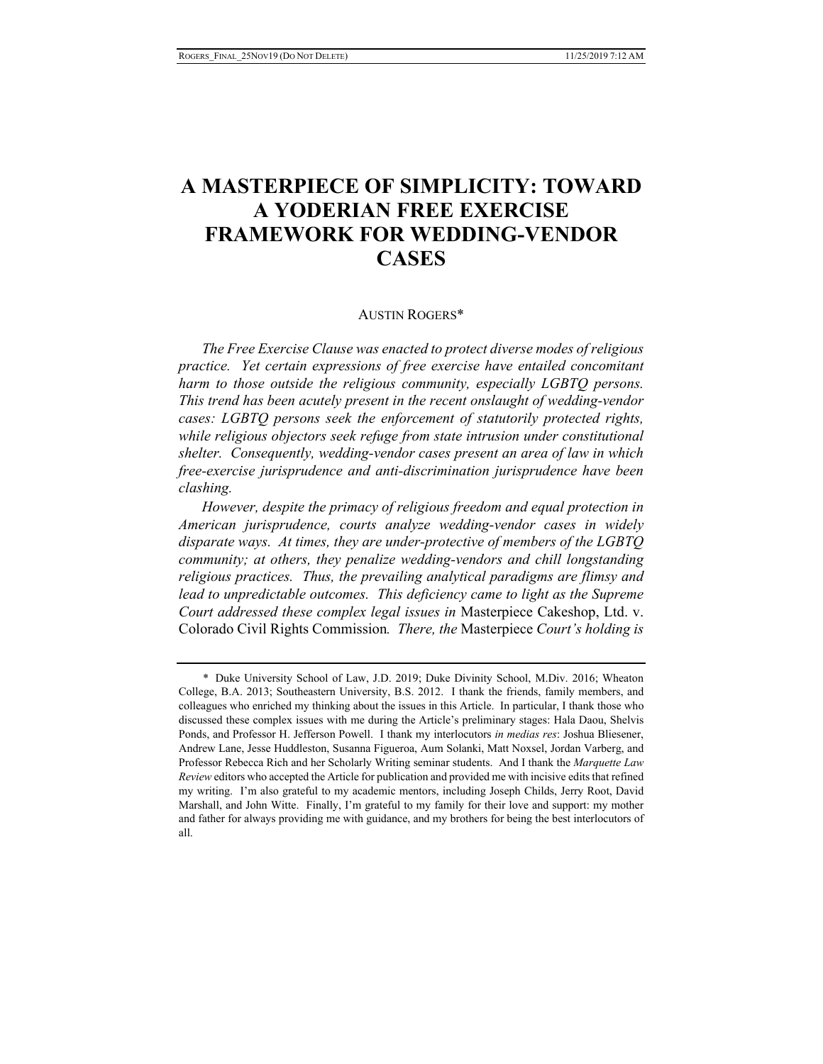# A MASTERPIECE OF SIMPLICITY: TOWARD A YODERIAN FREE EXERCISE FRAMEWORK FOR WEDDING-VENDOR CASES

AUSTIN ROGERS*

*The Free Exercise Clause was enacted to protect diverse modes of religious practice. Yet certain expressions of free exercise have entailed concomitant harm to those outside the religious community, especially LGBTQ persons. This trend has been acutely present in the recent onslaught of wedding-vendor cases: LGBTQ persons seek the enforcement of statutorily protected rights, while religious objectors seek refuge from state intrusion under constitutional shelter. Consequently, wedding-vendor cases present an area of law in which free-exercise jurisprudence and anti-discrimination jurisprudence have been clashing.*

*However, despite the primacy of religious freedom and equal protection in American jurisprudence, courts analyze wedding-vendor cases in widely disparate ways. At times, they are under-protective of members of the LGBTQ community; at others, they penalize wedding-vendors and chill longstanding religious practices. Thus, the prevailing analytical paradigms are flimsy and lead to unpredictable outcomes. This deficiency came to light as the Supreme Court addressed these complex legal issues in* Masterpiece Cakeshop, Ltd. v. Colorado Civil Rights Commission*. There, the* Masterpiece *Court's holding is*

\* Duke University School of Law, J.D. 2019; Duke Divinity School, M.Div. 2016; Wheaton College, B.A. 2013; Southeastern University, B.S. 2012. I thank the friends, family members, and colleagues who enriched my thinking about the issues in this Article. In particular, I thank those who discussed these complex issues with me during the Article's preliminary stages: Hala Daou, Shelvis Ponds, and Professor H. Jefferson Powell. I thank my interlocutors *in medias res*: Joshua Bliesener, Andrew Lane, Jesse Huddleston, Susanna Figueroa, Aum Solanki, Matt Noxsel, Jordan Varberg, and Professor Rebecca Rich and her Scholarly Writing seminar students. And I thank the *Marquette Law Review* editors who accepted the Article for publication and provided me with incisive edits that refined my writing. I'm also grateful to my academic mentors, including Joseph Childs, Jerry Root, David Marshall, and John Witte. Finally, I'm grateful to my family for their love and support: my mother and father for always providing me with guidance, and my brothers for being the best interlocutors of all.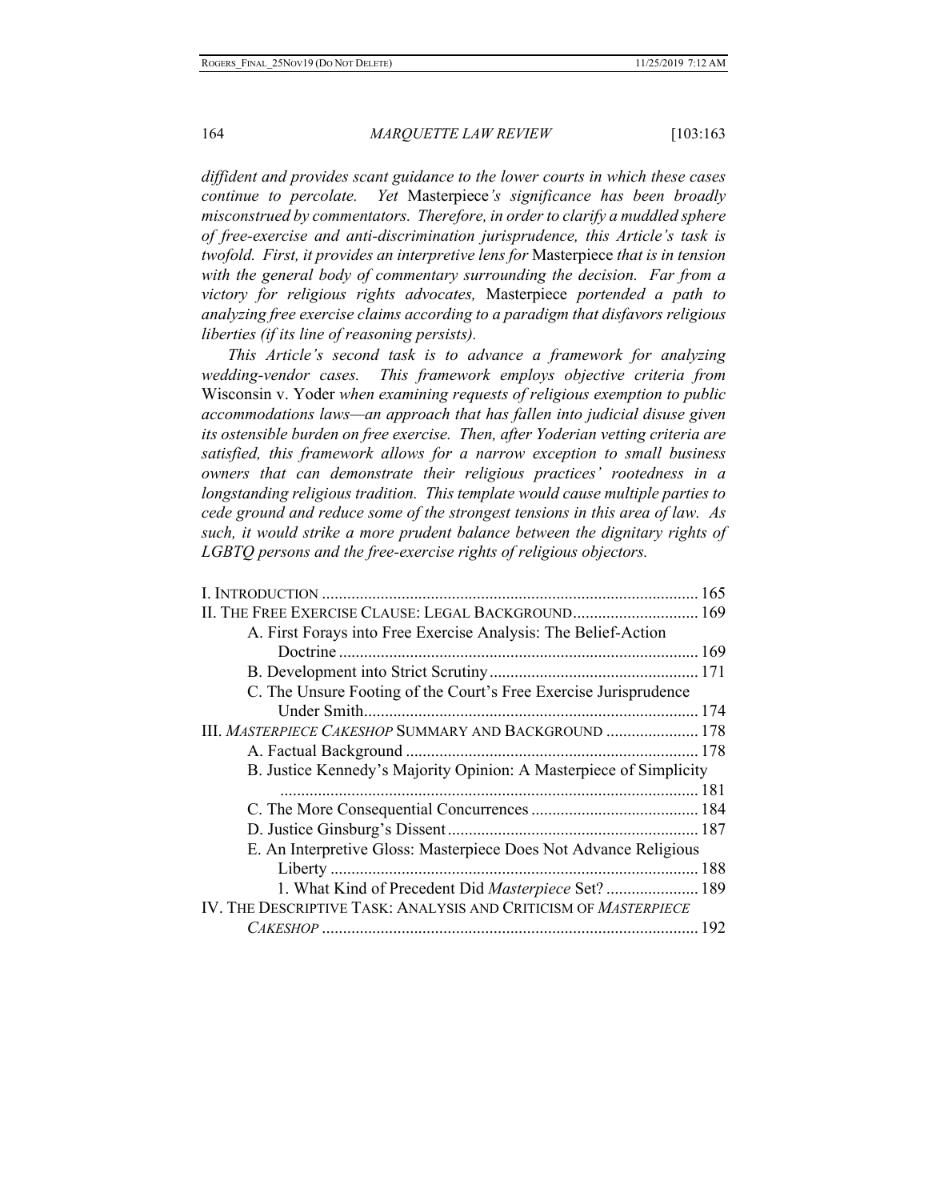*diffident and provides scant guidance to the lower courts in which these cases continue to percolate. Yet* Masterpiece*'s significance has been broadly misconstrued by commentators. Therefore, in order to clarify a muddled sphere of free-exercise and anti-discrimination jurisprudence, this Article's task is twofold. First, it provides an interpretive lens for* Masterpiece *that is in tension with the general body of commentary surrounding the decision. Far from a victory for religious rights advocates,* Masterpiece *portended a path to analyzing free exercise claims according to a paradigm that disfavors religious liberties (if its line of reasoning persists).*

*This Article's second task is to advance a framework for analyzing wedding-vendor cases. This framework employs objective criteria from* Wisconsin v. Yoder *when examining requests of religious exemption to public accommodations laws—an approach that has fallen into judicial disuse given its ostensible burden on free exercise. Then, after Yoderian vetting criteria are satisfied, this framework allows for a narrow exception to small business owners that can demonstrate their religious practices' rootedness in a longstanding religious tradition. This template would cause multiple parties to cede ground and reduce some of the strongest tensions in this area of law. As such, it would strike a more prudent balance between the dignitary rights of LGBTQ persons and the free-exercise rights of religious objectors.*

- I. INTRODUCTION ... 165
- II. THE FREE EXERCISE CLAUSE: LEGAL BACKGROUND ... 169
  - A. First Forays into Free Exercise Analysis: The Belief-Action Doctrine ... 169
  - B. Development into Strict Scrutiny ... 171
  - C. The Unsure Footing of the Court's Free Exercise Jurisprudence Under Smith ... 174
- III. *MASTERPIECE CAKESHOP* SUMMARY AND BACKGROUND ... 178
  - A. Factual Background ... 178
  - B. Justice Kennedy's Majority Opinion: A Masterpiece of Simplicity ... 181
  - C. The More Consequential Concurrences ... 184
  - D. Justice Ginsburg's Dissent ... 187
  - E. An Interpretive Gloss: Masterpiece Does Not Advance Religious Liberty ... 188
    - 1. What Kind of Precedent Did *Masterpiece* Set? ... 189
- IV. THE DESCRIPTIVE TASK: ANALYSIS AND CRITICISM OF *MASTERPIECE CAKESHOP* ... 192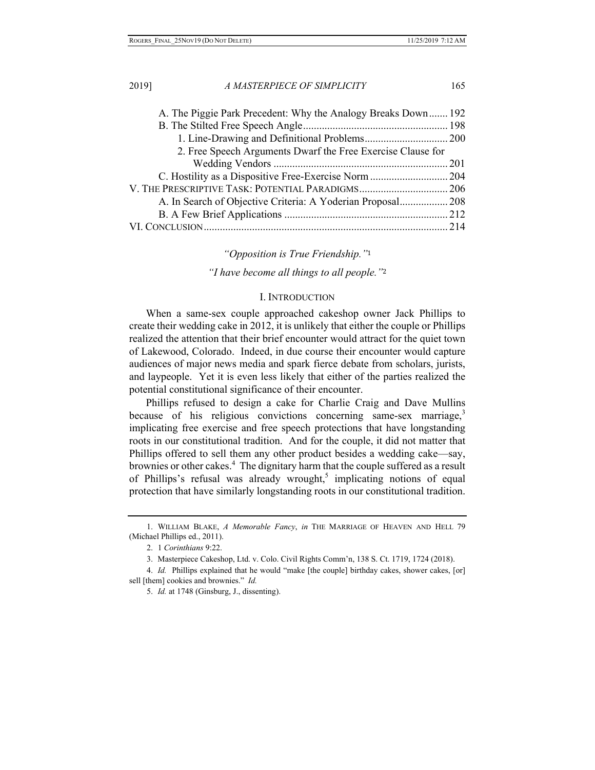A. The Piggie Park Precedent: Why the Analogy Breaks Down ....... 192
B. The Stilted Free Speech Angle ...................................................... 198
1. Line-Drawing and Definitional Problems ............................... 200
2. Free Speech Arguments Dwarf the Free Exercise Clause for Wedding Vendors ................................................................. 201
C. Hostility as a Dispositive Free-Exercise Norm ............................. 204
V. THE PRESCRIPTIVE TASK: POTENTIAL PARADIGMS ................................. 206
A. In Search of Objective Criteria: A Yoderian Proposal .................. 208
B. A Few Brief Applications ............................................................. 212
VI. CONCLUSION ........................................................................................... 214

*"Opposition is True Friendship."*[1]

*"I have become all things to all people."*[2]

## I. INTRODUCTION

When a same-sex couple approached cakeshop owner Jack Phillips to create their wedding cake in 2012, it is unlikely that either the couple or Phillips realized the attention that their brief encounter would attract for the quiet town of Lakewood, Colorado. Indeed, in due course their encounter would capture audiences of major news media and spark fierce debate from scholars, jurists, and laypeople. Yet it is even less likely that either of the parties realized the potential constitutional significance of their encounter.

Phillips refused to design a cake for Charlie Craig and Dave Mullins because of his religious convictions concerning same-sex marriage,[3] implicating free exercise and free speech protections that have longstanding roots in our constitutional tradition. And for the couple, it did not matter that Phillips offered to sell them any other product besides a wedding cake—say, brownies or other cakes.[4] The dignitary harm that the couple suffered as a result of Phillips's refusal was already wrought,[5] implicating notions of equal protection that have similarly longstanding roots in our constitutional tradition.

---

1. WILLIAM BLAKE, *A Memorable Fancy*, *in* THE MARRIAGE OF HEAVEN AND HELL 79 (Michael Phillips ed., 2011).

2. 1 *Corinthians* 9:22.

3. Masterpiece Cakeshop, Ltd. v. Colo. Civil Rights Comm'n, 138 S. Ct. 1719, 1724 (2018).

4. *Id.* Phillips explained that he would "make [the couple] birthday cakes, shower cakes, [or] sell [them] cookies and brownies." *Id.*

5. *Id.* at 1748 (Ginsburg, J., dissenting).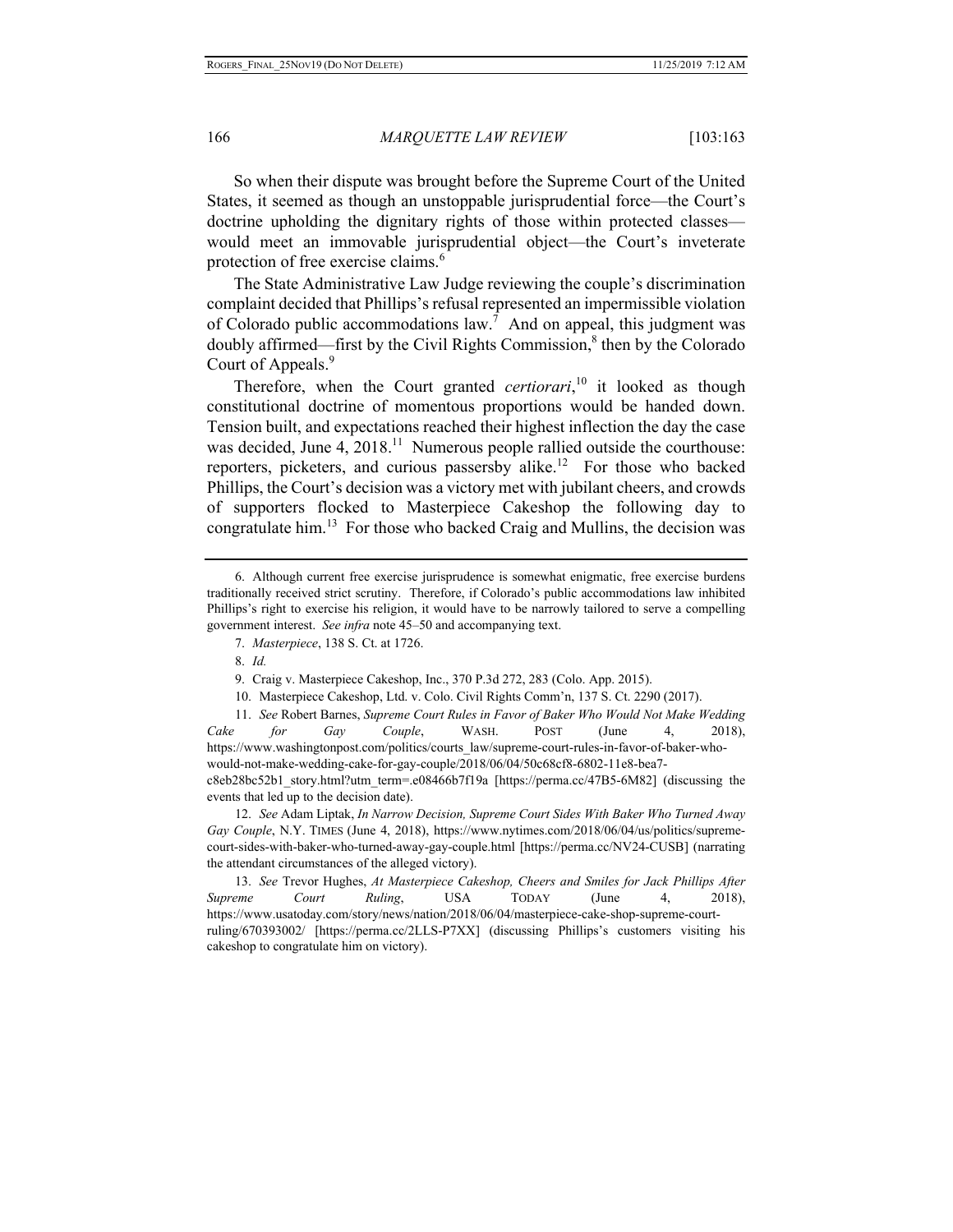So when their dispute was brought before the Supreme Court of the United States, it seemed as though an unstoppable jurisprudential force—the Court's doctrine upholding the dignitary rights of those within protected classes—would meet an immovable jurisprudential object—the Court's inveterate protection of free exercise claims.[6]

The State Administrative Law Judge reviewing the couple's discrimination complaint decided that Phillips's refusal represented an impermissible violation of Colorado public accommodations law.[7] And on appeal, this judgment was doubly affirmed—first by the Civil Rights Commission,[8] then by the Colorado Court of Appeals.[9]

Therefore, when the Court granted *certiorari*,[10] it looked as though constitutional doctrine of momentous proportions would be handed down. Tension built, and expectations reached their highest inflection the day the case was decided, June 4, 2018.[11] Numerous people rallied outside the courthouse: reporters, picketers, and curious passersby alike.[12] For those who backed Phillips, the Court's decision was a victory met with jubilant cheers, and crowds of supporters flocked to Masterpiece Cakeshop the following day to congratulate him.[13] For those who backed Craig and Mullins, the decision was

---

6. Although current free exercise jurisprudence is somewhat enigmatic, free exercise burdens traditionally received strict scrutiny. Therefore, if Colorado's public accommodations law inhibited Phillips's right to exercise his religion, it would have to be narrowly tailored to serve a compelling government interest. *See infra* note 45–50 and accompanying text.

7. *Masterpiece*, 138 S. Ct. at 1726.

8. *Id.*

9. Craig v. Masterpiece Cakeshop, Inc., 370 P.3d 272, 283 (Colo. App. 2015).

10. Masterpiece Cakeshop, Ltd. v. Colo. Civil Rights Comm'n, 137 S. Ct. 2290 (2017).

11. *See* Robert Barnes, *Supreme Court Rules in Favor of Baker Who Would Not Make Wedding Cake for Gay Couple*, WASH. POST (June 4, 2018), https://www.washingtonpost.com/politics/courts_law/supreme-court-rules-in-favor-of-baker-who-would-not-make-wedding-cake-for-gay-couple/2018/06/04/50c68cf8-6802-11e8-bea7-c8eb28bc52b1_story.html?utm_term=.e08466b7f19a [https://perma.cc/47B5-6M82] (discussing the events that led up to the decision date).

12. *See* Adam Liptak, *In Narrow Decision, Supreme Court Sides With Baker Who Turned Away Gay Couple*, N.Y. TIMES (June 4, 2018), https://www.nytimes.com/2018/06/04/us/politics/supreme-court-sides-with-baker-who-turned-away-gay-couple.html [https://perma.cc/NV24-CUSB] (narrating the attendant circumstances of the alleged victory).

13. *See* Trevor Hughes, *At Masterpiece Cakeshop, Cheers and Smiles for Jack Phillips After Supreme Court Ruling*, USA TODAY (June 4, 2018), https://www.usatoday.com/story/news/nation/2018/06/04/masterpiece-cake-shop-supreme-court-ruling/670393002/ [https://perma.cc/2LLS-P7XX] (discussing Phillips's customers visiting his cakeshop to congratulate him on victory).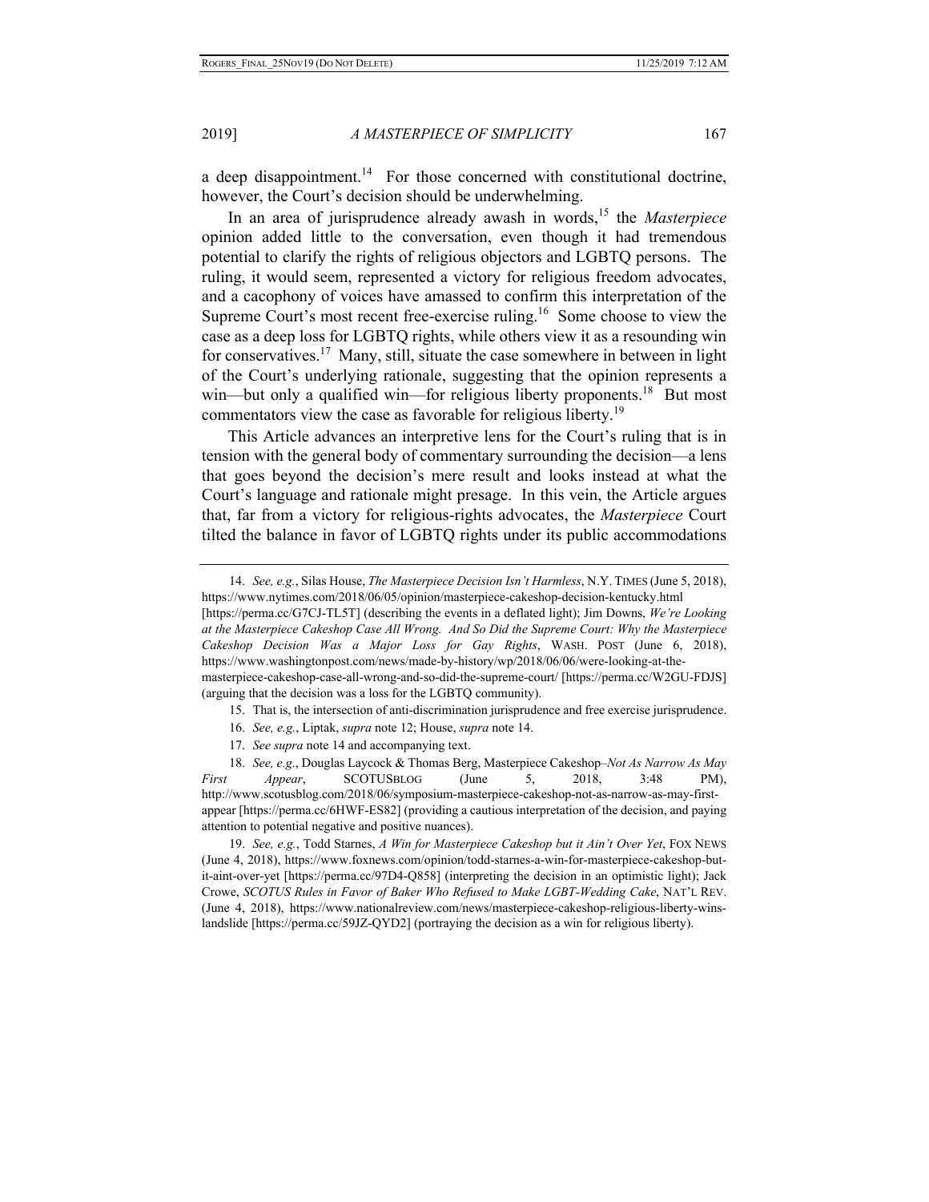a deep disappointment.[14] For those concerned with constitutional doctrine, however, the Court's decision should be underwhelming.

In an area of jurisprudence already awash in words,[15] the *Masterpiece* opinion added little to the conversation, even though it had tremendous potential to clarify the rights of religious objectors and LGBTQ persons. The ruling, it would seem, represented a victory for religious freedom advocates, and a cacophony of voices have amassed to confirm this interpretation of the Supreme Court's most recent free-exercise ruling.[16] Some choose to view the case as a deep loss for LGBTQ rights, while others view it as a resounding win for conservatives.[17] Many, still, situate the case somewhere in between in light of the Court's underlying rationale, suggesting that the opinion represents a win—but only a qualified win—for religious liberty proponents.[18] But most commentators view the case as favorable for religious liberty.[19]

This Article advances an interpretive lens for the Court's ruling that is in tension with the general body of commentary surrounding the decision—a lens that goes beyond the decision's mere result and looks instead at what the Court's language and rationale might presage. In this vein, the Article argues that, far from a victory for religious-rights advocates, the *Masterpiece* Court tilted the balance in favor of LGBTQ rights under its public accommodations

---

14. *See, e.g.*, Silas House, *The Masterpiece Decision Isn't Harmless*, N.Y. TIMES (June 5, 2018), https://www.nytimes.com/2018/06/05/opinion/masterpiece-cakeshop-decision-kentucky.html [https://perma.cc/G7CJ-TL5T] (describing the events in a deflated light); Jim Downs, *We're Looking at the Masterpiece Cakeshop Case All Wrong. And So Did the Supreme Court: Why the Masterpiece Cakeshop Decision Was a Major Loss for Gay Rights*, WASH. POST (June 6, 2018), https://www.washingtonpost.com/news/made-by-history/wp/2018/06/06/were-looking-at-the-masterpiece-cakeshop-case-all-wrong-and-so-did-the-supreme-court/ [https://perma.cc/W2GU-FDJS] (arguing that the decision was a loss for the LGBTQ community).

15. That is, the intersection of anti-discrimination jurisprudence and free exercise jurisprudence.

16. *See, e.g.*, Liptak, *supra* note 12; House, *supra* note 14.

17. *See supra* note 14 and accompanying text.

18. *See, e.g.*, Douglas Laycock & Thomas Berg, Masterpiece Cakeshop*–Not As Narrow As May First Appear*, SCOTUSBLOG (June 5, 2018, 3:48 PM), http://www.scotusblog.com/2018/06/symposium-masterpiece-cakeshop-not-as-narrow-as-may-first-appear [https://perma.cc/6HWF-ES82] (providing a cautious interpretation of the decision, and paying attention to potential negative and positive nuances).

19. *See, e.g.*, Todd Starnes, *A Win for Masterpiece Cakeshop but it Ain't Over Yet*, FOX NEWS (June 4, 2018), https://www.foxnews.com/opinion/todd-starnes-a-win-for-masterpiece-cakeshop-but-it-aint-over-yet [https://perma.cc/97D4-Q858] (interpreting the decision in an optimistic light); Jack Crowe, *SCOTUS Rules in Favor of Baker Who Refused to Make LGBT-Wedding Cake*, NAT'L REV. (June 4, 2018), https://www.nationalreview.com/news/masterpiece-cakeshop-religious-liberty-wins-landslide [https://perma.cc/59JZ-QYD2] (portraying the decision as a win for religious liberty).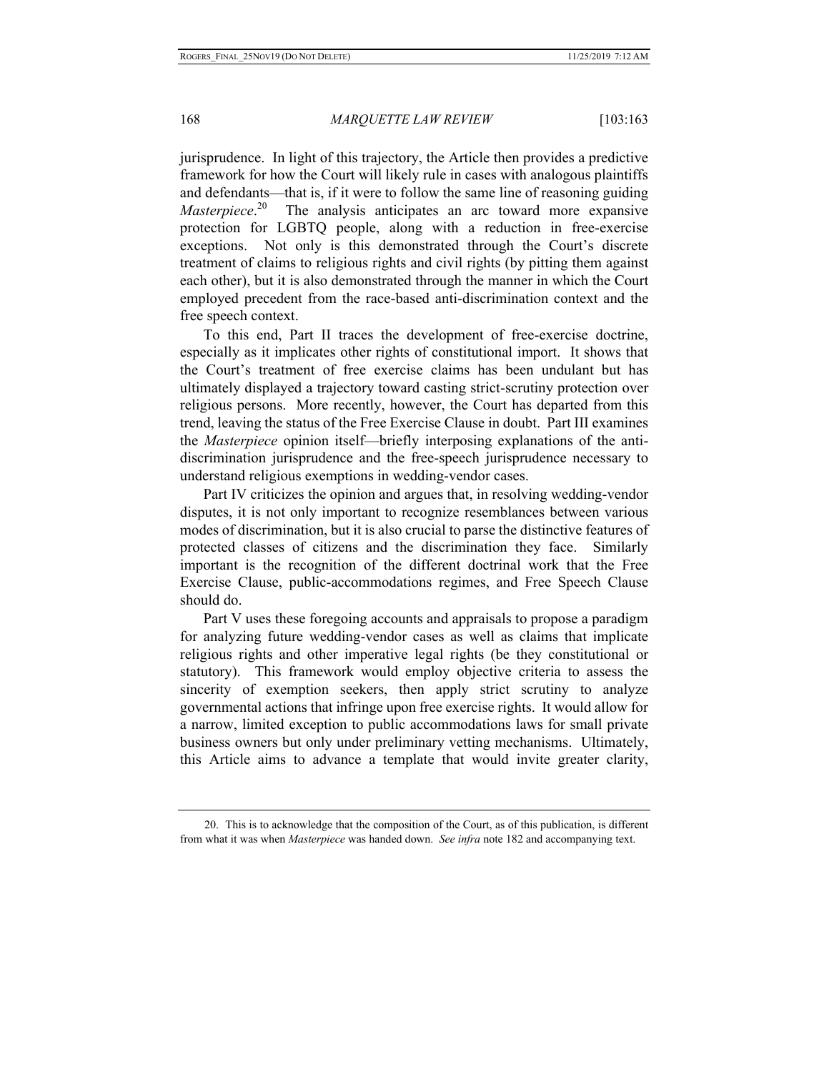jurisprudence. In light of this trajectory, the Article then provides a predictive framework for how the Court will likely rule in cases with analogous plaintiffs and defendants—that is, if it were to follow the same line of reasoning guiding *Masterpiece*.[20] The analysis anticipates an arc toward more expansive protection for LGBTQ people, along with a reduction in free-exercise exceptions. Not only is this demonstrated through the Court's discrete treatment of claims to religious rights and civil rights (by pitting them against each other), but it is also demonstrated through the manner in which the Court employed precedent from the race-based anti-discrimination context and the free speech context.

To this end, Part II traces the development of free-exercise doctrine, especially as it implicates other rights of constitutional import. It shows that the Court's treatment of free exercise claims has been undulant but has ultimately displayed a trajectory toward casting strict-scrutiny protection over religious persons. More recently, however, the Court has departed from this trend, leaving the status of the Free Exercise Clause in doubt. Part III examines the *Masterpiece* opinion itself—briefly interposing explanations of the anti-discrimination jurisprudence and the free-speech jurisprudence necessary to understand religious exemptions in wedding-vendor cases.

Part IV criticizes the opinion and argues that, in resolving wedding-vendor disputes, it is not only important to recognize resemblances between various modes of discrimination, but it is also crucial to parse the distinctive features of protected classes of citizens and the discrimination they face. Similarly important is the recognition of the different doctrinal work that the Free Exercise Clause, public-accommodations regimes, and Free Speech Clause should do.

Part V uses these foregoing accounts and appraisals to propose a paradigm for analyzing future wedding-vendor cases as well as claims that implicate religious rights and other imperative legal rights (be they constitutional or statutory). This framework would employ objective criteria to assess the sincerity of exemption seekers, then apply strict scrutiny to analyze governmental actions that infringe upon free exercise rights. It would allow for a narrow, limited exception to public accommodations laws for small private business owners but only under preliminary vetting mechanisms. Ultimately, this Article aims to advance a template that would invite greater clarity,

---

20. This is to acknowledge that the composition of the Court, as of this publication, is different from what it was when *Masterpiece* was handed down. *See infra* note 182 and accompanying text.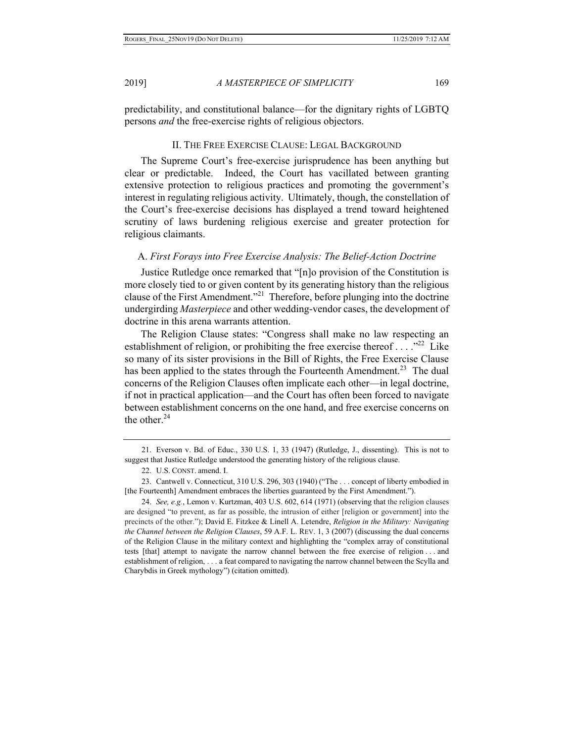predictability, and constitutional balance—for the dignitary rights of LGBTQ persons *and* the free-exercise rights of religious objectors.

## II. The Free Exercise Clause: Legal Background

The Supreme Court's free-exercise jurisprudence has been anything but clear or predictable. Indeed, the Court has vacillated between granting extensive protection to religious practices and promoting the government's interest in regulating religious activity. Ultimately, though, the constellation of the Court's free-exercise decisions has displayed a trend toward heightened scrutiny of laws burdening religious exercise and greater protection for religious claimants.

### A. *First Forays into Free Exercise Analysis: The Belief-Action Doctrine*

Justice Rutledge once remarked that "[n]o provision of the Constitution is more closely tied to or given content by its generating history than the religious clause of the First Amendment."[21] Therefore, before plunging into the doctrine undergirding *Masterpiece* and other wedding-vendor cases, the development of doctrine in this arena warrants attention.

The Religion Clause states: "Congress shall make no law respecting an establishment of religion, or prohibiting the free exercise thereof . . . ."[22] Like so many of its sister provisions in the Bill of Rights, the Free Exercise Clause has been applied to the states through the Fourteenth Amendment.[23] The dual concerns of the Religion Clauses often implicate each other—in legal doctrine, if not in practical application—and the Court has often been forced to navigate between establishment concerns on the one hand, and free exercise concerns on the other.[24]

---

21. Everson v. Bd. of Educ., 330 U.S. 1, 33 (1947) (Rutledge, J., dissenting). This is not to suggest that Justice Rutledge understood the generating history of the religious clause.

22. U.S. CONST. amend. I.

23. Cantwell v. Connecticut, 310 U.S. 296, 303 (1940) ("The . . . concept of liberty embodied in [the Fourteenth] Amendment embraces the liberties guaranteed by the First Amendment.").

24. *See, e.g.*, Lemon v. Kurtzman, 403 U.S. 602, 614 (1971) (observing that the religion clauses are designed "to prevent, as far as possible, the intrusion of either [religion or government] into the precincts of the other."); David E. Fitzkee & Linell A. Letendre, *Religion in the Military: Navigating the Channel between the Religion Clauses*, 59 A.F. L. REV. 1, 3 (2007) (discussing the dual concerns of the Religion Clause in the military context and highlighting the "complex array of constitutional tests [that] attempt to navigate the narrow channel between the free exercise of religion . . . and establishment of religion, . . . a feat compared to navigating the narrow channel between the Scylla and Charybdis in Greek mythology") (citation omitted).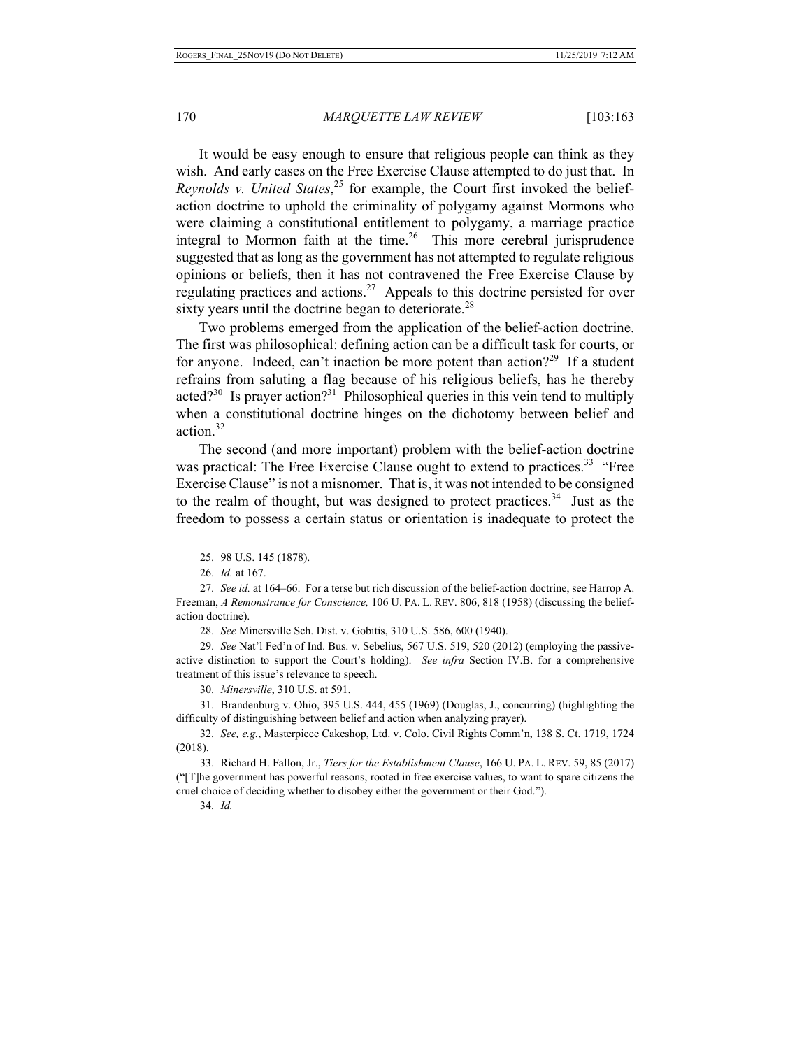It would be easy enough to ensure that religious people can think as they wish. And early cases on the Free Exercise Clause attempted to do just that. In *Reynolds v. United States*,[25] for example, the Court first invoked the belief-action doctrine to uphold the criminality of polygamy against Mormons who were claiming a constitutional entitlement to polygamy, a marriage practice integral to Mormon faith at the time.[26] This more cerebral jurisprudence suggested that as long as the government has not attempted to regulate religious opinions or beliefs, then it has not contravened the Free Exercise Clause by regulating practices and actions.[27] Appeals to this doctrine persisted for over sixty years until the doctrine began to deteriorate.[28]

Two problems emerged from the application of the belief-action doctrine. The first was philosophical: defining action can be a difficult task for courts, or for anyone. Indeed, can't inaction be more potent than action?[29] If a student refrains from saluting a flag because of his religious beliefs, has he thereby acted?[30] Is prayer action?[31] Philosophical queries in this vein tend to multiply when a constitutional doctrine hinges on the dichotomy between belief and action.[32]

The second (and more important) problem with the belief-action doctrine was practical: The Free Exercise Clause ought to extend to practices.[33] "Free Exercise Clause" is not a misnomer. That is, it was not intended to be consigned to the realm of thought, but was designed to protect practices.[34] Just as the freedom to possess a certain status or orientation is inadequate to protect the

---

25. 98 U.S. 145 (1878).

26. *Id.* at 167.

27. *See id.* at 164–66. For a terse but rich discussion of the belief-action doctrine, see Harrop A. Freeman, *A Remonstrance for Conscience,* 106 U. PA. L. REV. 806, 818 (1958) (discussing the belief-action doctrine).

28. *See* Minersville Sch. Dist. v. Gobitis, 310 U.S. 586, 600 (1940).

29. *See* Nat'l Fed'n of Ind. Bus. v. Sebelius, 567 U.S. 519, 520 (2012) (employing the passive-active distinction to support the Court's holding). *See infra* Section IV.B. for a comprehensive treatment of this issue's relevance to speech.

30. *Minersville*, 310 U.S. at 591.

31. Brandenburg v. Ohio, 395 U.S. 444, 455 (1969) (Douglas, J., concurring) (highlighting the difficulty of distinguishing between belief and action when analyzing prayer).

32. *See, e.g.*, Masterpiece Cakeshop, Ltd. v. Colo. Civil Rights Comm'n, 138 S. Ct. 1719, 1724 (2018).

33. Richard H. Fallon, Jr., *Tiers for the Establishment Clause*, 166 U. PA. L. REV. 59, 85 (2017) ("[T]he government has powerful reasons, rooted in free exercise values, to want to spare citizens the cruel choice of deciding whether to disobey either the government or their God.").

34. *Id.*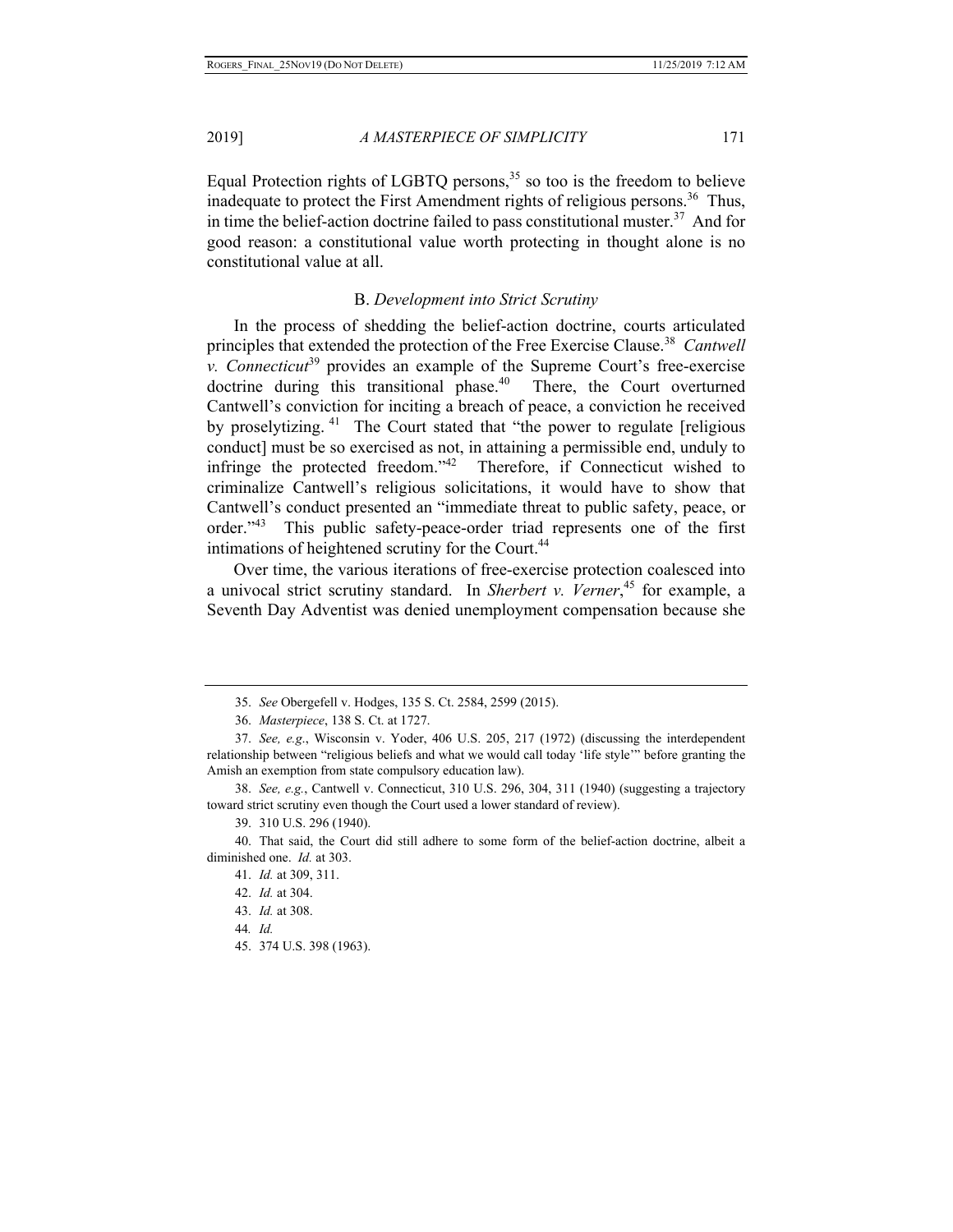Equal Protection rights of LGBTQ persons,[35] so too is the freedom to believe inadequate to protect the First Amendment rights of religious persons.[36] Thus, in time the belief-action doctrine failed to pass constitutional muster.[37] And for good reason: a constitutional value worth protecting in thought alone is no constitutional value at all.

### B. *Development into Strict Scrutiny*

In the process of shedding the belief-action doctrine, courts articulated principles that extended the protection of the Free Exercise Clause.[38] *Cantwell v. Connecticut*[39] provides an example of the Supreme Court's free-exercise doctrine during this transitional phase.[40] There, the Court overturned Cantwell's conviction for inciting a breach of peace, a conviction he received by proselytizing.[41] The Court stated that "the power to regulate [religious conduct] must be so exercised as not, in attaining a permissible end, unduly to infringe the protected freedom."[42] Therefore, if Connecticut wished to criminalize Cantwell's religious solicitations, it would have to show that Cantwell's conduct presented an "immediate threat to public safety, peace, or order."[43] This public safety-peace-order triad represents one of the first intimations of heightened scrutiny for the Court.[44]

Over time, the various iterations of free-exercise protection coalesced into a univocal strict scrutiny standard. In *Sherbert v. Verner*,[45] for example, a Seventh Day Adventist was denied unemployment compensation because she

---

35. *See* Obergefell v. Hodges, 135 S. Ct. 2584, 2599 (2015).

36. *Masterpiece*, 138 S. Ct. at 1727.

37. *See, e.g.*, Wisconsin v. Yoder, 406 U.S. 205, 217 (1972) (discussing the interdependent relationship between "religious beliefs and what we would call today 'life style'" before granting the Amish an exemption from state compulsory education law).

38. *See, e.g.*, Cantwell v. Connecticut, 310 U.S. 296, 304, 311 (1940) (suggesting a trajectory toward strict scrutiny even though the Court used a lower standard of review).

39. 310 U.S. 296 (1940).

40. That said, the Court did still adhere to some form of the belief-action doctrine, albeit a diminished one. *Id.* at 303.

41. *Id.* at 309, 311.

42. *Id.* at 304.

43. *Id.* at 308.

44. *Id.*

45. 374 U.S. 398 (1963).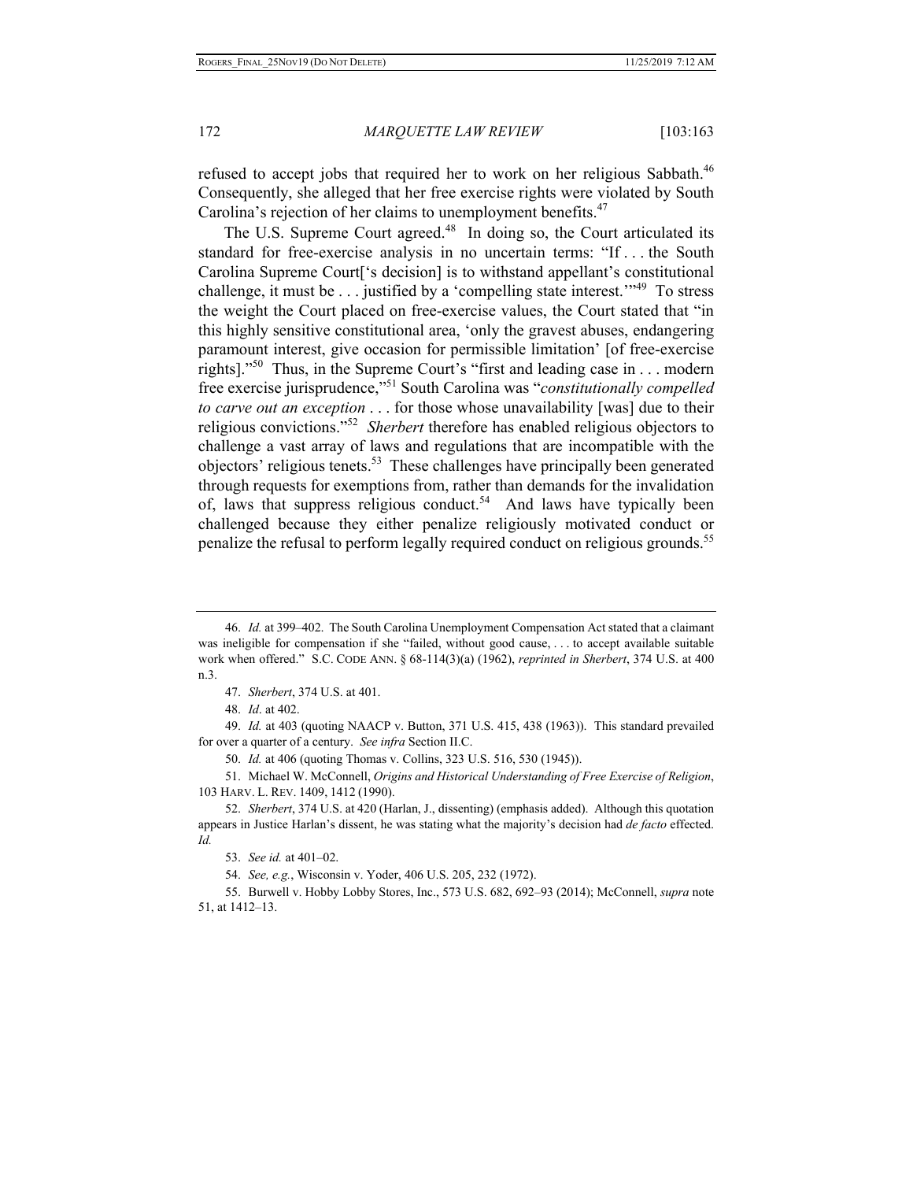refused to accept jobs that required her to work on her religious Sabbath.[46] Consequently, she alleged that her free exercise rights were violated by South Carolina's rejection of her claims to unemployment benefits.[47]

The U.S. Supreme Court agreed.[48] In doing so, the Court articulated its standard for free-exercise analysis in no uncertain terms: "If . . . the South Carolina Supreme Court['s decision] is to withstand appellant's constitutional challenge, it must be . . . justified by a 'compelling state interest.'"[49] To stress the weight the Court placed on free-exercise values, the Court stated that "in this highly sensitive constitutional area, 'only the gravest abuses, endangering paramount interest, give occasion for permissible limitation' [of free-exercise rights]."[50] Thus, in the Supreme Court's "first and leading case in . . . modern free exercise jurisprudence,"[51] South Carolina was "*constitutionally compelled to carve out an exception* . . . for those whose unavailability [was] due to their religious convictions."[52] *Sherbert* therefore has enabled religious objectors to challenge a vast array of laws and regulations that are incompatible with the objectors' religious tenets.[53] These challenges have principally been generated through requests for exemptions from, rather than demands for the invalidation of, laws that suppress religious conduct.[54] And laws have typically been challenged because they either penalize religiously motivated conduct or penalize the refusal to perform legally required conduct on religious grounds.[55]

---

46. *Id.* at 399–402. The South Carolina Unemployment Compensation Act stated that a claimant was ineligible for compensation if she "failed, without good cause, . . . to accept available suitable work when offered." S.C. CODE ANN. § 68-114(3)(a) (1962), *reprinted in Sherbert*, 374 U.S. at 400 n.3.

47. *Sherbert*, 374 U.S. at 401.

48. *Id*. at 402.

49. *Id.* at 403 (quoting NAACP v. Button, 371 U.S. 415, 438 (1963)). This standard prevailed for over a quarter of a century. *See infra* Section II.C.

50. *Id.* at 406 (quoting Thomas v. Collins, 323 U.S. 516, 530 (1945)).

51. Michael W. McConnell, *Origins and Historical Understanding of Free Exercise of Religion*, 103 HARV. L. REV. 1409, 1412 (1990).

52. *Sherbert*, 374 U.S. at 420 (Harlan, J., dissenting) (emphasis added). Although this quotation appears in Justice Harlan's dissent, he was stating what the majority's decision had *de facto* effected. *Id.*

53. *See id.* at 401–02.

54. *See, e.g.*, Wisconsin v. Yoder, 406 U.S. 205, 232 (1972).

55. Burwell v. Hobby Lobby Stores, Inc., 573 U.S. 682, 692–93 (2014); McConnell, *supra* note 51, at 1412–13.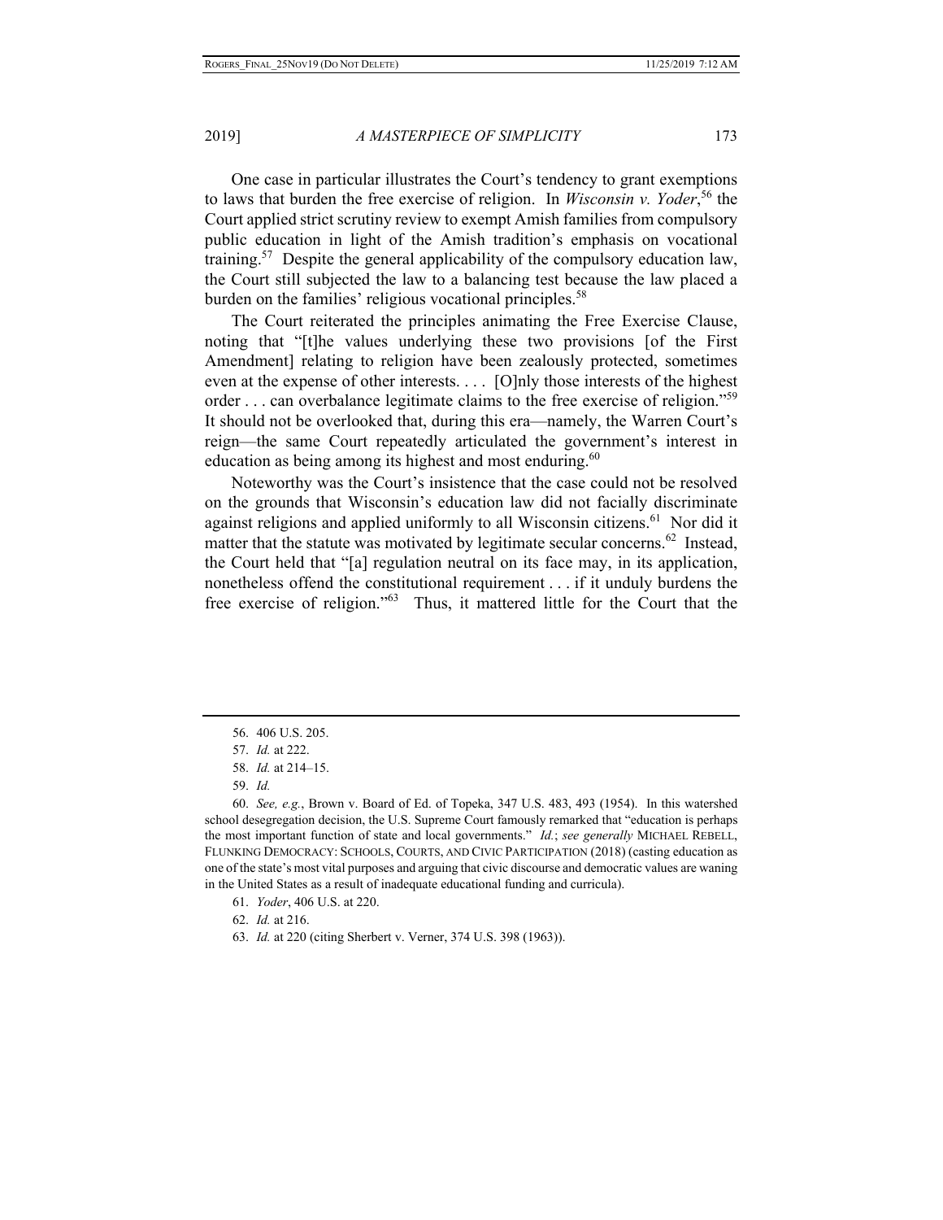One case in particular illustrates the Court's tendency to grant exemptions to laws that burden the free exercise of religion. In *Wisconsin v. Yoder*,[56] the Court applied strict scrutiny review to exempt Amish families from compulsory public education in light of the Amish tradition's emphasis on vocational training.[57] Despite the general applicability of the compulsory education law, the Court still subjected the law to a balancing test because the law placed a burden on the families' religious vocational principles.[58]

The Court reiterated the principles animating the Free Exercise Clause, noting that "[t]he values underlying these two provisions [of the First Amendment] relating to religion have been zealously protected, sometimes even at the expense of other interests. . . . [O]nly those interests of the highest order . . . can overbalance legitimate claims to the free exercise of religion."[59] It should not be overlooked that, during this era—namely, the Warren Court's reign—the same Court repeatedly articulated the government's interest in education as being among its highest and most enduring.[60]

Noteworthy was the Court's insistence that the case could not be resolved on the grounds that Wisconsin's education law did not facially discriminate against religions and applied uniformly to all Wisconsin citizens.[61] Nor did it matter that the statute was motivated by legitimate secular concerns.[62] Instead, the Court held that "[a] regulation neutral on its face may, in its application, nonetheless offend the constitutional requirement . . . if it unduly burdens the free exercise of religion."[63] Thus, it mattered little for the Court that the

---

56. 406 U.S. 205.

57. *Id.* at 222.

58. *Id.* at 214–15.

59. *Id.*

60. *See, e.g.*, Brown v. Board of Ed. of Topeka, 347 U.S. 483, 493 (1954). In this watershed school desegregation decision, the U.S. Supreme Court famously remarked that "education is perhaps the most important function of state and local governments." *Id.*; *see generally* MICHAEL REBELL, FLUNKING DEMOCRACY: SCHOOLS, COURTS, AND CIVIC PARTICIPATION (2018) (casting education as one of the state's most vital purposes and arguing that civic discourse and democratic values are waning in the United States as a result of inadequate educational funding and curricula).

61. *Yoder*, 406 U.S. at 220.

62. *Id.* at 216.

63. *Id.* at 220 (citing Sherbert v. Verner, 374 U.S. 398 (1963)).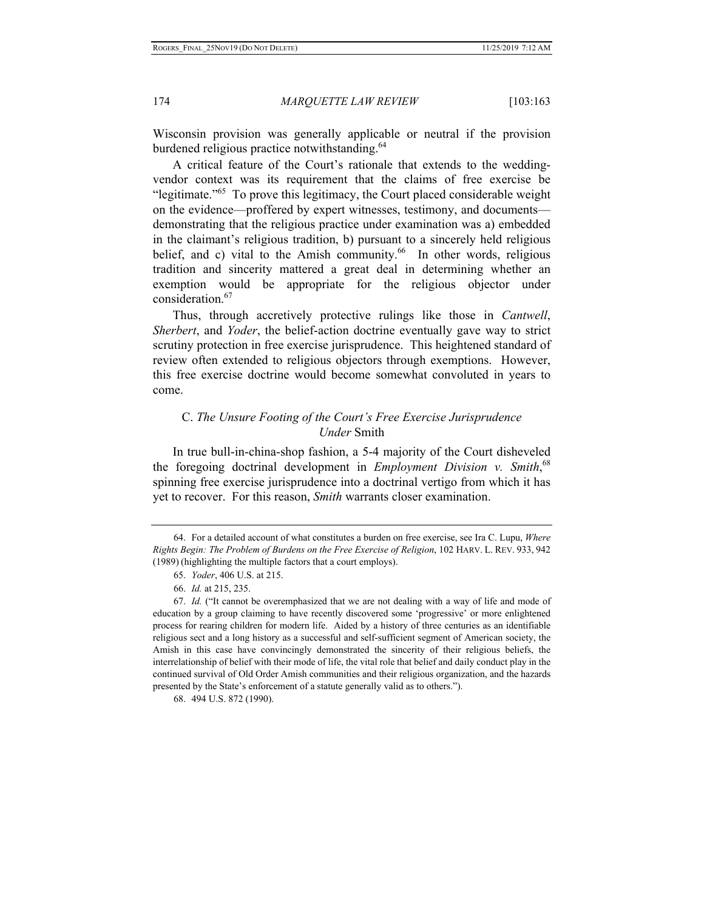Wisconsin provision was generally applicable or neutral if the provision burdened religious practice notwithstanding.[64]

A critical feature of the Court's rationale that extends to the wedding-vendor context was its requirement that the claims of free exercise be "legitimate."[65] To prove this legitimacy, the Court placed considerable weight on the evidence—proffered by expert witnesses, testimony, and documents—demonstrating that the religious practice under examination was a) embedded in the claimant's religious tradition, b) pursuant to a sincerely held religious belief, and c) vital to the Amish community.[66] In other words, religious tradition and sincerity mattered a great deal in determining whether an exemption would be appropriate for the religious objector under consideration.[67]

Thus, through accretively protective rulings like those in *Cantwell*, *Sherbert*, and *Yoder*, the belief-action doctrine eventually gave way to strict scrutiny protection in free exercise jurisprudence. This heightened standard of review often extended to religious objectors through exemptions. However, this free exercise doctrine would become somewhat convoluted in years to come.

### C. *The Unsure Footing of the Court's Free Exercise Jurisprudence Under* Smith

In true bull-in-china-shop fashion, a 5-4 majority of the Court disheveled the foregoing doctrinal development in *Employment Division v. Smith*,[68] spinning free exercise jurisprudence into a doctrinal vertigo from which it has yet to recover. For this reason, *Smith* warrants closer examination.

---

64. For a detailed account of what constitutes a burden on free exercise, see Ira C. Lupu, *Where Rights Begin: The Problem of Burdens on the Free Exercise of Religion*, 102 HARV. L. REV. 933, 942 (1989) (highlighting the multiple factors that a court employs).

65. *Yoder*, 406 U.S. at 215.

66. *Id.* at 215, 235.

67. *Id.* ("It cannot be overemphasized that we are not dealing with a way of life and mode of education by a group claiming to have recently discovered some 'progressive' or more enlightened process for rearing children for modern life. Aided by a history of three centuries as an identifiable religious sect and a long history as a successful and self-sufficient segment of American society, the Amish in this case have convincingly demonstrated the sincerity of their religious beliefs, the interrelationship of belief with their mode of life, the vital role that belief and daily conduct play in the continued survival of Old Order Amish communities and their religious organization, and the hazards presented by the State's enforcement of a statute generally valid as to others.").

68. 494 U.S. 872 (1990).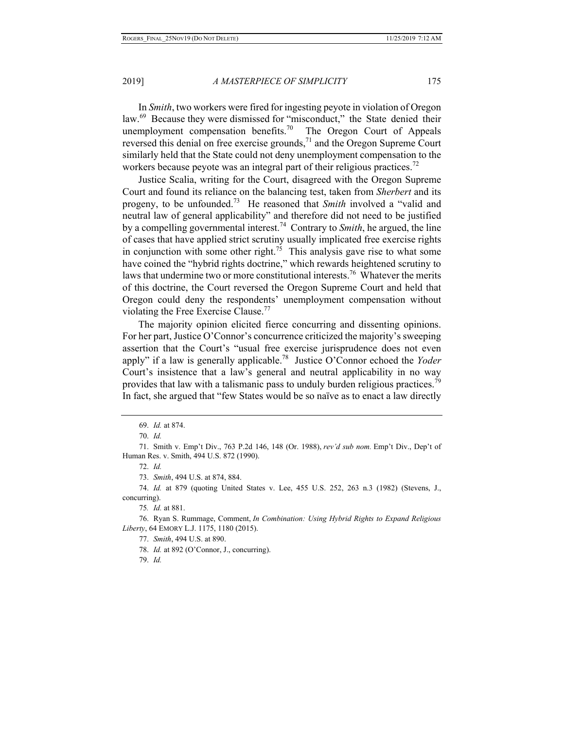In *Smith*, two workers were fired for ingesting peyote in violation of Oregon law.[69] Because they were dismissed for "misconduct," the State denied their unemployment compensation benefits.[70] The Oregon Court of Appeals reversed this denial on free exercise grounds,[71] and the Oregon Supreme Court similarly held that the State could not deny unemployment compensation to the workers because peyote was an integral part of their religious practices.[72]

Justice Scalia, writing for the Court, disagreed with the Oregon Supreme Court and found its reliance on the balancing test, taken from *Sherbert* and its progeny, to be unfounded.[73] He reasoned that *Smith* involved a "valid and neutral law of general applicability" and therefore did not need to be justified by a compelling governmental interest.[74] Contrary to *Smith*, he argued, the line of cases that have applied strict scrutiny usually implicated free exercise rights in conjunction with some other right.[75] This analysis gave rise to what some have coined the "hybrid rights doctrine," which rewards heightened scrutiny to laws that undermine two or more constitutional interests.[76] Whatever the merits of this doctrine, the Court reversed the Oregon Supreme Court and held that Oregon could deny the respondents' unemployment compensation without violating the Free Exercise Clause.[77]

The majority opinion elicited fierce concurring and dissenting opinions. For her part, Justice O'Connor's concurrence criticized the majority's sweeping assertion that the Court's "usual free exercise jurisprudence does not even apply" if a law is generally applicable.[78] Justice O'Connor echoed the *Yoder* Court's insistence that a law's general and neutral applicability in no way provides that law with a talismanic pass to unduly burden religious practices.[79] In fact, she argued that "few States would be so naïve as to enact a law directly

---

69. *Id.* at 874.

70. *Id.*

71. Smith v. Emp't Div., 763 P.2d 146, 148 (Or. 1988), *rev'd sub nom.* Emp't Div., Dep't of Human Res. v. Smith, 494 U.S. 872 (1990).

72. *Id.*

73. *Smith*, 494 U.S. at 874, 884.

74. *Id.* at 879 (quoting United States v. Lee, 455 U.S. 252, 263 n.3 (1982) (Stevens, J., concurring).

75. *Id.* at 881.

76. Ryan S. Rummage, Comment, *In Combination: Using Hybrid Rights to Expand Religious Liberty*, 64 EMORY L.J. 1175, 1180 (2015).

77. *Smith*, 494 U.S. at 890.

78. *Id.* at 892 (O'Connor, J., concurring).

79. *Id.*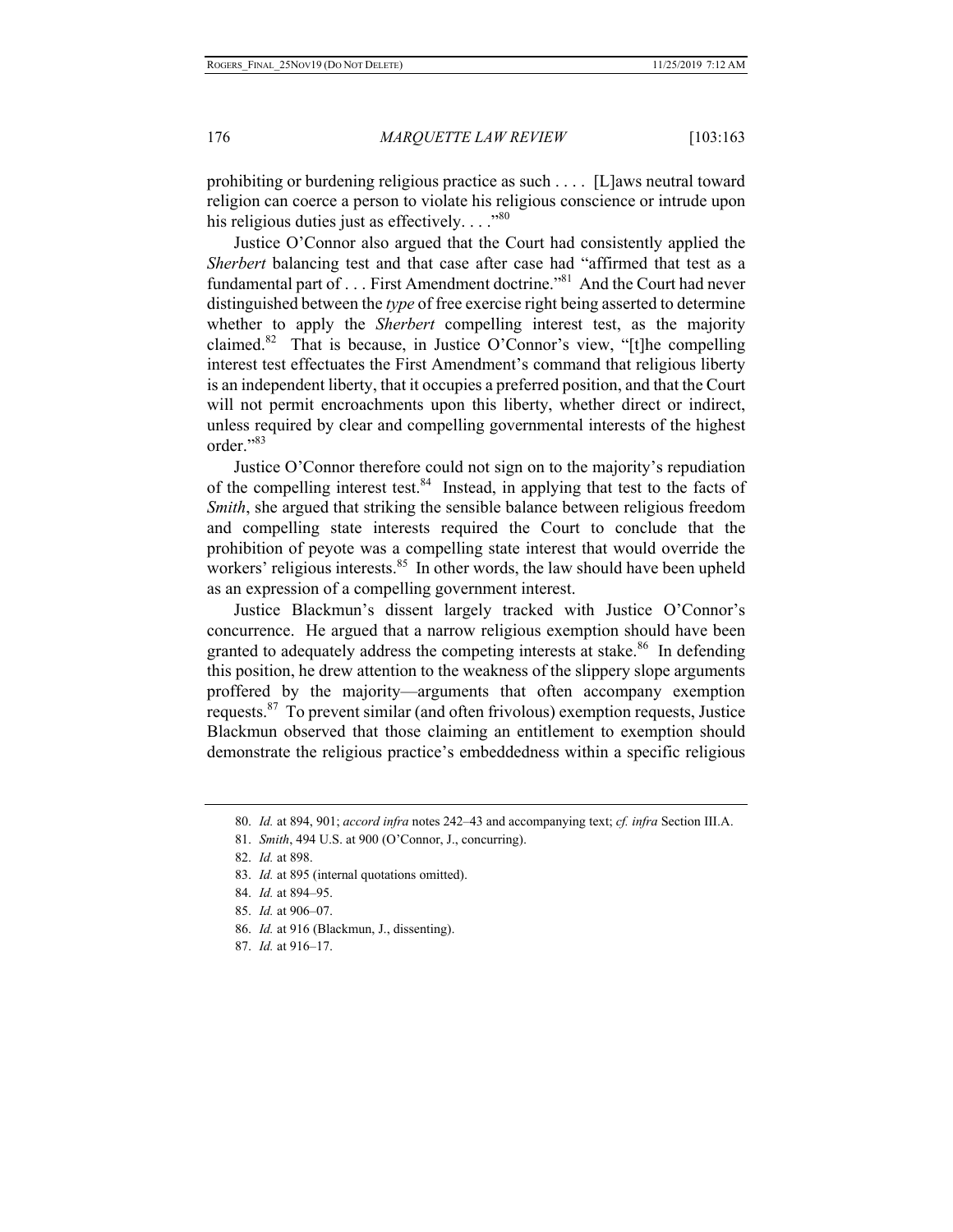prohibiting or burdening religious practice as such . . . . [L]aws neutral toward religion can coerce a person to violate his religious conscience or intrude upon his religious duties just as effectively. . . ."[80]

Justice O'Connor also argued that the Court had consistently applied the *Sherbert* balancing test and that case after case had "affirmed that test as a fundamental part of . . . First Amendment doctrine."[81] And the Court had never distinguished between the *type* of free exercise right being asserted to determine whether to apply the *Sherbert* compelling interest test, as the majority claimed.[82] That is because, in Justice O'Connor's view, "[t]he compelling interest test effectuates the First Amendment's command that religious liberty is an independent liberty, that it occupies a preferred position, and that the Court will not permit encroachments upon this liberty, whether direct or indirect, unless required by clear and compelling governmental interests of the highest order."[83]

Justice O'Connor therefore could not sign on to the majority's repudiation of the compelling interest test.[84] Instead, in applying that test to the facts of *Smith*, she argued that striking the sensible balance between religious freedom and compelling state interests required the Court to conclude that the prohibition of peyote was a compelling state interest that would override the workers' religious interests.[85] In other words, the law should have been upheld as an expression of a compelling government interest.

Justice Blackmun's dissent largely tracked with Justice O'Connor's concurrence. He argued that a narrow religious exemption should have been granted to adequately address the competing interests at stake.[86] In defending this position, he drew attention to the weakness of the slippery slope arguments proffered by the majority—arguments that often accompany exemption requests.[87] To prevent similar (and often frivolous) exemption requests, Justice Blackmun observed that those claiming an entitlement to exemption should demonstrate the religious practice's embeddedness within a specific religious

---

80. *Id.* at 894, 901; *accord infra* notes 242–43 and accompanying text; *cf. infra* Section III.A.

81. *Smith*, 494 U.S. at 900 (O'Connor, J., concurring).

82. *Id.* at 898.

83. *Id.* at 895 (internal quotations omitted).

84. *Id.* at 894–95.

85. *Id.* at 906–07.

86. *Id.* at 916 (Blackmun, J., dissenting).

87. *Id.* at 916–17.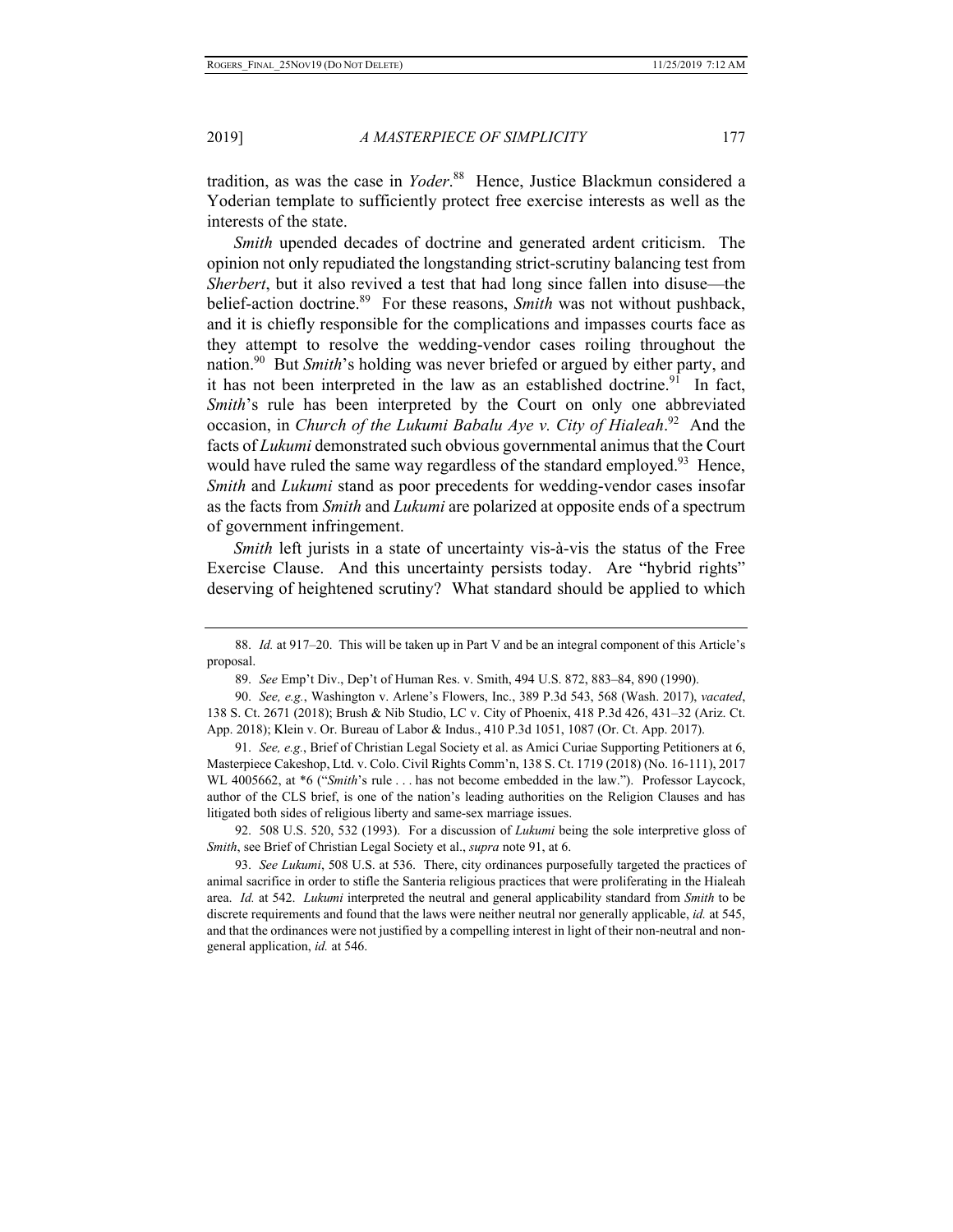tradition, as was the case in *Yoder*.[88] Hence, Justice Blackmun considered a Yoderian template to sufficiently protect free exercise interests as well as the interests of the state.

*Smith* upended decades of doctrine and generated ardent criticism. The opinion not only repudiated the longstanding strict-scrutiny balancing test from *Sherbert*, but it also revived a test that had long since fallen into disuse—the belief-action doctrine.[89] For these reasons, *Smith* was not without pushback, and it is chiefly responsible for the complications and impasses courts face as they attempt to resolve the wedding-vendor cases roiling throughout the nation.[90] But *Smith*'s holding was never briefed or argued by either party, and it has not been interpreted in the law as an established doctrine.[91] In fact, *Smith*'s rule has been interpreted by the Court on only one abbreviated occasion, in *Church of the Lukumi Babalu Aye v. City of Hialeah*.[92] And the facts of *Lukumi* demonstrated such obvious governmental animus that the Court would have ruled the same way regardless of the standard employed.[93] Hence, *Smith* and *Lukumi* stand as poor precedents for wedding-vendor cases insofar as the facts from *Smith* and *Lukumi* are polarized at opposite ends of a spectrum of government infringement.

*Smith* left jurists in a state of uncertainty vis-à-vis the status of the Free Exercise Clause. And this uncertainty persists today. Are "hybrid rights" deserving of heightened scrutiny? What standard should be applied to which

---

88. *Id.* at 917–20. This will be taken up in Part V and be an integral component of this Article's proposal.

89. *See* Emp't Div., Dep't of Human Res. v. Smith, 494 U.S. 872, 883–84, 890 (1990).

90. *See, e.g.*, Washington v. Arlene's Flowers, Inc., 389 P.3d 543, 568 (Wash. 2017), *vacated*, 138 S. Ct. 2671 (2018); Brush & Nib Studio, LC v. City of Phoenix, 418 P.3d 426, 431–32 (Ariz. Ct. App. 2018); Klein v. Or. Bureau of Labor & Indus., 410 P.3d 1051, 1087 (Or. Ct. App. 2017).

91. *See, e.g.*, Brief of Christian Legal Society et al. as Amici Curiae Supporting Petitioners at 6, Masterpiece Cakeshop, Ltd. v. Colo. Civil Rights Comm'n, 138 S. Ct. 1719 (2018) (No. 16-111), 2017 WL 4005662, at *6 ("*Smith*'s rule . . . has not become embedded in the law."). Professor Laycock, author of the CLS brief, is one of the nation's leading authorities on the Religion Clauses and has litigated both sides of religious liberty and same-sex marriage issues.

92. 508 U.S. 520, 532 (1993). For a discussion of *Lukumi* being the sole interpretive gloss of *Smith*, see Brief of Christian Legal Society et al., *supra* note 91, at 6.

93. *See Lukumi*, 508 U.S. at 536. There, city ordinances purposefully targeted the practices of animal sacrifice in order to stifle the Santeria religious practices that were proliferating in the Hialeah area. *Id.* at 542. *Lukumi* interpreted the neutral and general applicability standard from *Smith* to be discrete requirements and found that the laws were neither neutral nor generally applicable, *id.* at 545, and that the ordinances were not justified by a compelling interest in light of their non-neutral and non-general application, *id.* at 546.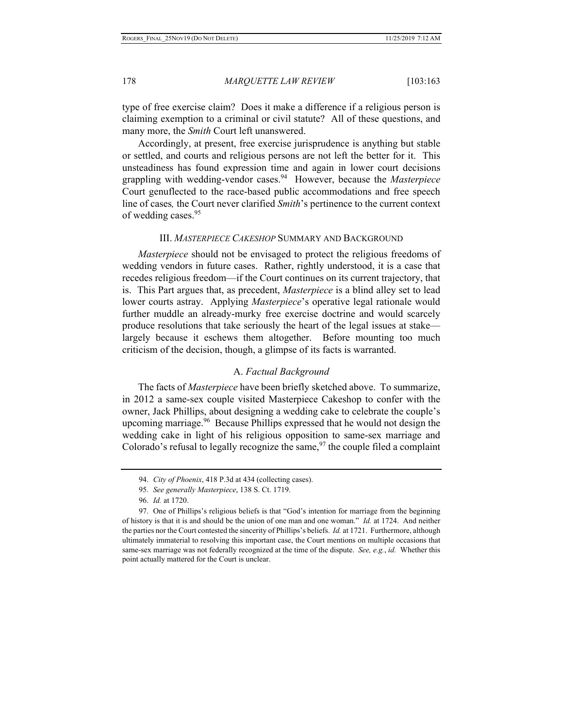type of free exercise claim? Does it make a difference if a religious person is claiming exemption to a criminal or civil statute? All of these questions, and many more, the *Smith* Court left unanswered.

Accordingly, at present, free exercise jurisprudence is anything but stable or settled, and courts and religious persons are not left the better for it. This unsteadiness has found expression time and again in lower court decisions grappling with wedding-vendor cases.[94] However, because the *Masterpiece* Court genuflected to the race-based public accommodations and free speech line of cases*,* the Court never clarified *Smith*'s pertinence to the current context of wedding cases.[95]

## III. *MASTERPIECE CAKESHOP* SUMMARY AND BACKGROUND

*Masterpiece* should not be envisaged to protect the religious freedoms of wedding vendors in future cases. Rather, rightly understood, it is a case that recedes religious freedom—if the Court continues on its current trajectory, that is. This Part argues that, as precedent, *Masterpiece* is a blind alley set to lead lower courts astray. Applying *Masterpiece*'s operative legal rationale would further muddle an already-murky free exercise doctrine and would scarcely produce resolutions that take seriously the heart of the legal issues at stake—largely because it eschews them altogether. Before mounting too much criticism of the decision, though, a glimpse of its facts is warranted.

### A. *Factual Background*

The facts of *Masterpiece* have been briefly sketched above. To summarize, in 2012 a same-sex couple visited Masterpiece Cakeshop to confer with the owner, Jack Phillips, about designing a wedding cake to celebrate the couple's upcoming marriage.[96] Because Phillips expressed that he would not design the wedding cake in light of his religious opposition to same-sex marriage and Colorado's refusal to legally recognize the same,[97] the couple filed a complaint

---

94. *City of Phoenix*, 418 P.3d at 434 (collecting cases).

95. *See generally Masterpiece*, 138 S. Ct. 1719.

96. *Id.* at 1720.

97. One of Phillips's religious beliefs is that "God's intention for marriage from the beginning of history is that it is and should be the union of one man and one woman." *Id.* at 1724. And neither the parties nor the Court contested the sincerity of Phillips's beliefs. *Id.* at 1721. Furthermore, although ultimately immaterial to resolving this important case, the Court mentions on multiple occasions that same-sex marriage was not federally recognized at the time of the dispute. *See, e.g.*, *id.* Whether this point actually mattered for the Court is unclear.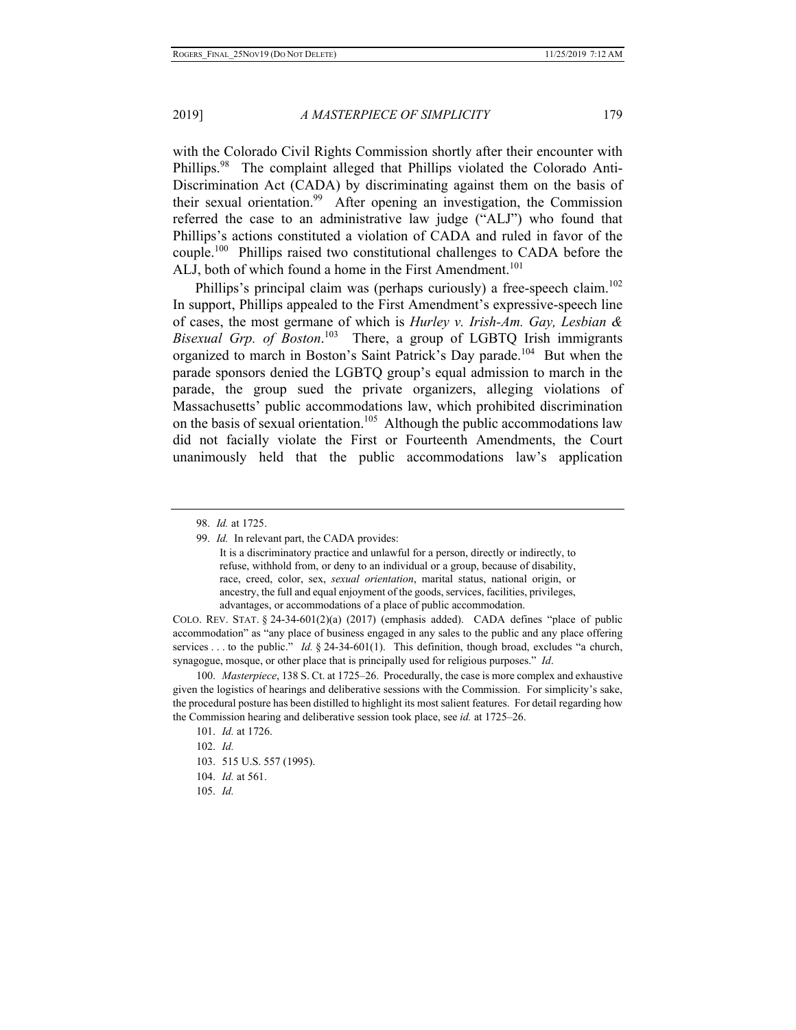with the Colorado Civil Rights Commission shortly after their encounter with Phillips.[98] The complaint alleged that Phillips violated the Colorado Anti-Discrimination Act (CADA) by discriminating against them on the basis of their sexual orientation.[99] After opening an investigation, the Commission referred the case to an administrative law judge ("ALJ") who found that Phillips's actions constituted a violation of CADA and ruled in favor of the couple.[100] Phillips raised two constitutional challenges to CADA before the ALJ, both of which found a home in the First Amendment.[101]

Phillips's principal claim was (perhaps curiously) a free-speech claim.[102] In support, Phillips appealed to the First Amendment's expressive-speech line of cases, the most germane of which is *Hurley v. Irish-Am. Gay, Lesbian & Bisexual Grp. of Boston*.[103] There, a group of LGBTQ Irish immigrants organized to march in Boston's Saint Patrick's Day parade.[104] But when the parade sponsors denied the LGBTQ group's equal admission to march in the parade, the group sued the private organizers, alleging violations of Massachusetts' public accommodations law, which prohibited discrimination on the basis of sexual orientation.[105] Although the public accommodations law did not facially violate the First or Fourteenth Amendments, the Court unanimously held that the public accommodations law's application

---

98. *Id.* at 1725.

99. *Id.* In relevant part, the CADA provides:

> It is a discriminatory practice and unlawful for a person, directly or indirectly, to refuse, withhold from, or deny to an individual or a group, because of disability, race, creed, color, sex, *sexual orientation*, marital status, national origin, or ancestry, the full and equal enjoyment of the goods, services, facilities, privileges, advantages, or accommodations of a place of public accommodation.

COLO. REV. STAT. § 24-34-601(2)(a) (2017) (emphasis added). CADA defines "place of public accommodation" as "any place of business engaged in any sales to the public and any place offering services . . . to the public." *Id.* § 24-34-601(1). This definition, though broad, excludes "a church, synagogue, mosque, or other place that is principally used for religious purposes." *Id*.

100. *Masterpiece*, 138 S. Ct. at 1725–26. Procedurally, the case is more complex and exhaustive given the logistics of hearings and deliberative sessions with the Commission. For simplicity's sake, the procedural posture has been distilled to highlight its most salient features. For detail regarding how the Commission hearing and deliberative session took place, see *id.* at 1725–26.

101. *Id.* at 1726.

102. *Id.*

103. 515 U.S. 557 (1995).

104. *Id.* at 561.

105. *Id.*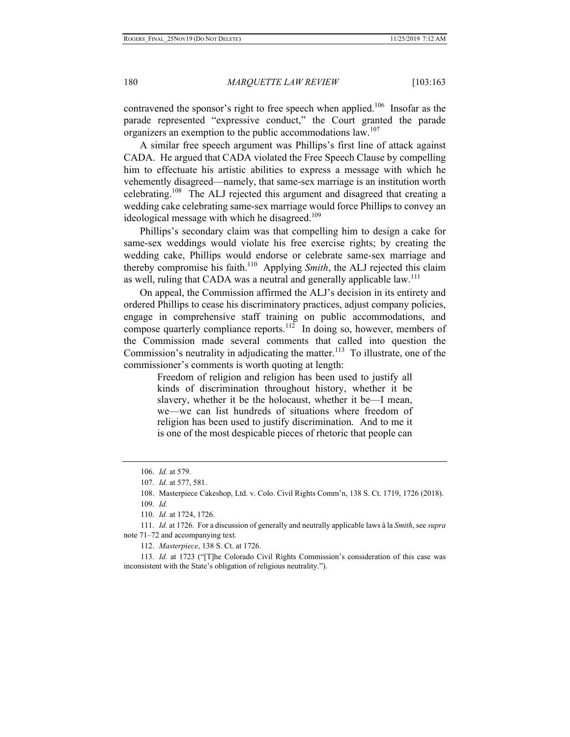contravened the sponsor's right to free speech when applied.[106] Insofar as the parade represented "expressive conduct," the Court granted the parade organizers an exemption to the public accommodations law.[107]

A similar free speech argument was Phillips's first line of attack against CADA. He argued that CADA violated the Free Speech Clause by compelling him to effectuate his artistic abilities to express a message with which he vehemently disagreed—namely, that same-sex marriage is an institution worth celebrating.[108] The ALJ rejected this argument and disagreed that creating a wedding cake celebrating same-sex marriage would force Phillips to convey an ideological message with which he disagreed.[109]

Phillips's secondary claim was that compelling him to design a cake for same-sex weddings would violate his free exercise rights; by creating the wedding cake, Phillips would endorse or celebrate same-sex marriage and thereby compromise his faith.[110] Applying *Smith*, the ALJ rejected this claim as well, ruling that CADA was a neutral and generally applicable law.[111]

On appeal, the Commission affirmed the ALJ's decision in its entirety and ordered Phillips to cease his discriminatory practices, adjust company policies, engage in comprehensive staff training on public accommodations, and compose quarterly compliance reports.[112] In doing so, however, members of the Commission made several comments that called into question the Commission's neutrality in adjudicating the matter.[113] To illustrate, one of the commissioner's comments is worth quoting at length:

> Freedom of religion and religion has been used to justify all kinds of discrimination throughout history, whether it be slavery, whether it be the holocaust, whether it be—I mean, we—we can list hundreds of situations where freedom of religion has been used to justify discrimination. And to me it is one of the most despicable pieces of rhetoric that people can

---

106. *Id.* at 579.

107. *Id.* at 577, 581.

108. Masterpiece Cakeshop, Ltd. v. Colo. Civil Rights Comm'n, 138 S. Ct. 1719, 1726 (2018).

109. *Id.*

110. *Id.* at 1724, 1726.

111. *Id.* at 1726. For a discussion of generally and neutrally applicable laws à la *Smith*, see *supra* note 71–72 and accompanying text.

112. *Masterpiece*, 138 S. Ct. at 1726.

113. *Id.* at 1723 ("[T]he Colorado Civil Rights Commission's consideration of this case was inconsistent with the State's obligation of religious neutrality.").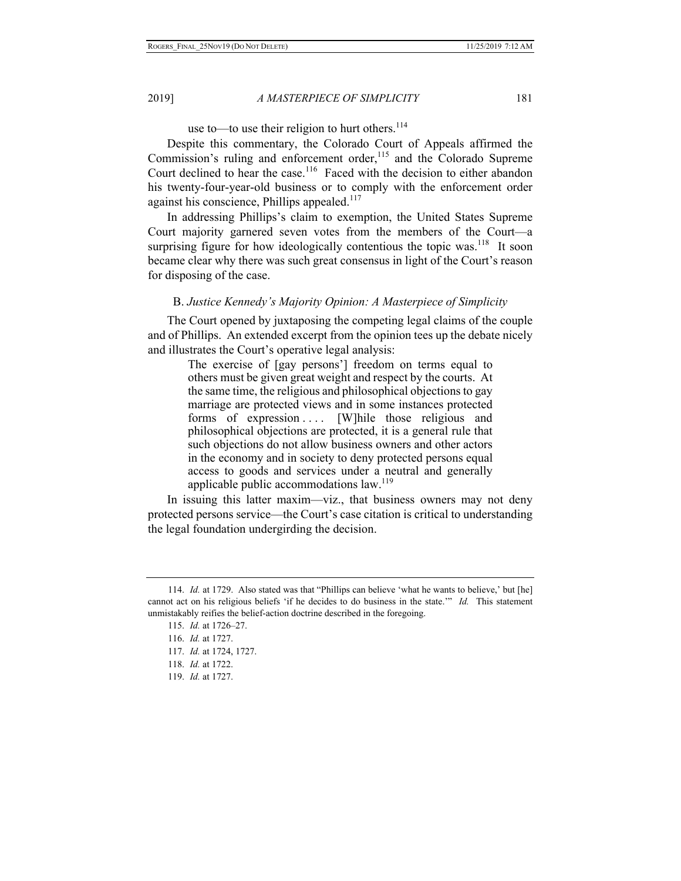use to—to use their religion to hurt others.[114]

Despite this commentary, the Colorado Court of Appeals affirmed the Commission's ruling and enforcement order,[115] and the Colorado Supreme Court declined to hear the case.[116] Faced with the decision to either abandon his twenty-four-year-old business or to comply with the enforcement order against his conscience, Phillips appealed.[117]

In addressing Phillips's claim to exemption, the United States Supreme Court majority garnered seven votes from the members of the Court—a surprising figure for how ideologically contentious the topic was.[118] It soon became clear why there was such great consensus in light of the Court's reason for disposing of the case.

### B. *Justice Kennedy's Majority Opinion: A Masterpiece of Simplicity*

The Court opened by juxtaposing the competing legal claims of the couple and of Phillips. An extended excerpt from the opinion tees up the debate nicely and illustrates the Court's operative legal analysis:

> The exercise of [gay persons'] freedom on terms equal to others must be given great weight and respect by the courts. At the same time, the religious and philosophical objections to gay marriage are protected views and in some instances protected forms of expression . . . . [W]hile those religious and philosophical objections are protected, it is a general rule that such objections do not allow business owners and other actors in the economy and in society to deny protected persons equal access to goods and services under a neutral and generally applicable public accommodations law.[119]

In issuing this latter maxim—viz., that business owners may not deny protected persons service—the Court's case citation is critical to understanding the legal foundation undergirding the decision.

---

114. *Id.* at 1729. Also stated was that "Phillips can believe 'what he wants to believe,' but [he] cannot act on his religious beliefs 'if he decides to do business in the state.'" *Id.* This statement unmistakably reifies the belief-action doctrine described in the foregoing.

115. *Id.* at 1726–27.

116. *Id.* at 1727.

117. *Id.* at 1724, 1727.

118. *Id.* at 1722.

119. *Id.* at 1727.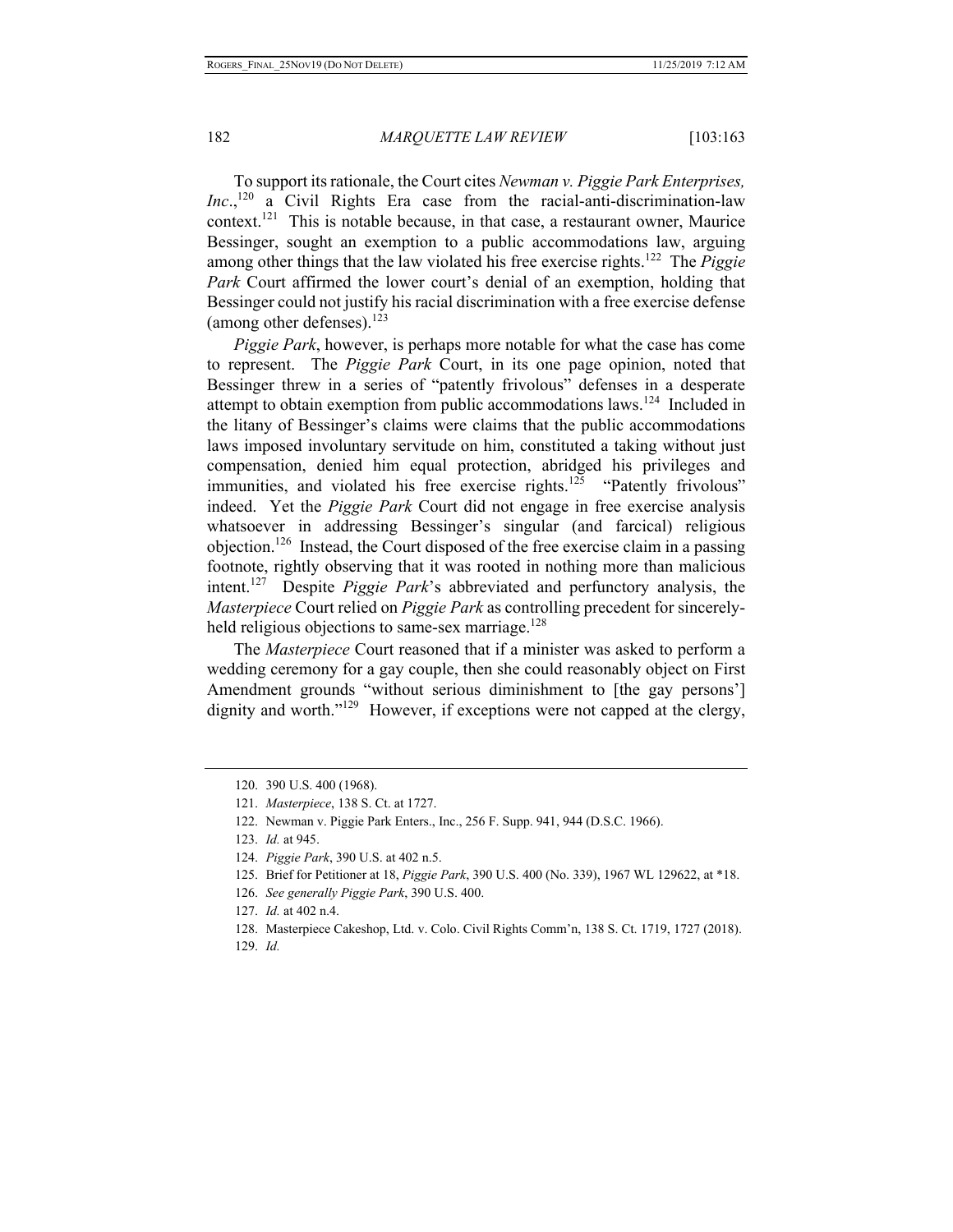To support its rationale, the Court cites *Newman v. Piggie Park Enterprises, Inc.*,[120] a Civil Rights Era case from the racial-anti-discrimination-law context.[121] This is notable because, in that case, a restaurant owner, Maurice Bessinger, sought an exemption to a public accommodations law, arguing among other things that the law violated his free exercise rights.[122] The *Piggie Park* Court affirmed the lower court's denial of an exemption, holding that Bessinger could not justify his racial discrimination with a free exercise defense (among other defenses).[123]

*Piggie Park*, however, is perhaps more notable for what the case has come to represent. The *Piggie Park* Court, in its one page opinion, noted that Bessinger threw in a series of "patently frivolous" defenses in a desperate attempt to obtain exemption from public accommodations laws.[124] Included in the litany of Bessinger's claims were claims that the public accommodations laws imposed involuntary servitude on him, constituted a taking without just compensation, denied him equal protection, abridged his privileges and immunities, and violated his free exercise rights.[125] "Patently frivolous" indeed. Yet the *Piggie Park* Court did not engage in free exercise analysis whatsoever in addressing Bessinger's singular (and farcical) religious objection.[126] Instead, the Court disposed of the free exercise claim in a passing footnote, rightly observing that it was rooted in nothing more than malicious intent.[127] Despite *Piggie Park*'s abbreviated and perfunctory analysis, the *Masterpiece* Court relied on *Piggie Park* as controlling precedent for sincerely-held religious objections to same-sex marriage.[128]

The *Masterpiece* Court reasoned that if a minister was asked to perform a wedding ceremony for a gay couple, then she could reasonably object on First Amendment grounds "without serious diminishment to [the gay persons'] dignity and worth."[129] However, if exceptions were not capped at the clergy,

---

120. 390 U.S. 400 (1968).

121. *Masterpiece*, 138 S. Ct. at 1727.

122. Newman v. Piggie Park Enters., Inc., 256 F. Supp. 941, 944 (D.S.C. 1966).

123. *Id.* at 945.

124. *Piggie Park*, 390 U.S. at 402 n.5.

125. Brief for Petitioner at 18, *Piggie Park*, 390 U.S. 400 (No. 339), 1967 WL 129622, at *18.

126. *See generally Piggie Park*, 390 U.S. 400.

127. *Id.* at 402 n.4.

128. Masterpiece Cakeshop, Ltd. v. Colo. Civil Rights Comm'n, 138 S. Ct. 1719, 1727 (2018).

129. *Id.*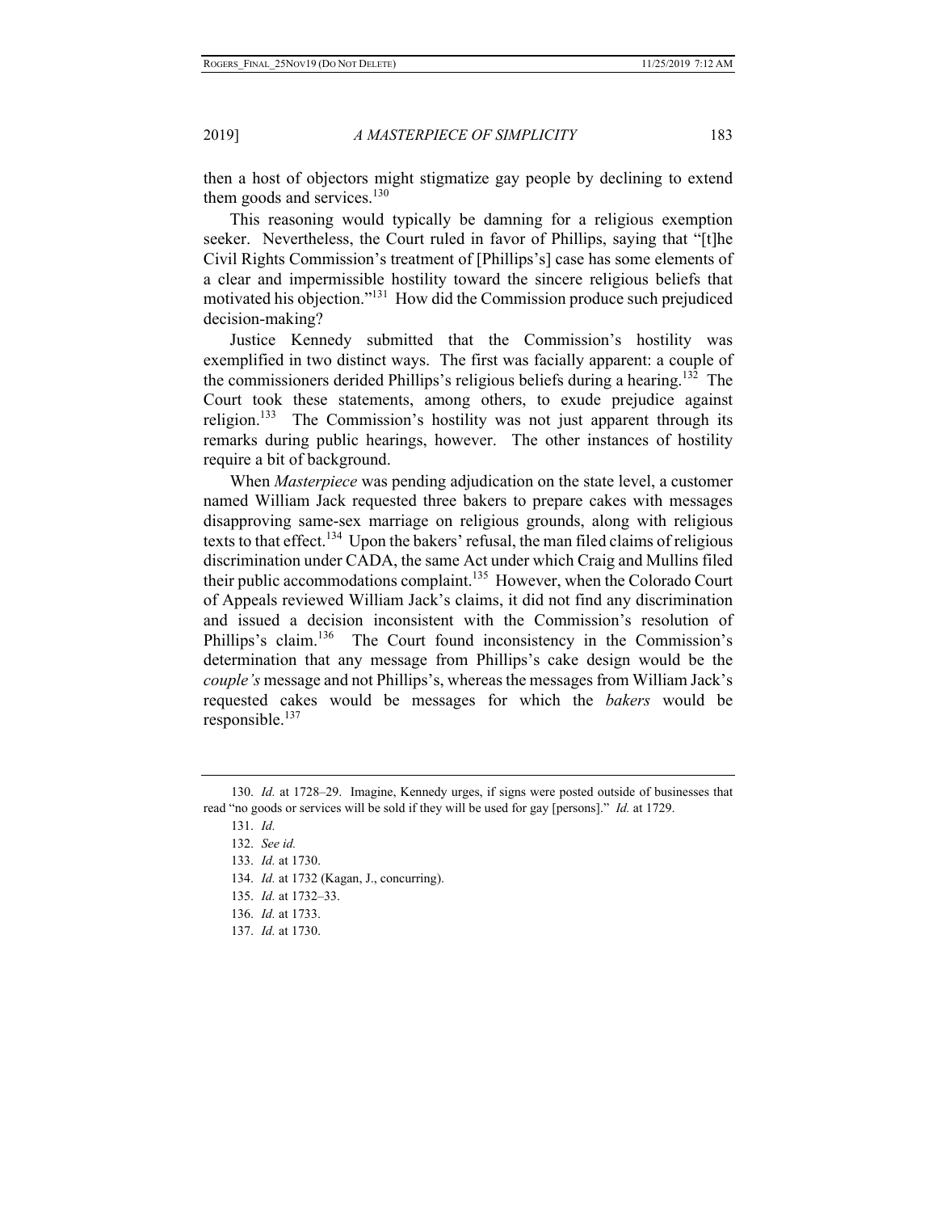then a host of objectors might stigmatize gay people by declining to extend them goods and services.[130]

This reasoning would typically be damning for a religious exemption seeker. Nevertheless, the Court ruled in favor of Phillips, saying that "[t]he Civil Rights Commission's treatment of [Phillips's] case has some elements of a clear and impermissible hostility toward the sincere religious beliefs that motivated his objection."[131] How did the Commission produce such prejudiced decision-making?

Justice Kennedy submitted that the Commission's hostility was exemplified in two distinct ways. The first was facially apparent: a couple of the commissioners derided Phillips's religious beliefs during a hearing.[132] The Court took these statements, among others, to exude prejudice against religion.[133] The Commission's hostility was not just apparent through its remarks during public hearings, however. The other instances of hostility require a bit of background.

When *Masterpiece* was pending adjudication on the state level, a customer named William Jack requested three bakers to prepare cakes with messages disapproving same-sex marriage on religious grounds, along with religious texts to that effect.[134] Upon the bakers' refusal, the man filed claims of religious discrimination under CADA, the same Act under which Craig and Mullins filed their public accommodations complaint.[135] However, when the Colorado Court of Appeals reviewed William Jack's claims, it did not find any discrimination and issued a decision inconsistent with the Commission's resolution of Phillips's claim.[136] The Court found inconsistency in the Commission's determination that any message from Phillips's cake design would be the *couple's* message and not Phillips's, whereas the messages from William Jack's requested cakes would be messages for which the *bakers* would be responsible.[137]

---

130. *Id.* at 1728–29. Imagine, Kennedy urges, if signs were posted outside of businesses that read "no goods or services will be sold if they will be used for gay [persons]." *Id.* at 1729.

131. *Id.*

132. *See id.*

133. *Id.* at 1730.

134. *Id.* at 1732 (Kagan, J., concurring).

135. *Id.* at 1732–33.

136. *Id.* at 1733.

137. *Id.* at 1730.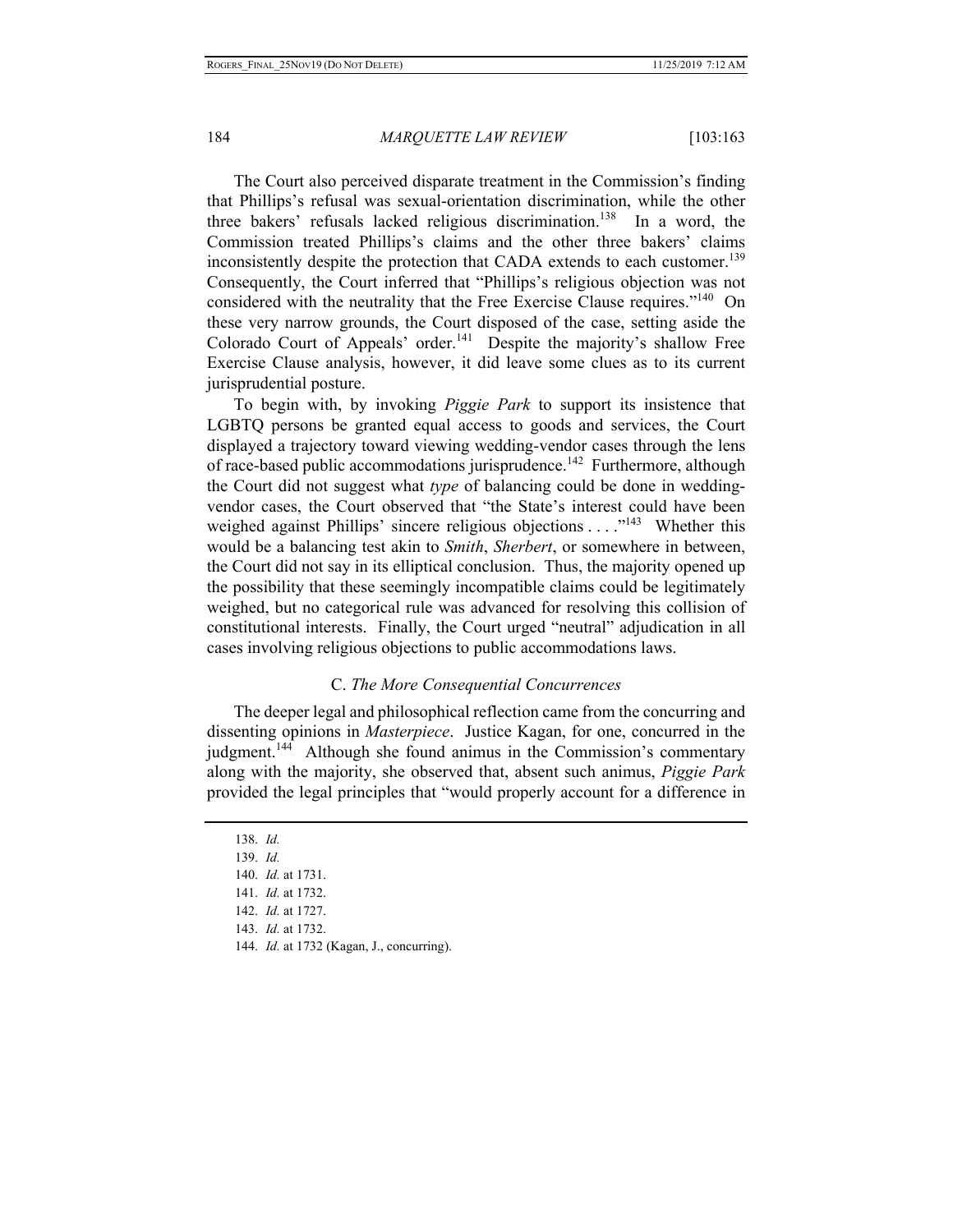The Court also perceived disparate treatment in the Commission's finding that Phillips's refusal was sexual-orientation discrimination, while the other three bakers' refusals lacked religious discrimination.[138] In a word, the Commission treated Phillips's claims and the other three bakers' claims inconsistently despite the protection that CADA extends to each customer.[139] Consequently, the Court inferred that "Phillips's religious objection was not considered with the neutrality that the Free Exercise Clause requires."[140] On these very narrow grounds, the Court disposed of the case, setting aside the Colorado Court of Appeals' order.[141] Despite the majority's shallow Free Exercise Clause analysis, however, it did leave some clues as to its current jurisprudential posture.

To begin with, by invoking *Piggie Park* to support its insistence that LGBTQ persons be granted equal access to goods and services, the Court displayed a trajectory toward viewing wedding-vendor cases through the lens of race-based public accommodations jurisprudence.[142] Furthermore, although the Court did not suggest what *type* of balancing could be done in wedding-vendor cases, the Court observed that "the State's interest could have been weighed against Phillips' sincere religious objections . . . ."[143] Whether this would be a balancing test akin to *Smith*, *Sherbert*, or somewhere in between, the Court did not say in its elliptical conclusion. Thus, the majority opened up the possibility that these seemingly incompatible claims could be legitimately weighed, but no categorical rule was advanced for resolving this collision of constitutional interests. Finally, the Court urged "neutral" adjudication in all cases involving religious objections to public accommodations laws.

### C. *The More Consequential Concurrences*

The deeper legal and philosophical reflection came from the concurring and dissenting opinions in *Masterpiece*. Justice Kagan, for one, concurred in the judgment.[144] Although she found animus in the Commission's commentary along with the majority, she observed that, absent such animus, *Piggie Park* provided the legal principles that "would properly account for a difference in

138. *Id.*
139. *Id.*
140. *Id.* at 1731.
141. *Id.* at 1732.
142. *Id.* at 1727.
143. *Id.* at 1732.
144. *Id.* at 1732 (Kagan, J., concurring).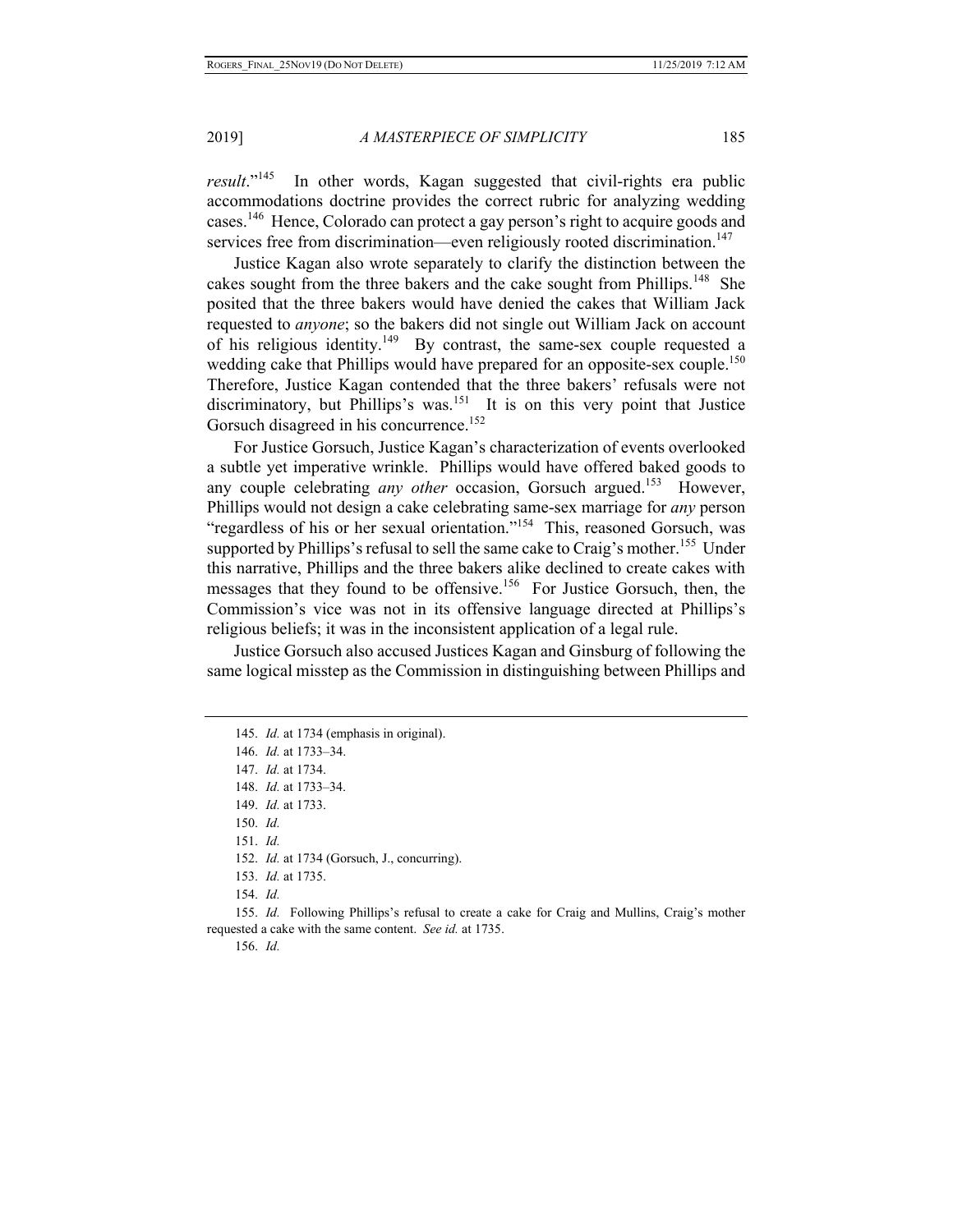*result*."[145] In other words, Kagan suggested that civil-rights era public accommodations doctrine provides the correct rubric for analyzing wedding cases.[146] Hence, Colorado can protect a gay person's right to acquire goods and services free from discrimination—even religiously rooted discrimination.[147]

Justice Kagan also wrote separately to clarify the distinction between the cakes sought from the three bakers and the cake sought from Phillips.[148] She posited that the three bakers would have denied the cakes that William Jack requested to *anyone*; so the bakers did not single out William Jack on account of his religious identity.[149] By contrast, the same-sex couple requested a wedding cake that Phillips would have prepared for an opposite-sex couple.[150] Therefore, Justice Kagan contended that the three bakers' refusals were not discriminatory, but Phillips's was.[151] It is on this very point that Justice Gorsuch disagreed in his concurrence.[152]

For Justice Gorsuch, Justice Kagan's characterization of events overlooked a subtle yet imperative wrinkle. Phillips would have offered baked goods to any couple celebrating *any other* occasion, Gorsuch argued.[153] However, Phillips would not design a cake celebrating same-sex marriage for *any* person "regardless of his or her sexual orientation."[154] This, reasoned Gorsuch, was supported by Phillips's refusal to sell the same cake to Craig's mother.[155] Under this narrative, Phillips and the three bakers alike declined to create cakes with messages that they found to be offensive.[156] For Justice Gorsuch, then, the Commission's vice was not in its offensive language directed at Phillips's religious beliefs; it was in the inconsistent application of a legal rule.

Justice Gorsuch also accused Justices Kagan and Ginsburg of following the same logical misstep as the Commission in distinguishing between Phillips and

---

145. *Id.* at 1734 (emphasis in original).

146. *Id.* at 1733–34.

147. *Id.* at 1734.

148. *Id.* at 1733–34.

149. *Id.* at 1733.

150. *Id.*

151. *Id.*

152. *Id.* at 1734 (Gorsuch, J., concurring).

153. *Id.* at 1735.

154. *Id.*

155. *Id.* Following Phillips's refusal to create a cake for Craig and Mullins, Craig's mother requested a cake with the same content. *See id.* at 1735.

156. *Id.*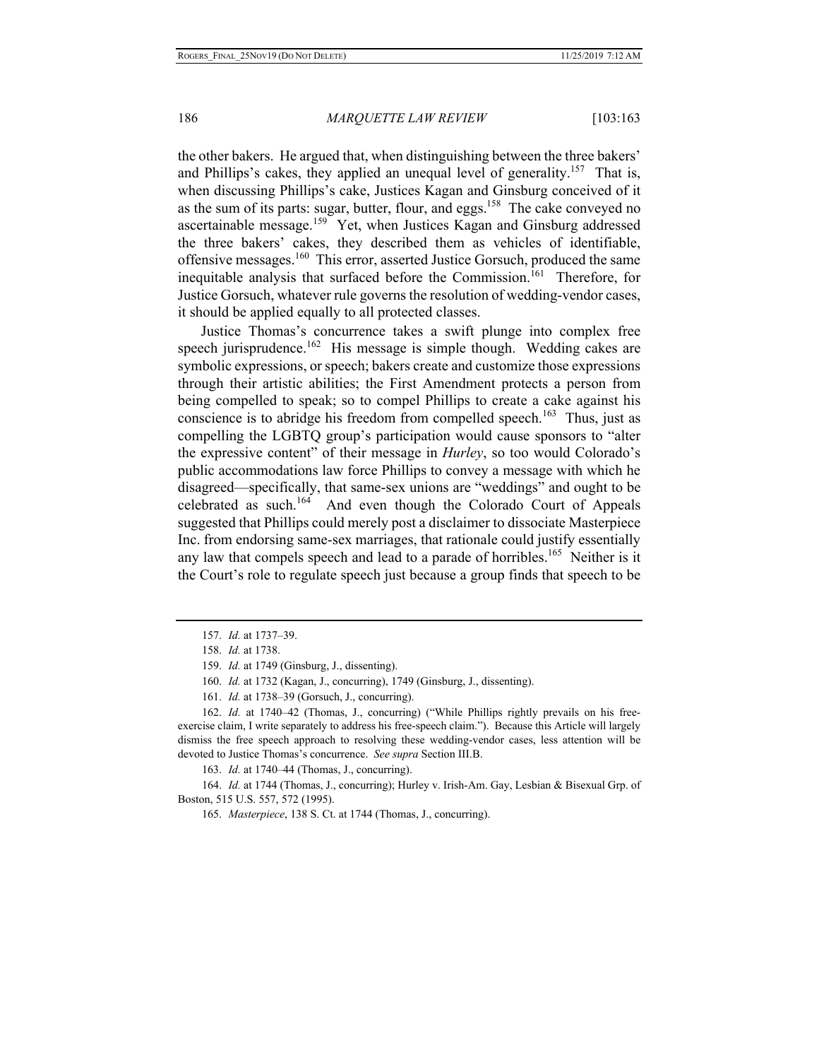the other bakers. He argued that, when distinguishing between the three bakers' and Phillips's cakes, they applied an unequal level of generality.[157] That is, when discussing Phillips's cake, Justices Kagan and Ginsburg conceived of it as the sum of its parts: sugar, butter, flour, and eggs.[158] The cake conveyed no ascertainable message.[159] Yet, when Justices Kagan and Ginsburg addressed the three bakers' cakes, they described them as vehicles of identifiable, offensive messages.[160] This error, asserted Justice Gorsuch, produced the same inequitable analysis that surfaced before the Commission.[161] Therefore, for Justice Gorsuch, whatever rule governs the resolution of wedding-vendor cases, it should be applied equally to all protected classes.

Justice Thomas's concurrence takes a swift plunge into complex free speech jurisprudence.[162] His message is simple though. Wedding cakes are symbolic expressions, or speech; bakers create and customize those expressions through their artistic abilities; the First Amendment protects a person from being compelled to speak; so to compel Phillips to create a cake against his conscience is to abridge his freedom from compelled speech.[163] Thus, just as compelling the LGBTQ group's participation would cause sponsors to "alter the expressive content" of their message in *Hurley*, so too would Colorado's public accommodations law force Phillips to convey a message with which he disagreed—specifically, that same-sex unions are "weddings" and ought to be celebrated as such.[164] And even though the Colorado Court of Appeals suggested that Phillips could merely post a disclaimer to dissociate Masterpiece Inc. from endorsing same-sex marriages, that rationale could justify essentially any law that compels speech and lead to a parade of horribles.[165] Neither is it the Court's role to regulate speech just because a group finds that speech to be

---

157. *Id.* at 1737–39.

158. *Id.* at 1738.

159. *Id.* at 1749 (Ginsburg, J., dissenting).

160. *Id.* at 1732 (Kagan, J., concurring), 1749 (Ginsburg, J., dissenting).

161. *Id.* at 1738–39 (Gorsuch, J., concurring).

162. *Id.* at 1740–42 (Thomas, J., concurring) ("While Phillips rightly prevails on his free-exercise claim, I write separately to address his free-speech claim."). Because this Article will largely dismiss the free speech approach to resolving these wedding-vendor cases, less attention will be devoted to Justice Thomas's concurrence. *See supra* Section III.B.

163. *Id.* at 1740–44 (Thomas, J., concurring).

164. *Id.* at 1744 (Thomas, J., concurring); Hurley v. Irish-Am. Gay, Lesbian & Bisexual Grp. of Boston, 515 U.S. 557, 572 (1995).

165. *Masterpiece*, 138 S. Ct. at 1744 (Thomas, J., concurring).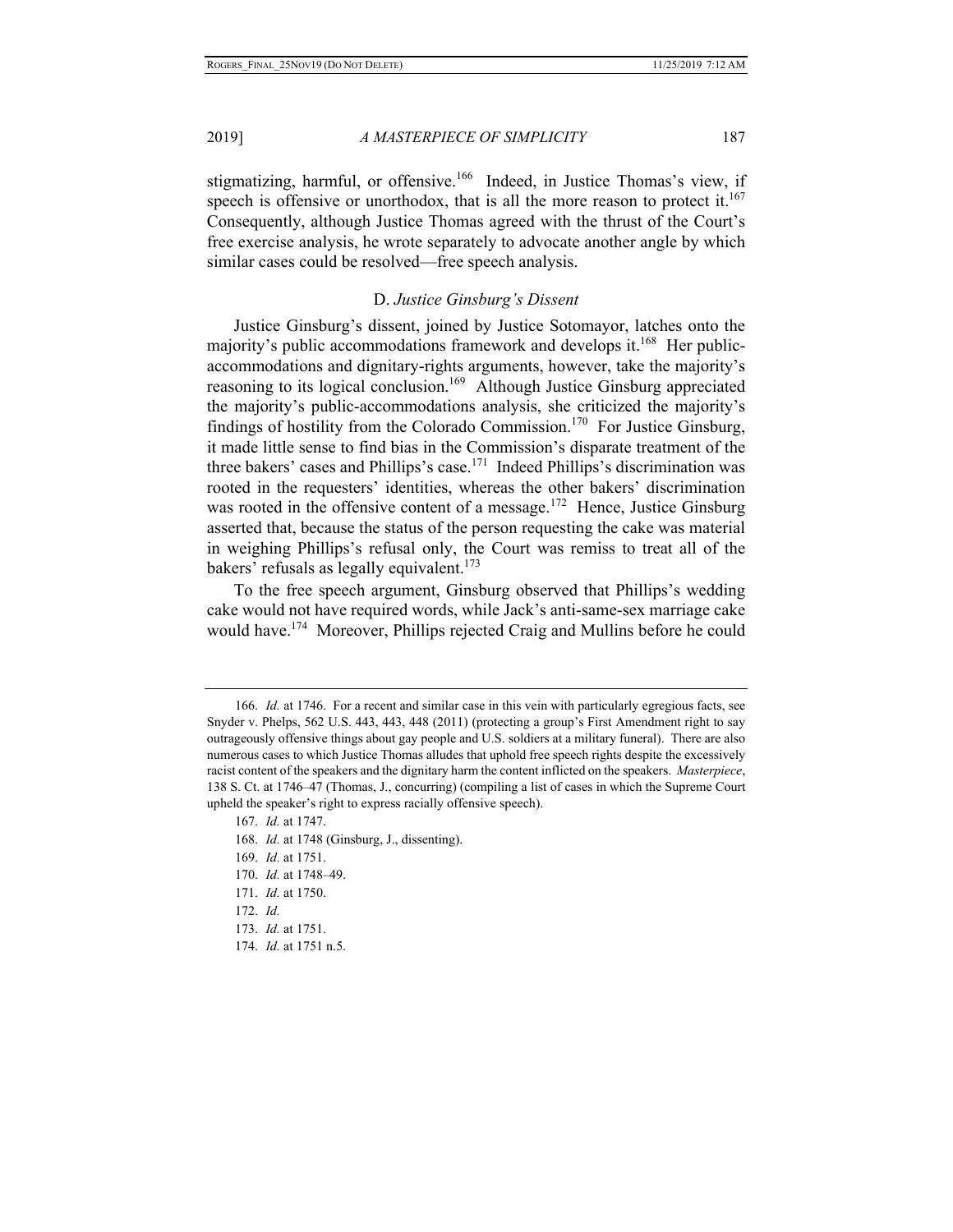stigmatizing, harmful, or offensive.[166] Indeed, in Justice Thomas's view, if speech is offensive or unorthodox, that is all the more reason to protect it.[167] Consequently, although Justice Thomas agreed with the thrust of the Court's free exercise analysis, he wrote separately to advocate another angle by which similar cases could be resolved—free speech analysis.

### D. *Justice Ginsburg's Dissent*

Justice Ginsburg's dissent, joined by Justice Sotomayor, latches onto the majority's public accommodations framework and develops it.[168] Her public-accommodations and dignitary-rights arguments, however, take the majority's reasoning to its logical conclusion.[169] Although Justice Ginsburg appreciated the majority's public-accommodations analysis, she criticized the majority's findings of hostility from the Colorado Commission.[170] For Justice Ginsburg, it made little sense to find bias in the Commission's disparate treatment of the three bakers' cases and Phillips's case.[171] Indeed Phillips's discrimination was rooted in the requesters' identities, whereas the other bakers' discrimination was rooted in the offensive content of a message.[172] Hence, Justice Ginsburg asserted that, because the status of the person requesting the cake was material in weighing Phillips's refusal only, the Court was remiss to treat all of the bakers' refusals as legally equivalent.[173]

To the free speech argument, Ginsburg observed that Phillips's wedding cake would not have required words, while Jack's anti-same-sex marriage cake would have.[174] Moreover, Phillips rejected Craig and Mullins before he could

---

166. *Id.* at 1746. For a recent and similar case in this vein with particularly egregious facts, see Snyder v. Phelps, 562 U.S. 443, 443, 448 (2011) (protecting a group's First Amendment right to say outrageously offensive things about gay people and U.S. soldiers at a military funeral). There are also numerous cases to which Justice Thomas alludes that uphold free speech rights despite the excessively racist content of the speakers and the dignitary harm the content inflicted on the speakers. *Masterpiece*, 138 S. Ct. at 1746–47 (Thomas, J., concurring) (compiling a list of cases in which the Supreme Court upheld the speaker's right to express racially offensive speech).

167. *Id.* at 1747.

168. *Id.* at 1748 (Ginsburg, J., dissenting).

169. *Id.* at 1751.

170. *Id.* at 1748–49.

171. *Id.* at 1750.

172. *Id.*

173. *Id.* at 1751.

174. *Id.* at 1751 n.5.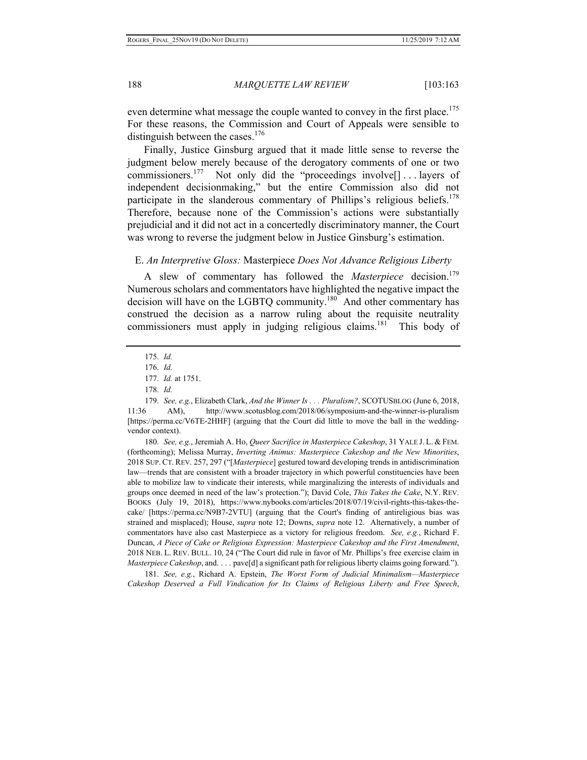even determine what message the couple wanted to convey in the first place.[175] For these reasons, the Commission and Court of Appeals were sensible to distinguish between the cases.[176]

Finally, Justice Ginsburg argued that it made little sense to reverse the judgment below merely because of the derogatory comments of one or two commissioners.[177] Not only did the "proceedings involve[] . . . layers of independent decisionmaking," but the entire Commission also did not participate in the slanderous commentary of Phillips's religious beliefs.[178] Therefore, because none of the Commission's actions were substantially prejudicial and it did not act in a concertedly discriminatory manner, the Court was wrong to reverse the judgment below in Justice Ginsburg's estimation.

### E. *An Interpretive Gloss:* Masterpiece *Does Not Advance Religious Liberty*

A slew of commentary has followed the *Masterpiece* decision.[179] Numerous scholars and commentators have highlighted the negative impact the decision will have on the LGBTQ community.[180] And other commentary has construed the decision as a narrow ruling about the requisite neutrality commissioners must apply in judging religious claims.[181] This body of

---

175. *Id.*

176. *Id.*

177. *Id.* at 1751.

178. *Id.*

179. *See, e.g.*, Elizabeth Clark, *And the Winner Is . . . Pluralism?*, SCOTUSBLOG (June 6, 2018, 11:36 AM), http://www.scotusblog.com/2018/06/symposium-and-the-winner-is-pluralism [https://perma.cc/V6TE-2HHF] (arguing that the Court did little to move the ball in the wedding-vendor context).

180. *See, e.g.*, Jeremiah A. Ho, *Queer Sacrifice in Masterpiece Cakeshop*, 31 YALE J. L. & FEM. (forthcoming); Melissa Murray, *Inverting Animus: Masterpiece Cakeshop and the New Minorities*, 2018 SUP. CT. REV. 257, 297 ("[*Masterpiece*] gestured toward developing trends in antidiscrimination law—trends that are consistent with a broader trajectory in which powerful constituencies have been able to mobilize law to vindicate their interests, while marginalizing the interests of individuals and groups once deemed in need of the law's protection."); David Cole, *This Takes the Cake*, N.Y. REV. BOOKS (July 19, 2018), https://www.nybooks.com/articles/2018/07/19/civil-rights-this-takes-the-cake/ [https://perma.cc/N9B7-2VTU] (arguing that the Court's finding of antireligious bias was strained and misplaced); House, *supra* note 12; Downs, *supra* note 12. Alternatively, a number of commentators have also cast Masterpiece as a victory for religious freedom. *See, e.g.*, Richard F. Duncan, *A Piece of Cake or Religious Expression: Masterpiece Cakeshop and the First Amendment*, 2018 NEB. L. REV. BULL. 10, 24 ("The Court did rule in favor of Mr. Phillips's free exercise claim in *Masterpiece Cakeshop*, and. . . . pave[d] a significant path for religious liberty claims going forward.").

181. *See, e.g.*, Richard A. Epstein, *The Worst Form of Judicial Minimalism—Masterpiece Cakeshop Deserved a Full Vindication for Its Claims of Religious Liberty and Free Speech*,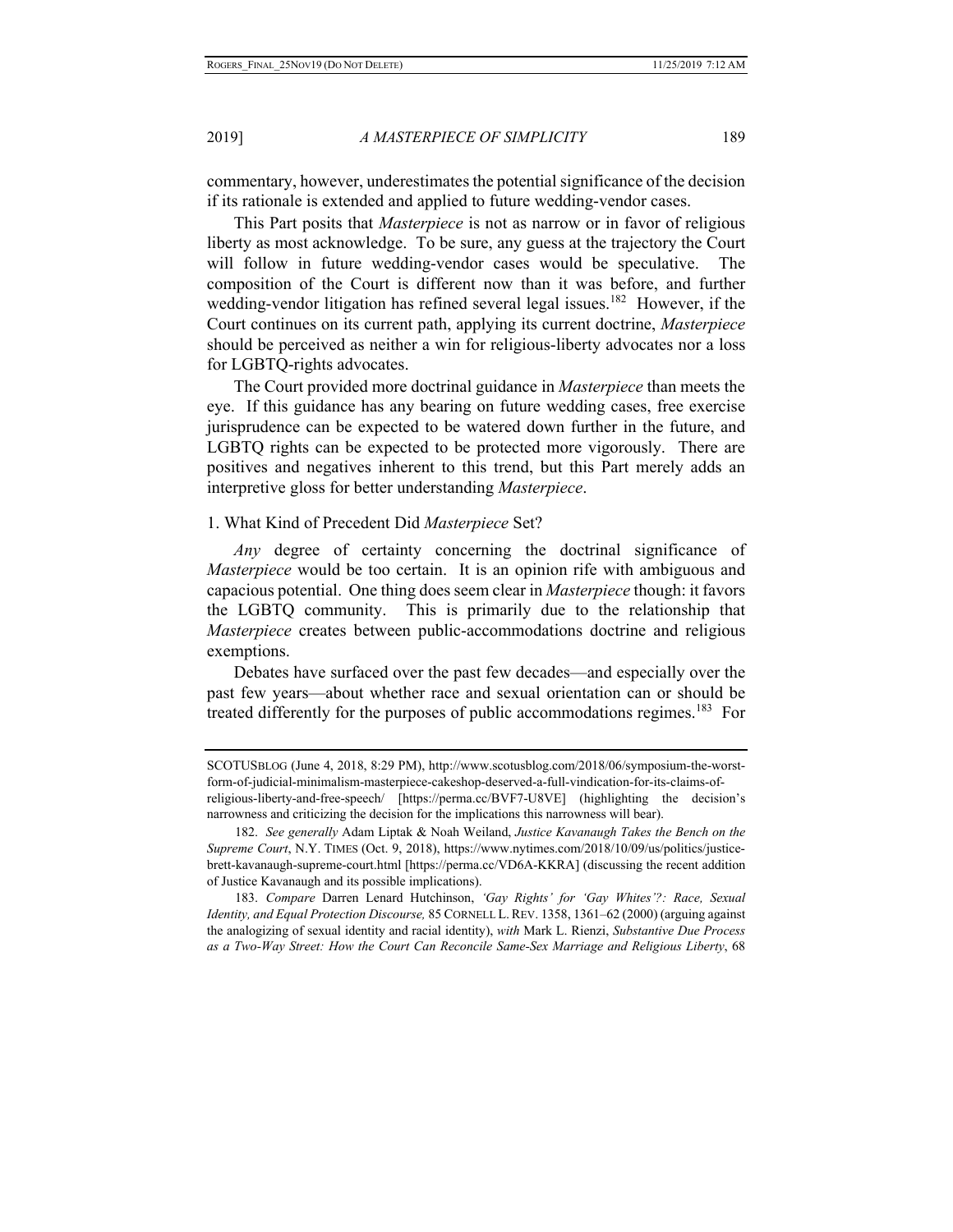commentary, however, underestimates the potential significance of the decision if its rationale is extended and applied to future wedding-vendor cases.

This Part posits that *Masterpiece* is not as narrow or in favor of religious liberty as most acknowledge. To be sure, any guess at the trajectory the Court will follow in future wedding-vendor cases would be speculative. The composition of the Court is different now than it was before, and further wedding-vendor litigation has refined several legal issues.[182] However, if the Court continues on its current path, applying its current doctrine, *Masterpiece* should be perceived as neither a win for religious-liberty advocates nor a loss for LGBTQ-rights advocates.

The Court provided more doctrinal guidance in *Masterpiece* than meets the eye. If this guidance has any bearing on future wedding cases, free exercise jurisprudence can be expected to be watered down further in the future, and LGBTQ rights can be expected to be protected more vigorously. There are positives and negatives inherent to this trend, but this Part merely adds an interpretive gloss for better understanding *Masterpiece*.

1. What Kind of Precedent Did *Masterpiece* Set?

*Any* degree of certainty concerning the doctrinal significance of *Masterpiece* would be too certain. It is an opinion rife with ambiguous and capacious potential. One thing does seem clear in *Masterpiece* though: it favors the LGBTQ community. This is primarily due to the relationship that *Masterpiece* creates between public-accommodations doctrine and religious exemptions.

Debates have surfaced over the past few decades—and especially over the past few years—about whether race and sexual orientation can or should be treated differently for the purposes of public accommodations regimes.[183] For

---

SCOTUSBLOG (June 4, 2018, 8:29 PM), http://www.scotusblog.com/2018/06/symposium-the-worst-form-of-judicial-minimalism-masterpiece-cakeshop-deserved-a-full-vindication-for-its-claims-of-religious-liberty-and-free-speech/ [https://perma.cc/BVF7-U8VE] (highlighting the decision's narrowness and criticizing the decision for the implications this narrowness will bear).

182. *See generally* Adam Liptak & Noah Weiland, *Justice Kavanaugh Takes the Bench on the Supreme Court*, N.Y. TIMES (Oct. 9, 2018), https://www.nytimes.com/2018/10/09/us/politics/justice-brett-kavanaugh-supreme-court.html [https://perma.cc/VD6A-KKRA] (discussing the recent addition of Justice Kavanaugh and its possible implications).

183. *Compare* Darren Lenard Hutchinson, *'Gay Rights' for 'Gay Whites'?: Race, Sexual Identity, and Equal Protection Discourse,* 85 CORNELL L. REV. 1358, 1361–62 (2000) (arguing against the analogizing of sexual identity and racial identity), *with* Mark L. Rienzi, *Substantive Due Process as a Two-Way Street: How the Court Can Reconcile Same-Sex Marriage and Religious Liberty*, 68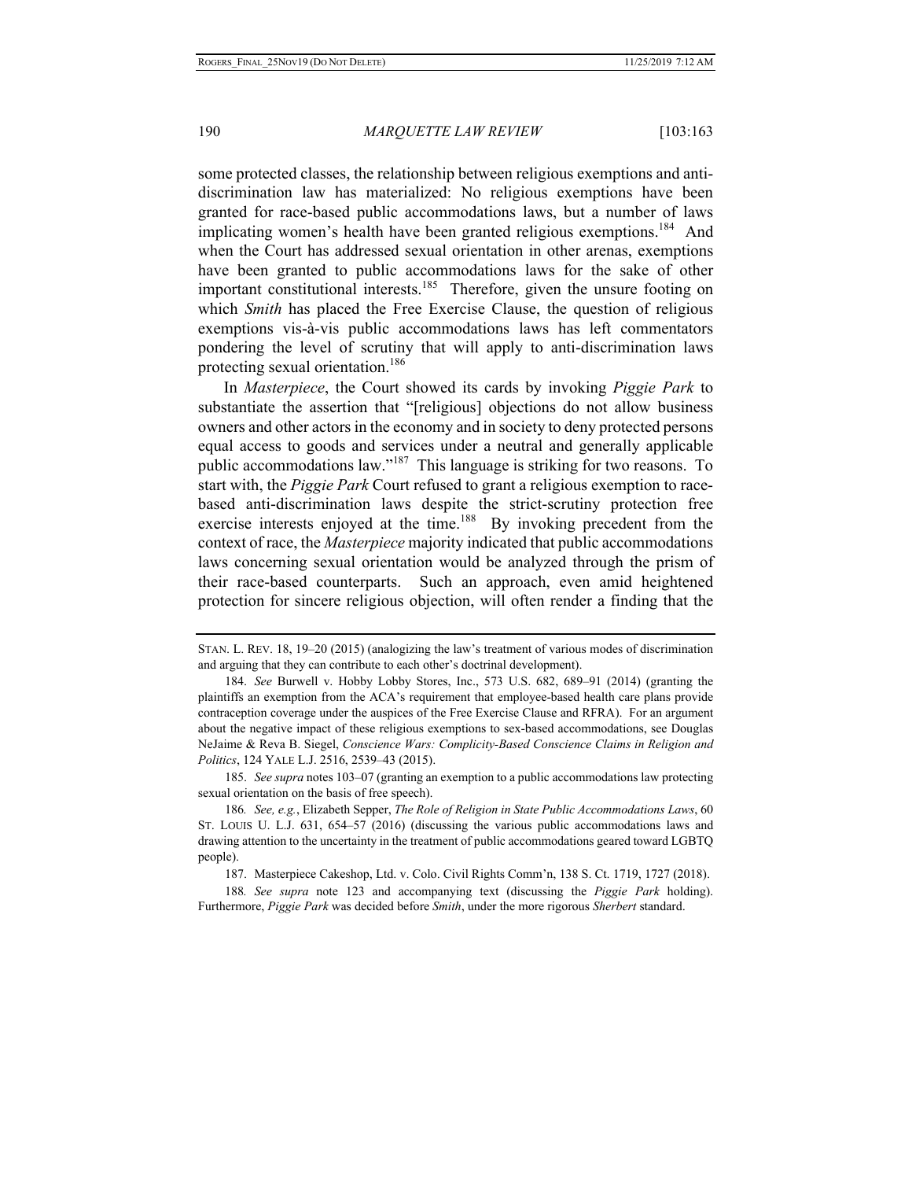some protected classes, the relationship between religious exemptions and anti-discrimination law has materialized: No religious exemptions have been granted for race-based public accommodations laws, but a number of laws implicating women's health have been granted religious exemptions.[184] And when the Court has addressed sexual orientation in other arenas, exemptions have been granted to public accommodations laws for the sake of other important constitutional interests.[185] Therefore, given the unsure footing on which *Smith* has placed the Free Exercise Clause, the question of religious exemptions vis-à-vis public accommodations laws has left commentators pondering the level of scrutiny that will apply to anti-discrimination laws protecting sexual orientation.[186]

In *Masterpiece*, the Court showed its cards by invoking *Piggie Park* to substantiate the assertion that "[religious] objections do not allow business owners and other actors in the economy and in society to deny protected persons equal access to goods and services under a neutral and generally applicable public accommodations law."[187] This language is striking for two reasons. To start with, the *Piggie Park* Court refused to grant a religious exemption to race-based anti-discrimination laws despite the strict-scrutiny protection free exercise interests enjoyed at the time.[188] By invoking precedent from the context of race, the *Masterpiece* majority indicated that public accommodations laws concerning sexual orientation would be analyzed through the prism of their race-based counterparts. Such an approach, even amid heightened protection for sincere religious objection, will often render a finding that the

---

STAN. L. REV. 18, 19–20 (2015) (analogizing the law's treatment of various modes of discrimination and arguing that they can contribute to each other's doctrinal development).

184. *See* Burwell v. Hobby Lobby Stores, Inc., 573 U.S. 682, 689–91 (2014) (granting the plaintiffs an exemption from the ACA's requirement that employee-based health care plans provide contraception coverage under the auspices of the Free Exercise Clause and RFRA). For an argument about the negative impact of these religious exemptions to sex-based accommodations, see Douglas NeJaime & Reva B. Siegel, *Conscience Wars: Complicity-Based Conscience Claims in Religion and Politics*, 124 YALE L.J. 2516, 2539–43 (2015).

185. *See supra* notes 103–07 (granting an exemption to a public accommodations law protecting sexual orientation on the basis of free speech).

186. *See, e.g.*, Elizabeth Sepper, *The Role of Religion in State Public Accommodations Laws*, 60 ST. LOUIS U. L.J. 631, 654–57 (2016) (discussing the various public accommodations laws and drawing attention to the uncertainty in the treatment of public accommodations geared toward LGBTQ people).

187. Masterpiece Cakeshop, Ltd. v. Colo. Civil Rights Comm'n, 138 S. Ct. 1719, 1727 (2018).

188. *See supra* note 123 and accompanying text (discussing the *Piggie Park* holding). Furthermore, *Piggie Park* was decided before *Smith*, under the more rigorous *Sherbert* standard.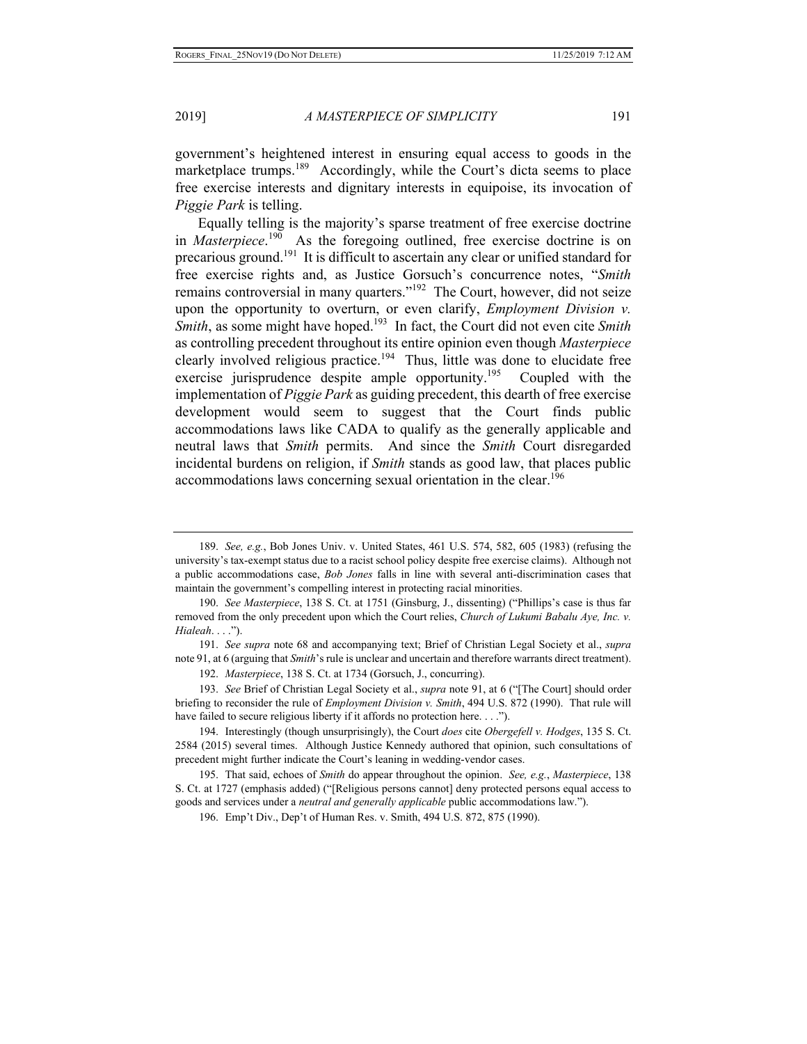government's heightened interest in ensuring equal access to goods in the marketplace trumps.[189] Accordingly, while the Court's dicta seems to place free exercise interests and dignitary interests in equipoise, its invocation of *Piggie Park* is telling.

Equally telling is the majority's sparse treatment of free exercise doctrine in *Masterpiece*.[190] As the foregoing outlined, free exercise doctrine is on precarious ground.[191] It is difficult to ascertain any clear or unified standard for free exercise rights and, as Justice Gorsuch's concurrence notes, "*Smith* remains controversial in many quarters."[192] The Court, however, did not seize upon the opportunity to overturn, or even clarify, *Employment Division v. Smith*, as some might have hoped.[193] In fact, the Court did not even cite *Smith* as controlling precedent throughout its entire opinion even though *Masterpiece* clearly involved religious practice.[194] Thus, little was done to elucidate free exercise jurisprudence despite ample opportunity.[195] Coupled with the implementation of *Piggie Park* as guiding precedent, this dearth of free exercise development would seem to suggest that the Court finds public accommodations laws like CADA to qualify as the generally applicable and neutral laws that *Smith* permits. And since the *Smith* Court disregarded incidental burdens on religion, if *Smith* stands as good law, that places public accommodations laws concerning sexual orientation in the clear.[196]

---

189. *See, e.g.*, Bob Jones Univ. v. United States, 461 U.S. 574, 582, 605 (1983) (refusing the university's tax-exempt status due to a racist school policy despite free exercise claims). Although not a public accommodations case, *Bob Jones* falls in line with several anti-discrimination cases that maintain the government's compelling interest in protecting racial minorities.

190. *See Masterpiece*, 138 S. Ct. at 1751 (Ginsburg, J., dissenting) ("Phillips's case is thus far removed from the only precedent upon which the Court relies, *Church of Lukumi Babalu Aye, Inc. v. Hialeah*. . . .").

191. *See supra* note 68 and accompanying text; Brief of Christian Legal Society et al., *supra* note 91, at 6 (arguing that *Smith*'s rule is unclear and uncertain and therefore warrants direct treatment).

192. *Masterpiece*, 138 S. Ct. at 1734 (Gorsuch, J., concurring).

193. *See* Brief of Christian Legal Society et al., *supra* note 91, at 6 ("[The Court] should order briefing to reconsider the rule of *Employment Division v. Smith*, 494 U.S. 872 (1990). That rule will have failed to secure religious liberty if it affords no protection here. . . .").

194. Interestingly (though unsurprisingly), the Court *does* cite *Obergefell v. Hodges*, 135 S. Ct. 2584 (2015) several times. Although Justice Kennedy authored that opinion, such consultations of precedent might further indicate the Court's leaning in wedding-vendor cases.

195. That said, echoes of *Smith* do appear throughout the opinion. *See, e.g.*, *Masterpiece*, 138 S. Ct. at 1727 (emphasis added) ("[Religious persons cannot] deny protected persons equal access to goods and services under a *neutral and generally applicable* public accommodations law.").

196. Emp't Div., Dep't of Human Res. v. Smith, 494 U.S. 872, 875 (1990).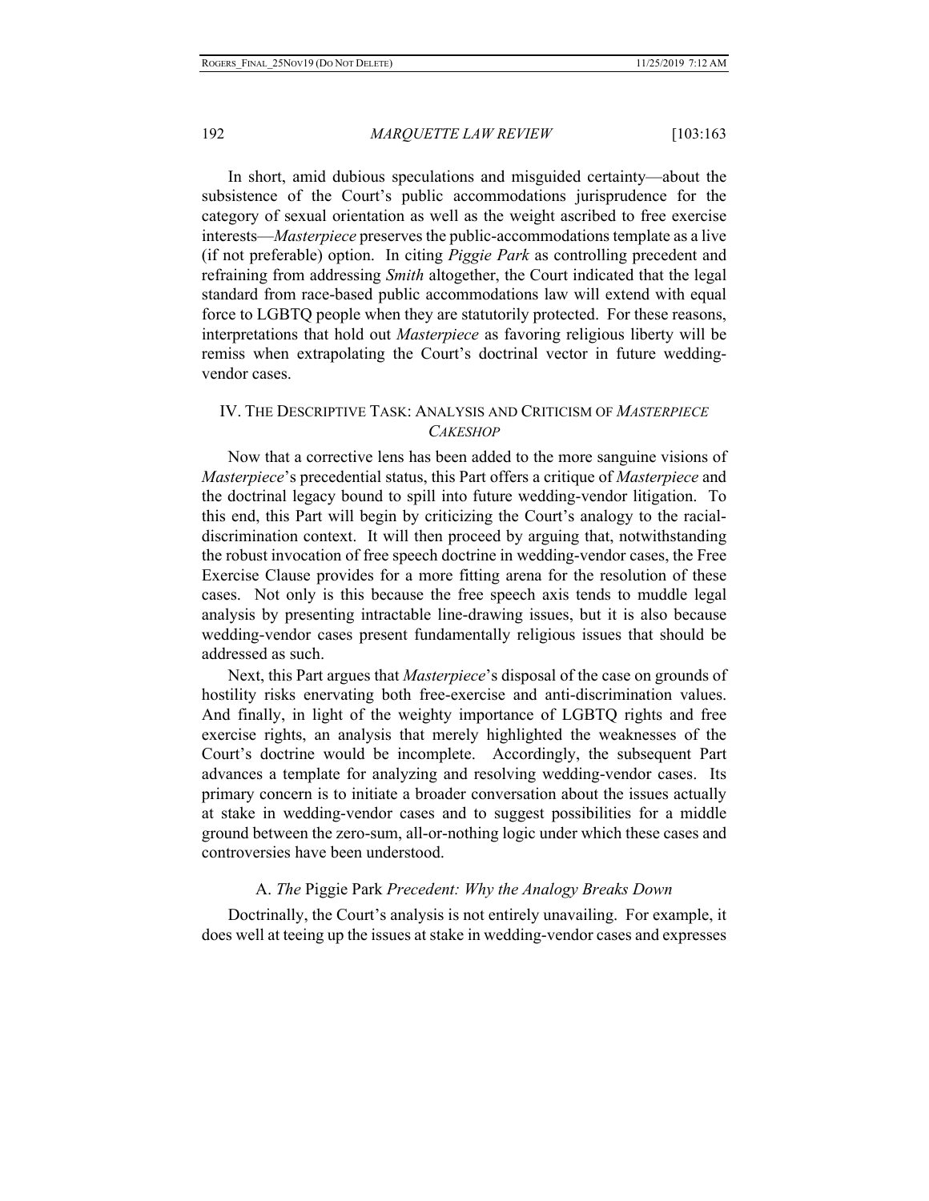In short, amid dubious speculations and misguided certainty—about the subsistence of the Court's public accommodations jurisprudence for the category of sexual orientation as well as the weight ascribed to free exercise interests—*Masterpiece* preserves the public-accommodations template as a live (if not preferable) option. In citing *Piggie Park* as controlling precedent and refraining from addressing *Smith* altogether, the Court indicated that the legal standard from race-based public accommodations law will extend with equal force to LGBTQ people when they are statutorily protected. For these reasons, interpretations that hold out *Masterpiece* as favoring religious liberty will be remiss when extrapolating the Court's doctrinal vector in future wedding-vendor cases.

## IV. THE DESCRIPTIVE TASK: ANALYSIS AND CRITICISM OF *MASTERPIECE CAKESHOP*

Now that a corrective lens has been added to the more sanguine visions of *Masterpiece*'s precedential status, this Part offers a critique of *Masterpiece* and the doctrinal legacy bound to spill into future wedding-vendor litigation. To this end, this Part will begin by criticizing the Court's analogy to the racial-discrimination context. It will then proceed by arguing that, notwithstanding the robust invocation of free speech doctrine in wedding-vendor cases, the Free Exercise Clause provides for a more fitting arena for the resolution of these cases. Not only is this because the free speech axis tends to muddle legal analysis by presenting intractable line-drawing issues, but it is also because wedding-vendor cases present fundamentally religious issues that should be addressed as such.

Next, this Part argues that *Masterpiece*'s disposal of the case on grounds of hostility risks enervating both free-exercise and anti-discrimination values. And finally, in light of the weighty importance of LGBTQ rights and free exercise rights, an analysis that merely highlighted the weaknesses of the Court's doctrine would be incomplete. Accordingly, the subsequent Part advances a template for analyzing and resolving wedding-vendor cases. Its primary concern is to initiate a broader conversation about the issues actually at stake in wedding-vendor cases and to suggest possibilities for a middle ground between the zero-sum, all-or-nothing logic under which these cases and controversies have been understood.

### A. *The* Piggie Park *Precedent: Why the Analogy Breaks Down*

Doctrinally, the Court's analysis is not entirely unavailing. For example, it does well at teeing up the issues at stake in wedding-vendor cases and expresses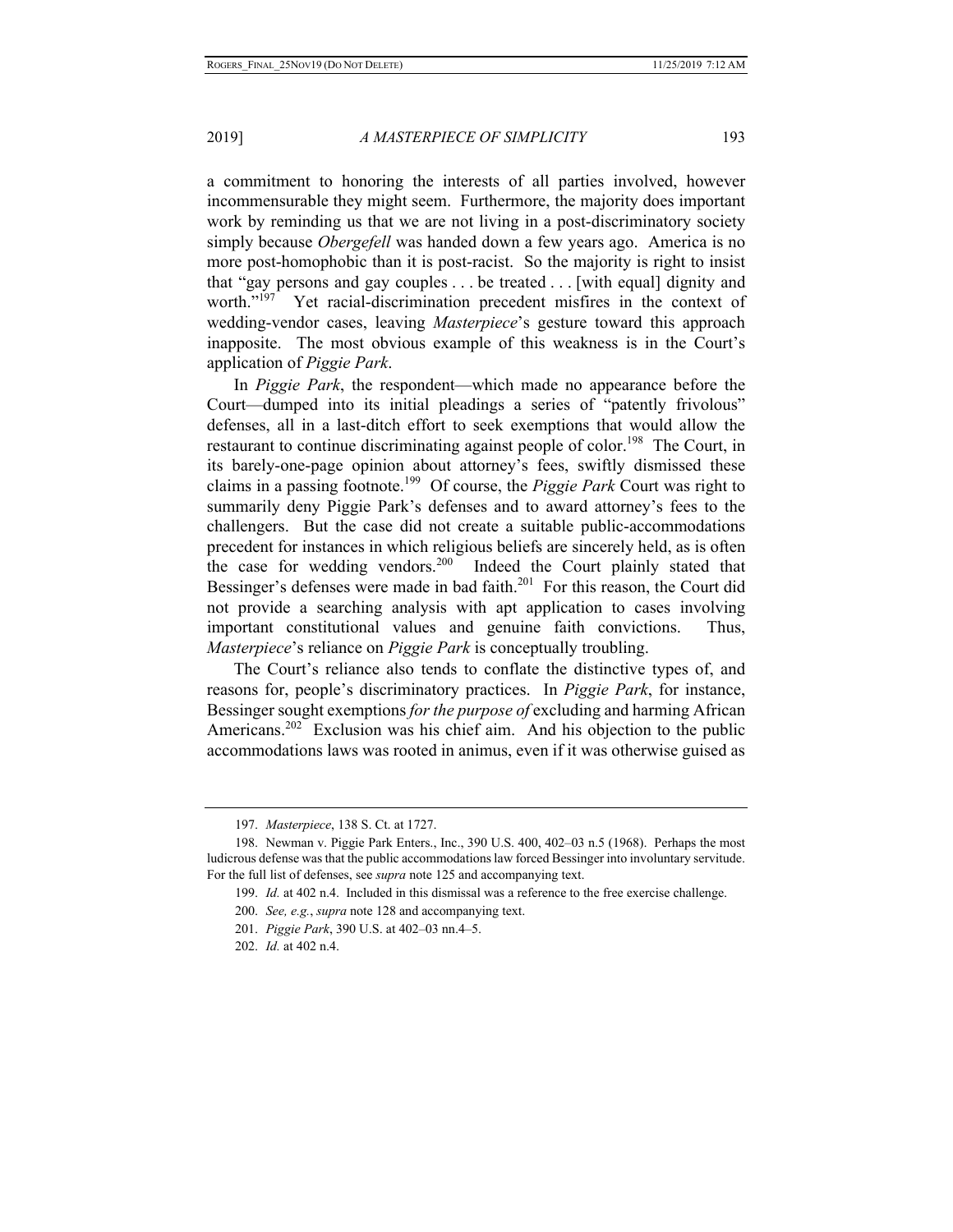a commitment to honoring the interests of all parties involved, however incommensurable they might seem. Furthermore, the majority does important work by reminding us that we are not living in a post-discriminatory society simply because *Obergefell* was handed down a few years ago. America is no more post-homophobic than it is post-racist. So the majority is right to insist that "gay persons and gay couples . . . be treated . . . [with equal] dignity and worth."[197] Yet racial-discrimination precedent misfires in the context of wedding-vendor cases, leaving *Masterpiece*'s gesture toward this approach inapposite. The most obvious example of this weakness is in the Court's application of *Piggie Park*.

In *Piggie Park*, the respondent—which made no appearance before the Court—dumped into its initial pleadings a series of "patently frivolous" defenses, all in a last-ditch effort to seek exemptions that would allow the restaurant to continue discriminating against people of color.[198] The Court, in its barely-one-page opinion about attorney's fees, swiftly dismissed these claims in a passing footnote.[199] Of course, the *Piggie Park* Court was right to summarily deny Piggie Park's defenses and to award attorney's fees to the challengers. But the case did not create a suitable public-accommodations precedent for instances in which religious beliefs are sincerely held, as is often the case for wedding vendors.[200] Indeed the Court plainly stated that Bessinger's defenses were made in bad faith.[201] For this reason, the Court did not provide a searching analysis with apt application to cases involving important constitutional values and genuine faith convictions. Thus, *Masterpiece*'s reliance on *Piggie Park* is conceptually troubling.

The Court's reliance also tends to conflate the distinctive types of, and reasons for, people's discriminatory practices. In *Piggie Park*, for instance, Bessinger sought exemptions *for the purpose of* excluding and harming African Americans.[202] Exclusion was his chief aim. And his objection to the public accommodations laws was rooted in animus, even if it was otherwise guised as

---

197. *Masterpiece*, 138 S. Ct. at 1727.

198. Newman v. Piggie Park Enters., Inc., 390 U.S. 400, 402–03 n.5 (1968). Perhaps the most ludicrous defense was that the public accommodations law forced Bessinger into involuntary servitude. For the full list of defenses, see *supra* note 125 and accompanying text.

199. *Id.* at 402 n.4. Included in this dismissal was a reference to the free exercise challenge.

200. *See, e.g.*, *supra* note 128 and accompanying text.

201. *Piggie Park*, 390 U.S. at 402–03 nn.4–5.

202. *Id.* at 402 n.4.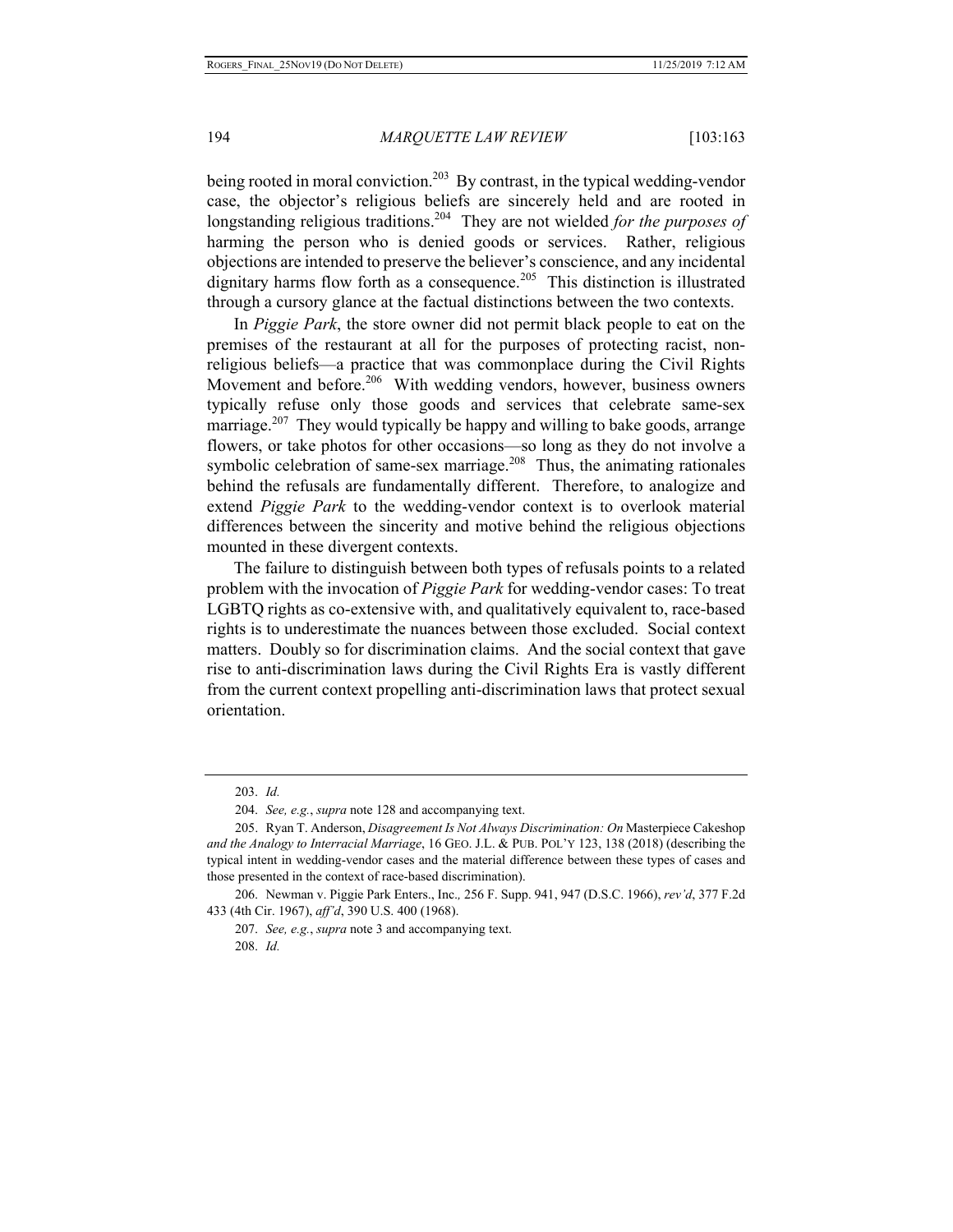being rooted in moral conviction.[203] By contrast, in the typical wedding-vendor case, the objector's religious beliefs are sincerely held and are rooted in longstanding religious traditions.[204] They are not wielded *for the purposes of* harming the person who is denied goods or services. Rather, religious objections are intended to preserve the believer's conscience, and any incidental dignitary harms flow forth as a consequence.[205] This distinction is illustrated through a cursory glance at the factual distinctions between the two contexts.

In *Piggie Park*, the store owner did not permit black people to eat on the premises of the restaurant at all for the purposes of protecting racist, non-religious beliefs—a practice that was commonplace during the Civil Rights Movement and before.[206] With wedding vendors, however, business owners typically refuse only those goods and services that celebrate same-sex marriage.[207] They would typically be happy and willing to bake goods, arrange flowers, or take photos for other occasions—so long as they do not involve a symbolic celebration of same-sex marriage.[208] Thus, the animating rationales behind the refusals are fundamentally different. Therefore, to analogize and extend *Piggie Park* to the wedding-vendor context is to overlook material differences between the sincerity and motive behind the religious objections mounted in these divergent contexts.

The failure to distinguish between both types of refusals points to a related problem with the invocation of *Piggie Park* for wedding-vendor cases: To treat LGBTQ rights as co-extensive with, and qualitatively equivalent to, race-based rights is to underestimate the nuances between those excluded. Social context matters. Doubly so for discrimination claims. And the social context that gave rise to anti-discrimination laws during the Civil Rights Era is vastly different from the current context propelling anti-discrimination laws that protect sexual orientation.

---

203. *Id.*

204. *See, e.g.*, *supra* note 128 and accompanying text.

205. Ryan T. Anderson, *Disagreement Is Not Always Discrimination: On* Masterpiece Cakeshop *and the Analogy to Interracial Marriage*, 16 GEO. J.L. & PUB. POL'Y 123, 138 (2018) (describing the typical intent in wedding-vendor cases and the material difference between these types of cases and those presented in the context of race-based discrimination).

206. Newman v. Piggie Park Enters., Inc.*,* 256 F. Supp. 941, 947 (D.S.C. 1966), *rev'd*, 377 F.2d 433 (4th Cir. 1967), *aff'd*, 390 U.S. 400 (1968).

207. *See, e.g.*, *supra* note 3 and accompanying text.

208. *Id.*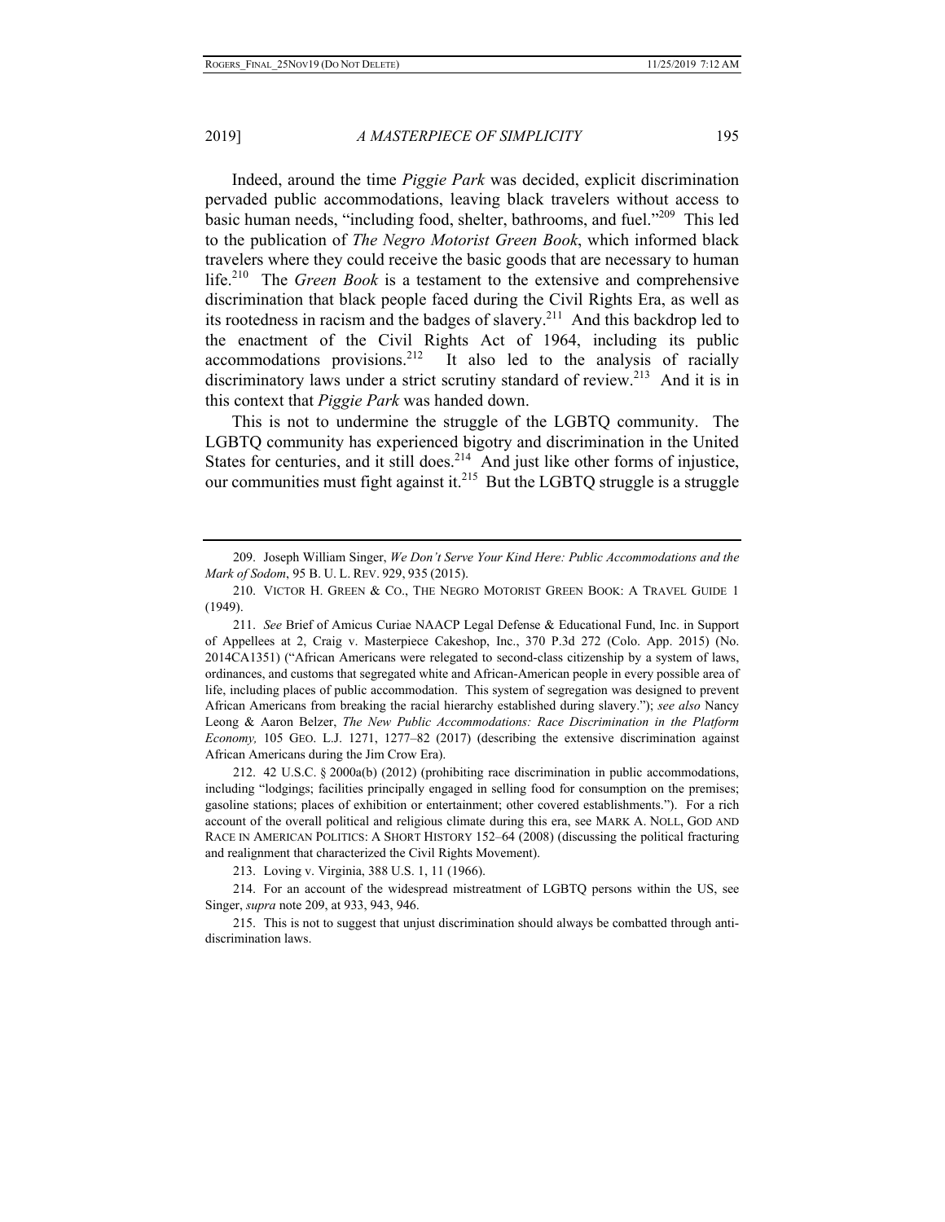Indeed, around the time *Piggie Park* was decided, explicit discrimination pervaded public accommodations, leaving black travelers without access to basic human needs, "including food, shelter, bathrooms, and fuel."[209] This led to the publication of *The Negro Motorist Green Book*, which informed black travelers where they could receive the basic goods that are necessary to human life.[210] The *Green Book* is a testament to the extensive and comprehensive discrimination that black people faced during the Civil Rights Era, as well as its rootedness in racism and the badges of slavery.[211] And this backdrop led to the enactment of the Civil Rights Act of 1964, including its public accommodations provisions.[212] It also led to the analysis of racially discriminatory laws under a strict scrutiny standard of review.[213] And it is in this context that *Piggie Park* was handed down.

This is not to undermine the struggle of the LGBTQ community. The LGBTQ community has experienced bigotry and discrimination in the United States for centuries, and it still does.[214] And just like other forms of injustice, our communities must fight against it.[215] But the LGBTQ struggle is a struggle

---

209. Joseph William Singer, *We Don't Serve Your Kind Here: Public Accommodations and the Mark of Sodom*, 95 B. U. L. REV. 929, 935 (2015).

210. VICTOR H. GREEN & CO., THE NEGRO MOTORIST GREEN BOOK: A TRAVEL GUIDE 1 (1949).

211. *See* Brief of Amicus Curiae NAACP Legal Defense & Educational Fund, Inc. in Support of Appellees at 2, Craig v. Masterpiece Cakeshop, Inc., 370 P.3d 272 (Colo. App. 2015) (No. 2014CA1351) ("African Americans were relegated to second-class citizenship by a system of laws, ordinances, and customs that segregated white and African-American people in every possible area of life, including places of public accommodation. This system of segregation was designed to prevent African Americans from breaking the racial hierarchy established during slavery."); *see also* Nancy Leong & Aaron Belzer, *The New Public Accommodations: Race Discrimination in the Platform Economy,* 105 GEO. L.J. 1271, 1277–82 (2017) (describing the extensive discrimination against African Americans during the Jim Crow Era).

212. 42 U.S.C. § 2000a(b) (2012) (prohibiting race discrimination in public accommodations, including "lodgings; facilities principally engaged in selling food for consumption on the premises; gasoline stations; places of exhibition or entertainment; other covered establishments."). For a rich account of the overall political and religious climate during this era, see MARK A. NOLL, GOD AND RACE IN AMERICAN POLITICS: A SHORT HISTORY 152–64 (2008) (discussing the political fracturing and realignment that characterized the Civil Rights Movement).

213. Loving v. Virginia, 388 U.S. 1, 11 (1966).

214. For an account of the widespread mistreatment of LGBTQ persons within the US, see Singer, *supra* note 209, at 933, 943, 946.

215. This is not to suggest that unjust discrimination should always be combatted through anti-discrimination laws.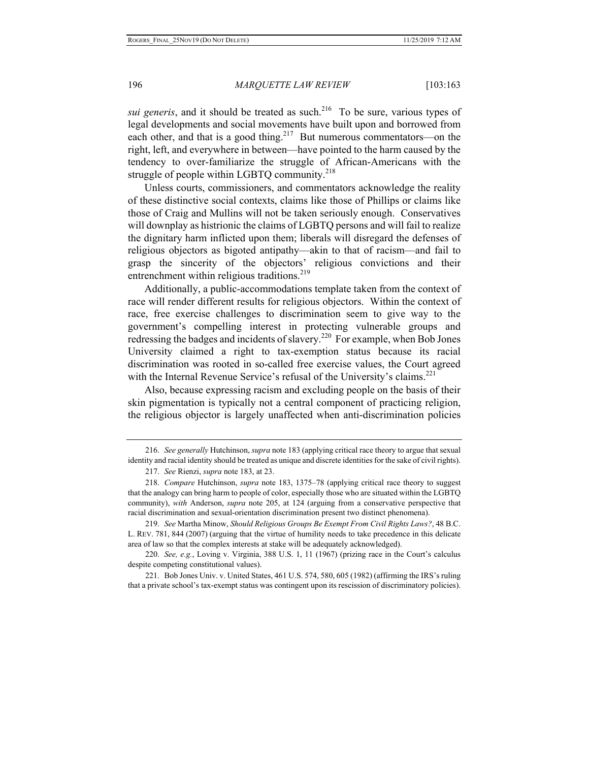*sui generis*, and it should be treated as such.[216] To be sure, various types of legal developments and social movements have built upon and borrowed from each other, and that is a good thing.[217] But numerous commentators—on the right, left, and everywhere in between—have pointed to the harm caused by the tendency to over-familiarize the struggle of African-Americans with the struggle of people within LGBTQ community.[218]

Unless courts, commissioners, and commentators acknowledge the reality of these distinctive social contexts, claims like those of Phillips or claims like those of Craig and Mullins will not be taken seriously enough. Conservatives will downplay as histrionic the claims of LGBTQ persons and will fail to realize the dignitary harm inflicted upon them; liberals will disregard the defenses of religious objectors as bigoted antipathy—akin to that of racism—and fail to grasp the sincerity of the objectors' religious convictions and their entrenchment within religious traditions.[219]

Additionally, a public-accommodations template taken from the context of race will render different results for religious objectors. Within the context of race, free exercise challenges to discrimination seem to give way to the government's compelling interest in protecting vulnerable groups and redressing the badges and incidents of slavery.[220] For example, when Bob Jones University claimed a right to tax-exemption status because its racial discrimination was rooted in so-called free exercise values, the Court agreed with the Internal Revenue Service's refusal of the University's claims.[221]

Also, because expressing racism and excluding people on the basis of their skin pigmentation is typically not a central component of practicing religion, the religious objector is largely unaffected when anti-discrimination policies

---

216. *See generally* Hutchinson, *supra* note 183 (applying critical race theory to argue that sexual identity and racial identity should be treated as unique and discrete identities for the sake of civil rights).

217. *See* Rienzi, *supra* note 183, at 23.

218. *Compare* Hutchinson, *supra* note 183, 1375–78 (applying critical race theory to suggest that the analogy can bring harm to people of color, especially those who are situated within the LGBTQ community), *with* Anderson, *supra* note 205, at 124 (arguing from a conservative perspective that racial discrimination and sexual-orientation discrimination present two distinct phenomena).

219. *See* Martha Minow, *Should Religious Groups Be Exempt From Civil Rights Laws?*, 48 B.C. L. REV. 781, 844 (2007) (arguing that the virtue of humility needs to take precedence in this delicate area of law so that the complex interests at stake will be adequately acknowledged).

220. *See, e.g.*, Loving v. Virginia, 388 U.S. 1, 11 (1967) (prizing race in the Court's calculus despite competing constitutional values).

221. Bob Jones Univ. v. United States, 461 U.S. 574, 580, 605 (1982) (affirming the IRS's ruling that a private school's tax-exempt status was contingent upon its rescission of discriminatory policies).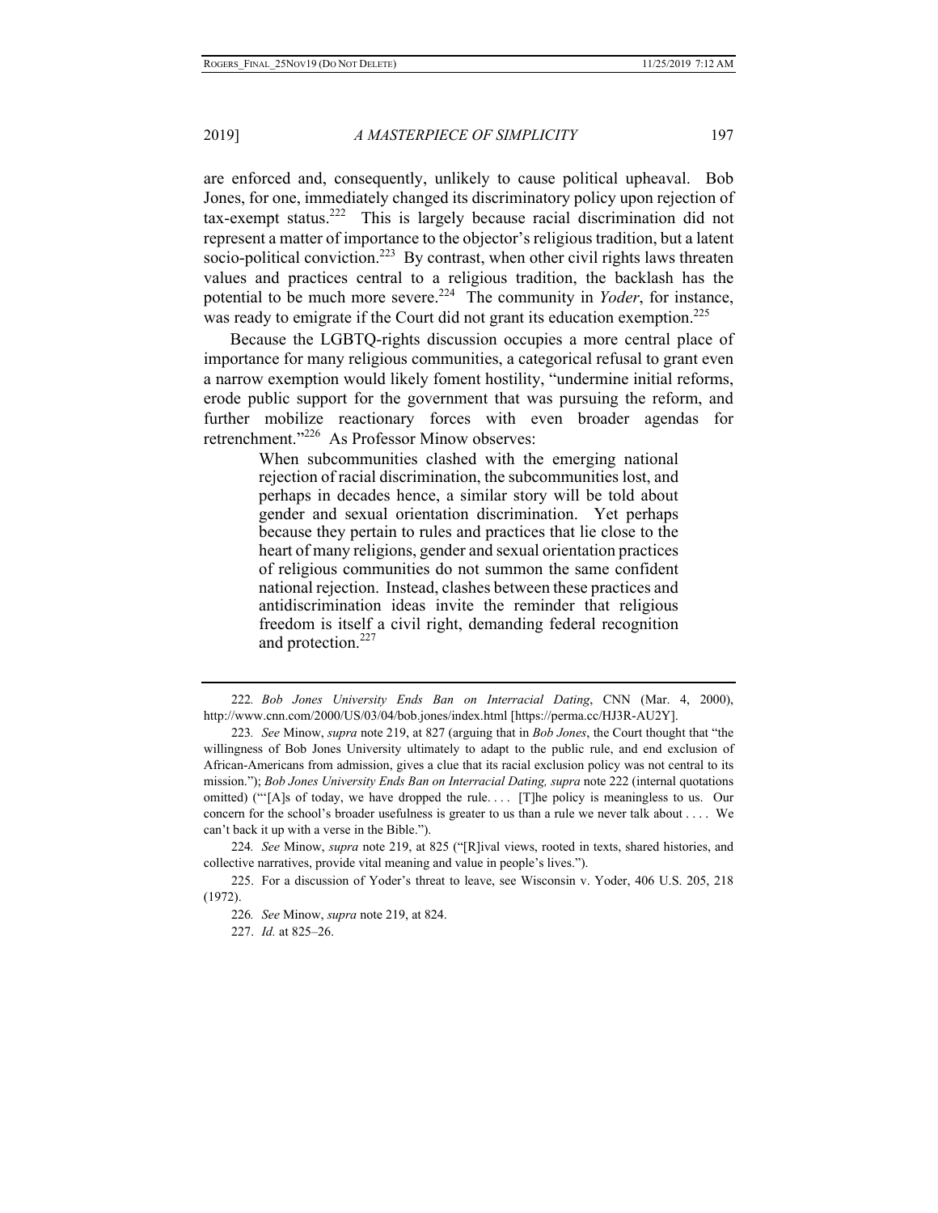are enforced and, consequently, unlikely to cause political upheaval. Bob Jones, for one, immediately changed its discriminatory policy upon rejection of tax-exempt status.[222] This is largely because racial discrimination did not represent a matter of importance to the objector's religious tradition, but a latent socio-political conviction.[223] By contrast, when other civil rights laws threaten values and practices central to a religious tradition, the backlash has the potential to be much more severe.[224] The community in *Yoder*, for instance, was ready to emigrate if the Court did not grant its education exemption.[225]

Because the LGBTQ-rights discussion occupies a more central place of importance for many religious communities, a categorical refusal to grant even a narrow exemption would likely foment hostility, "undermine initial reforms, erode public support for the government that was pursuing the reform, and further mobilize reactionary forces with even broader agendas for retrenchment."[226] As Professor Minow observes:

> When subcommunities clashed with the emerging national rejection of racial discrimination, the subcommunities lost, and perhaps in decades hence, a similar story will be told about gender and sexual orientation discrimination. Yet perhaps because they pertain to rules and practices that lie close to the heart of many religions, gender and sexual orientation practices of religious communities do not summon the same confident national rejection. Instead, clashes between these practices and antidiscrimination ideas invite the reminder that religious freedom is itself a civil right, demanding federal recognition and protection.[227]

---

222. *Bob Jones University Ends Ban on Interracial Dating*, CNN (Mar. 4, 2000), http://www.cnn.com/2000/US/03/04/bob.jones/index.html [https://perma.cc/HJ3R-AU2Y].

223. *See* Minow, *supra* note 219, at 827 (arguing that in *Bob Jones*, the Court thought that "the willingness of Bob Jones University ultimately to adapt to the public rule, and end exclusion of African-Americans from admission, gives a clue that its racial exclusion policy was not central to its mission."); *Bob Jones University Ends Ban on Interracial Dating, supra* note 222 (internal quotations omitted) ("'[A]s of today, we have dropped the rule. . . . [T]he policy is meaningless to us. Our concern for the school's broader usefulness is greater to us than a rule we never talk about . . . . We can't back it up with a verse in the Bible.").

224. *See* Minow, *supra* note 219, at 825 ("[R]ival views, rooted in texts, shared histories, and collective narratives, provide vital meaning and value in people's lives.").

225. For a discussion of Yoder's threat to leave, see Wisconsin v. Yoder, 406 U.S. 205, 218 (1972).

226. *See* Minow, *supra* note 219, at 824.

227. *Id.* at 825–26.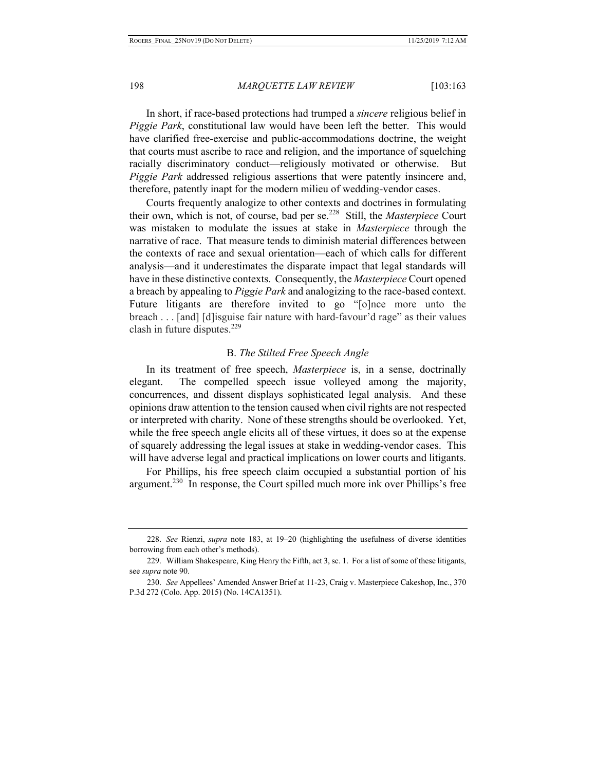In short, if race-based protections had trumped a *sincere* religious belief in *Piggie Park*, constitutional law would have been left the better. This would have clarified free-exercise and public-accommodations doctrine, the weight that courts must ascribe to race and religion, and the importance of squelching racially discriminatory conduct—religiously motivated or otherwise. But *Piggie Park* addressed religious assertions that were patently insincere and, therefore, patently inapt for the modern milieu of wedding-vendor cases.

Courts frequently analogize to other contexts and doctrines in formulating their own, which is not, of course, bad per se.[228] Still, the *Masterpiece* Court was mistaken to modulate the issues at stake in *Masterpiece* through the narrative of race. That measure tends to diminish material differences between the contexts of race and sexual orientation—each of which calls for different analysis—and it underestimates the disparate impact that legal standards will have in these distinctive contexts. Consequently, the *Masterpiece* Court opened a breach by appealing to *Piggie Park* and analogizing to the race-based context. Future litigants are therefore invited to go "[o]nce more unto the breach . . . [and] [d]isguise fair nature with hard-favour'd rage" as their values clash in future disputes.[229]

### B. *The Stilted Free Speech Angle*

In its treatment of free speech, *Masterpiece* is, in a sense, doctrinally elegant. The compelled speech issue volleyed among the majority, concurrences, and dissent displays sophisticated legal analysis. And these opinions draw attention to the tension caused when civil rights are not respected or interpreted with charity. None of these strengths should be overlooked. Yet, while the free speech angle elicits all of these virtues, it does so at the expense of squarely addressing the legal issues at stake in wedding-vendor cases. This will have adverse legal and practical implications on lower courts and litigants.

For Phillips, his free speech claim occupied a substantial portion of his argument.[230] In response, the Court spilled much more ink over Phillips's free

---

228. *See* Rienzi, *supra* note 183, at 19–20 (highlighting the usefulness of diverse identities borrowing from each other's methods).

229. William Shakespeare, King Henry the Fifth, act 3, sc. 1. For a list of some of these litigants, see *supra* note 90.

230. *See* Appellees' Amended Answer Brief at 11-23, Craig v. Masterpiece Cakeshop, Inc., 370 P.3d 272 (Colo. App. 2015) (No. 14CA1351).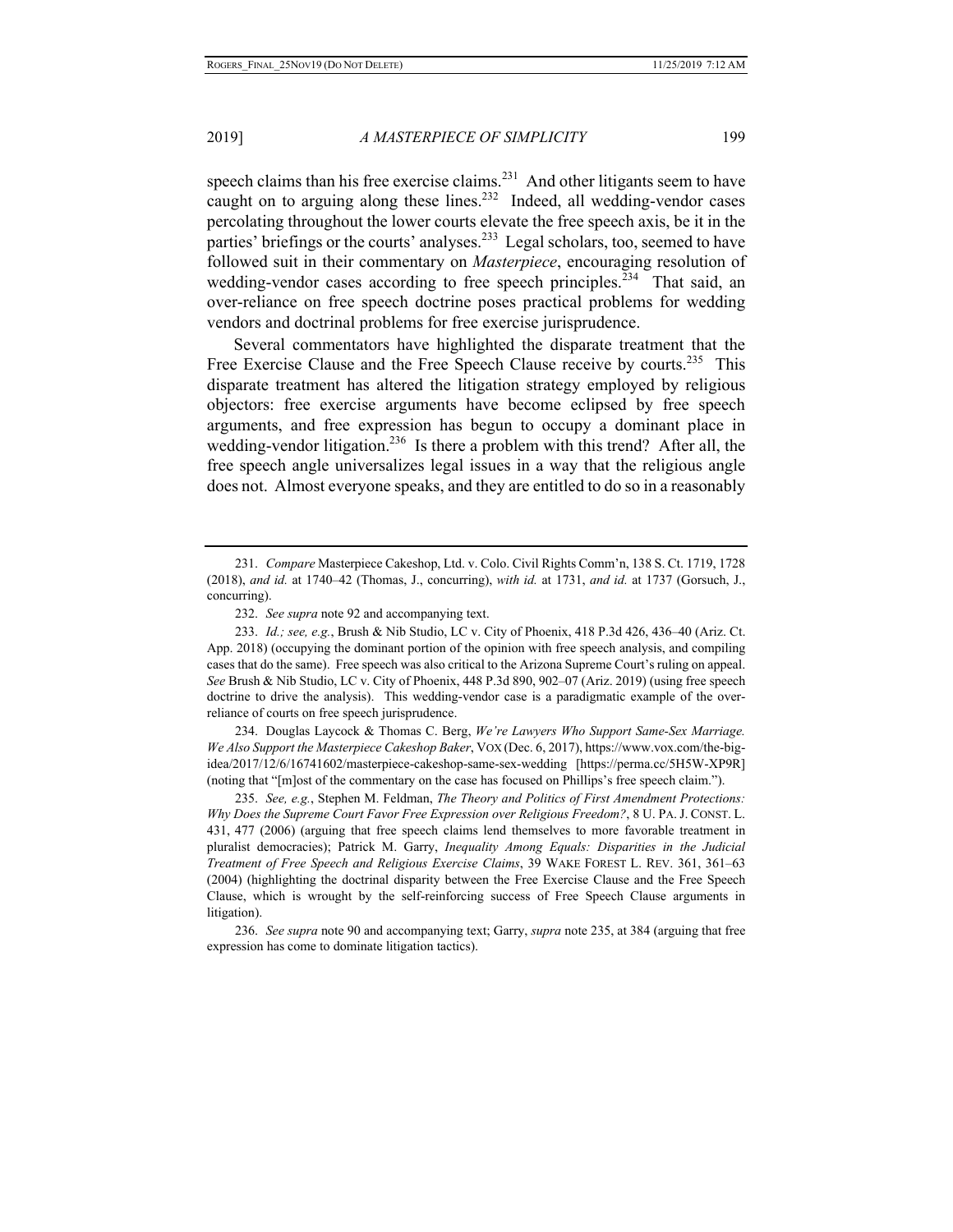speech claims than his free exercise claims.[231] And other litigants seem to have caught on to arguing along these lines.[232] Indeed, all wedding-vendor cases percolating throughout the lower courts elevate the free speech axis, be it in the parties' briefings or the courts' analyses.[233] Legal scholars, too, seemed to have followed suit in their commentary on *Masterpiece*, encouraging resolution of wedding-vendor cases according to free speech principles.[234] That said, an over-reliance on free speech doctrine poses practical problems for wedding vendors and doctrinal problems for free exercise jurisprudence.

Several commentators have highlighted the disparate treatment that the Free Exercise Clause and the Free Speech Clause receive by courts.[235] This disparate treatment has altered the litigation strategy employed by religious objectors: free exercise arguments have become eclipsed by free speech arguments, and free expression has begun to occupy a dominant place in wedding-vendor litigation.[236] Is there a problem with this trend? After all, the free speech angle universalizes legal issues in a way that the religious angle does not. Almost everyone speaks, and they are entitled to do so in a reasonably

---

231. *Compare* Masterpiece Cakeshop, Ltd. v. Colo. Civil Rights Comm'n, 138 S. Ct. 1719, 1728 (2018), *and id.* at 1740–42 (Thomas, J., concurring), *with id.* at 1731, *and id.* at 1737 (Gorsuch, J., concurring).

232. *See supra* note 92 and accompanying text.

233. *Id.; see, e.g.*, Brush & Nib Studio, LC v. City of Phoenix, 418 P.3d 426, 436–40 (Ariz. Ct. App. 2018) (occupying the dominant portion of the opinion with free speech analysis, and compiling cases that do the same). Free speech was also critical to the Arizona Supreme Court's ruling on appeal. *See* Brush & Nib Studio, LC v. City of Phoenix, 448 P.3d 890, 902–07 (Ariz. 2019) (using free speech doctrine to drive the analysis). This wedding-vendor case is a paradigmatic example of the over-reliance of courts on free speech jurisprudence.

234. Douglas Laycock & Thomas C. Berg, *We're Lawyers Who Support Same-Sex Marriage. We Also Support the Masterpiece Cakeshop Baker*, VOX (Dec. 6, 2017), https://www.vox.com/the-big-idea/2017/12/6/16741602/masterpiece-cakeshop-same-sex-wedding [https://perma.cc/5H5W-XP9R] (noting that "[m]ost of the commentary on the case has focused on Phillips's free speech claim.").

235. *See, e.g.*, Stephen M. Feldman, *The Theory and Politics of First Amendment Protections: Why Does the Supreme Court Favor Free Expression over Religious Freedom?*, 8 U. PA. J. CONST. L. 431, 477 (2006) (arguing that free speech claims lend themselves to more favorable treatment in pluralist democracies); Patrick M. Garry, *Inequality Among Equals: Disparities in the Judicial Treatment of Free Speech and Religious Exercise Claims*, 39 WAKE FOREST L. REV. 361, 361–63 (2004) (highlighting the doctrinal disparity between the Free Exercise Clause and the Free Speech Clause, which is wrought by the self-reinforcing success of Free Speech Clause arguments in litigation).

236. *See supra* note 90 and accompanying text; Garry, *supra* note 235, at 384 (arguing that free expression has come to dominate litigation tactics).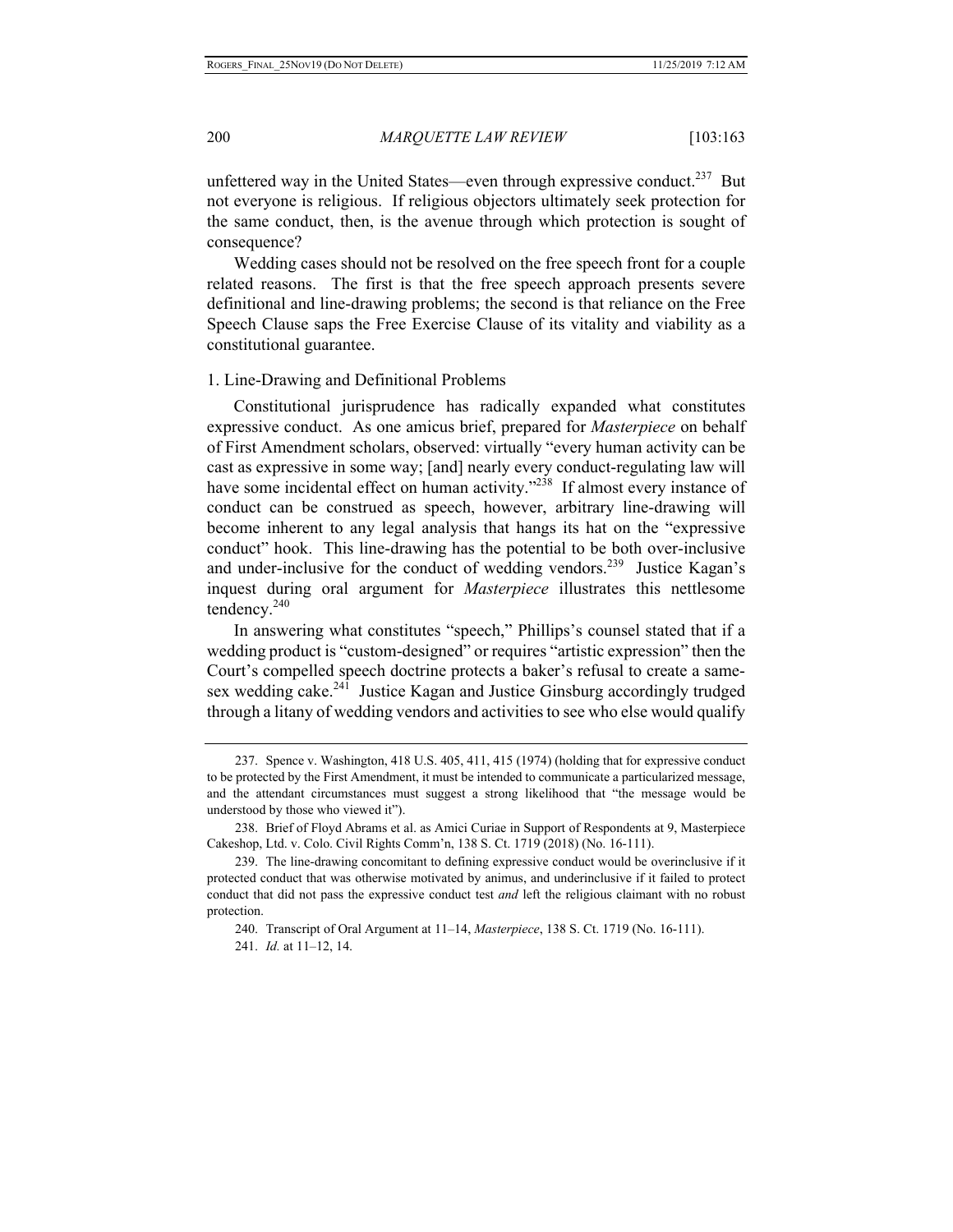unfettered way in the United States—even through expressive conduct.[237] But not everyone is religious. If religious objectors ultimately seek protection for the same conduct, then, is the avenue through which protection is sought of consequence?

Wedding cases should not be resolved on the free speech front for a couple related reasons. The first is that the free speech approach presents severe definitional and line-drawing problems; the second is that reliance on the Free Speech Clause saps the Free Exercise Clause of its vitality and viability as a constitutional guarantee.

1. Line-Drawing and Definitional Problems

Constitutional jurisprudence has radically expanded what constitutes expressive conduct. As one amicus brief, prepared for *Masterpiece* on behalf of First Amendment scholars, observed: virtually "every human activity can be cast as expressive in some way; [and] nearly every conduct-regulating law will have some incidental effect on human activity."[238] If almost every instance of conduct can be construed as speech, however, arbitrary line-drawing will become inherent to any legal analysis that hangs its hat on the "expressive conduct" hook. This line-drawing has the potential to be both over-inclusive and under-inclusive for the conduct of wedding vendors.[239] Justice Kagan's inquest during oral argument for *Masterpiece* illustrates this nettlesome tendency.[240]

In answering what constitutes "speech," Phillips's counsel stated that if a wedding product is "custom-designed" or requires "artistic expression" then the Court's compelled speech doctrine protects a baker's refusal to create a same-sex wedding cake.[241] Justice Kagan and Justice Ginsburg accordingly trudged through a litany of wedding vendors and activities to see who else would qualify

237. Spence v. Washington, 418 U.S. 405, 411, 415 (1974) (holding that for expressive conduct to be protected by the First Amendment, it must be intended to communicate a particularized message, and the attendant circumstances must suggest a strong likelihood that "the message would be understood by those who viewed it").

238. Brief of Floyd Abrams et al. as Amici Curiae in Support of Respondents at 9, Masterpiece Cakeshop, Ltd. v. Colo. Civil Rights Comm'n, 138 S. Ct. 1719 (2018) (No. 16-111).

239. The line-drawing concomitant to defining expressive conduct would be overinclusive if it protected conduct that was otherwise motivated by animus, and underinclusive if it failed to protect conduct that did not pass the expressive conduct test *and* left the religious claimant with no robust protection.

240. Transcript of Oral Argument at 11–14, *Masterpiece*, 138 S. Ct. 1719 (No. 16-111).

241. *Id.* at 11–12, 14.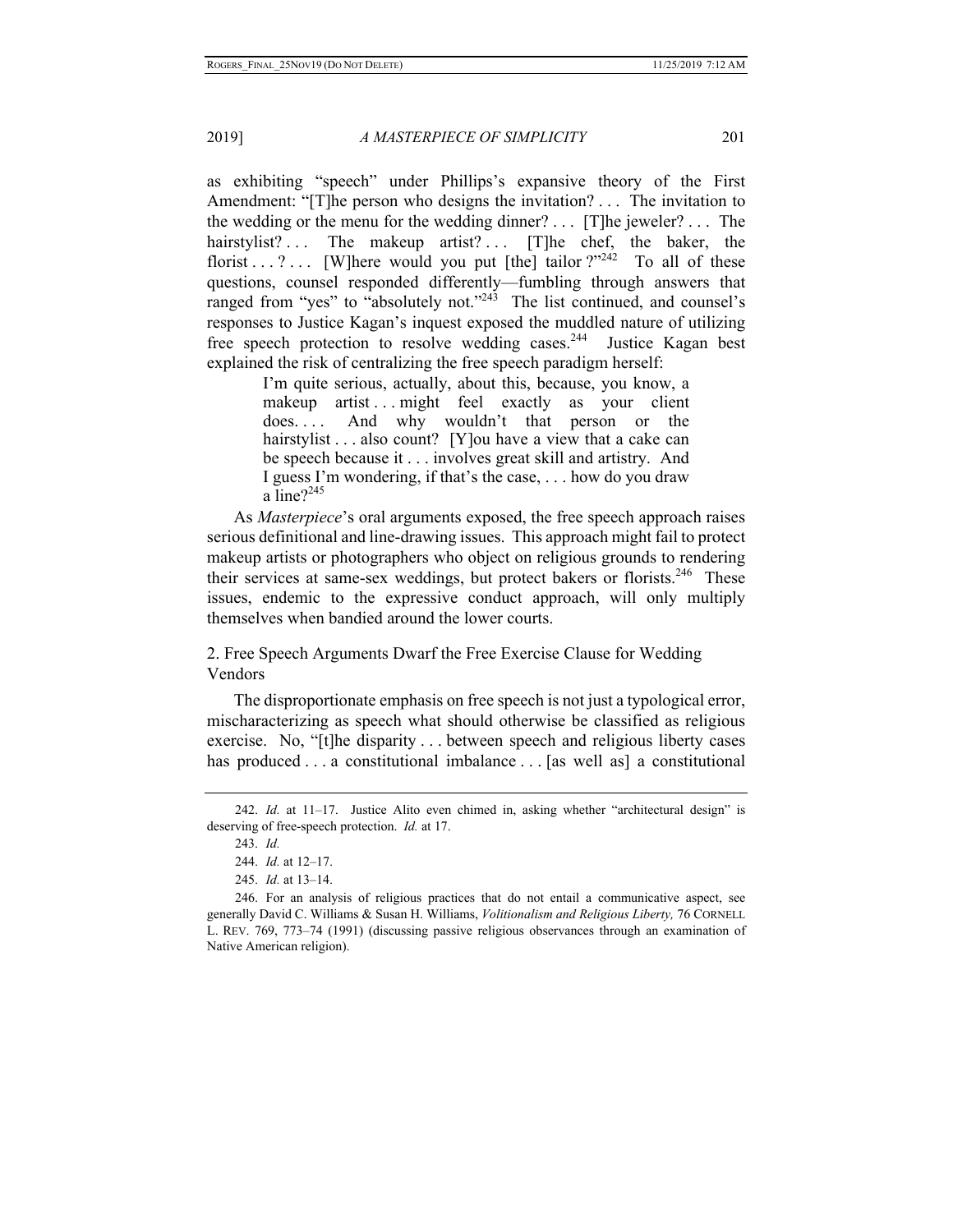as exhibiting "speech" under Phillips's expansive theory of the First Amendment: "[T]he person who designs the invitation? . . . The invitation to the wedding or the menu for the wedding dinner? . . . [T]he jeweler? . . . The hairstylist? . . . The makeup artist? . . . [T]he chef, the baker, the florist . . . ? . . . [W]here would you put [the] tailor ?"[242] To all of these questions, counsel responded differently—fumbling through answers that ranged from "yes" to "absolutely not."[243] The list continued, and counsel's responses to Justice Kagan's inquest exposed the muddled nature of utilizing free speech protection to resolve wedding cases.[244] Justice Kagan best explained the risk of centralizing the free speech paradigm herself:

> I'm quite serious, actually, about this, because, you know, a makeup artist . . . might feel exactly as your client does. . . . And why wouldn't that person or the hairstylist . . . also count? [Y]ou have a view that a cake can be speech because it . . . involves great skill and artistry. And I guess I'm wondering, if that's the case, . . . how do you draw a line?[245]

As *Masterpiece*'s oral arguments exposed, the free speech approach raises serious definitional and line-drawing issues. This approach might fail to protect makeup artists or photographers who object on religious grounds to rendering their services at same-sex weddings, but protect bakers or florists.[246] These issues, endemic to the expressive conduct approach, will only multiply themselves when bandied around the lower courts.

### 2. Free Speech Arguments Dwarf the Free Exercise Clause for Wedding Vendors

The disproportionate emphasis on free speech is not just a typological error, mischaracterizing as speech what should otherwise be classified as religious exercise. No, "[t]he disparity . . . between speech and religious liberty cases has produced . . . a constitutional imbalance . . . [as well as] a constitutional

---

242. *Id.* at 11–17. Justice Alito even chimed in, asking whether "architectural design" is deserving of free-speech protection. *Id.* at 17.

243. *Id.*

244. *Id.* at 12–17.

245. *Id.* at 13–14.

246. For an analysis of religious practices that do not entail a communicative aspect, see generally David C. Williams & Susan H. Williams, *Volitionalism and Religious Liberty,* 76 CORNELL L. REV. 769, 773–74 (1991) (discussing passive religious observances through an examination of Native American religion).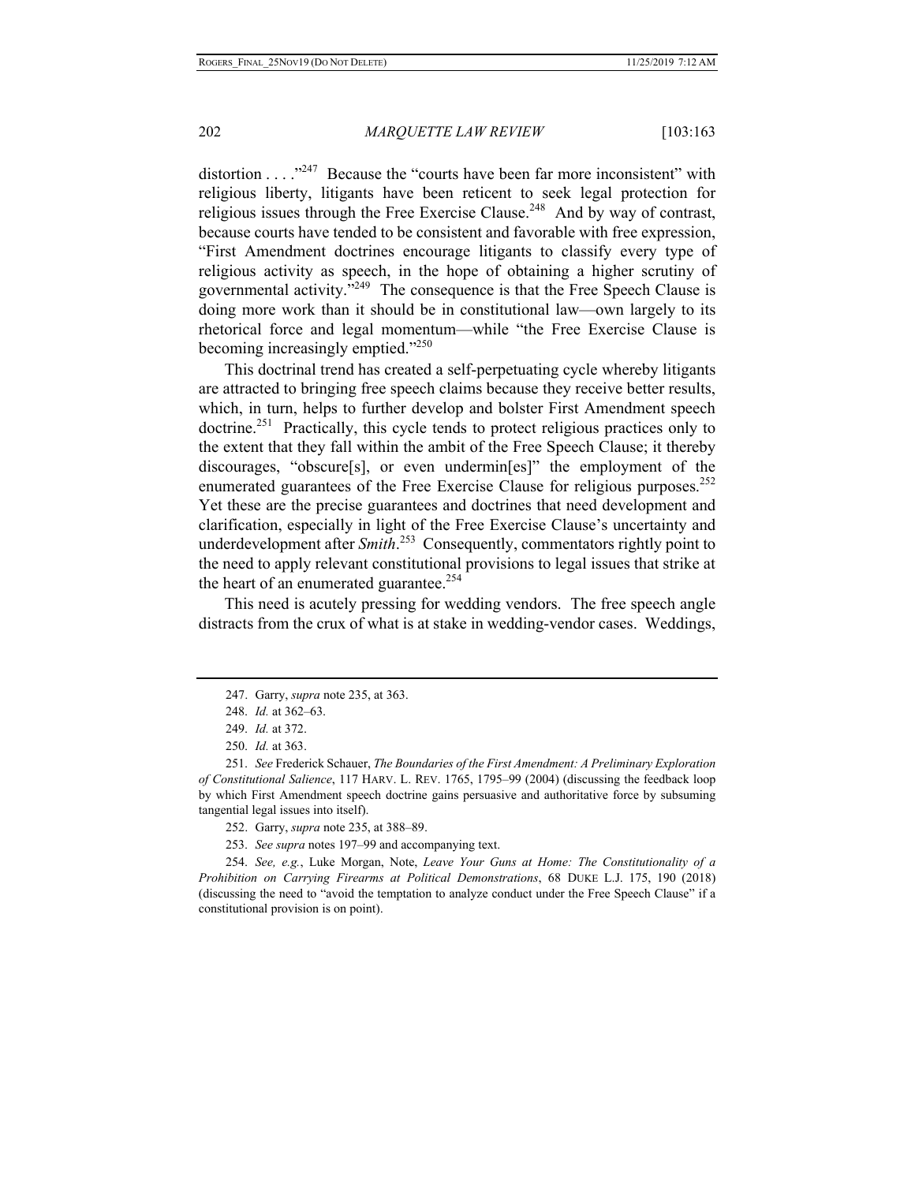distortion . . . ."[247] Because the "courts have been far more inconsistent" with religious liberty, litigants have been reticent to seek legal protection for religious issues through the Free Exercise Clause.[248] And by way of contrast, because courts have tended to be consistent and favorable with free expression, "First Amendment doctrines encourage litigants to classify every type of religious activity as speech, in the hope of obtaining a higher scrutiny of governmental activity."[249] The consequence is that the Free Speech Clause is doing more work than it should be in constitutional law—own largely to its rhetorical force and legal momentum—while "the Free Exercise Clause is becoming increasingly emptied."[250]

This doctrinal trend has created a self-perpetuating cycle whereby litigants are attracted to bringing free speech claims because they receive better results, which, in turn, helps to further develop and bolster First Amendment speech doctrine.[251] Practically, this cycle tends to protect religious practices only to the extent that they fall within the ambit of the Free Speech Clause; it thereby discourages, "obscure[s], or even undermin[es]" the employment of the enumerated guarantees of the Free Exercise Clause for religious purposes.[252] Yet these are the precise guarantees and doctrines that need development and clarification, especially in light of the Free Exercise Clause's uncertainty and underdevelopment after *Smith*.[253] Consequently, commentators rightly point to the need to apply relevant constitutional provisions to legal issues that strike at the heart of an enumerated guarantee.[254]

This need is acutely pressing for wedding vendors. The free speech angle distracts from the crux of what is at stake in wedding-vendor cases. Weddings,

---

247. Garry, *supra* note 235, at 363.

248. *Id.* at 362–63.

249. *Id.* at 372.

250. *Id.* at 363.

251. *See* Frederick Schauer, *The Boundaries of the First Amendment: A Preliminary Exploration of Constitutional Salience*, 117 HARV. L. REV. 1765, 1795–99 (2004) (discussing the feedback loop by which First Amendment speech doctrine gains persuasive and authoritative force by subsuming tangential legal issues into itself).

252. Garry, *supra* note 235, at 388–89.

253. *See supra* notes 197–99 and accompanying text.

254. *See, e.g.*, Luke Morgan, Note, *Leave Your Guns at Home: The Constitutionality of a Prohibition on Carrying Firearms at Political Demonstrations*, 68 DUKE L.J. 175, 190 (2018) (discussing the need to "avoid the temptation to analyze conduct under the Free Speech Clause" if a constitutional provision is on point).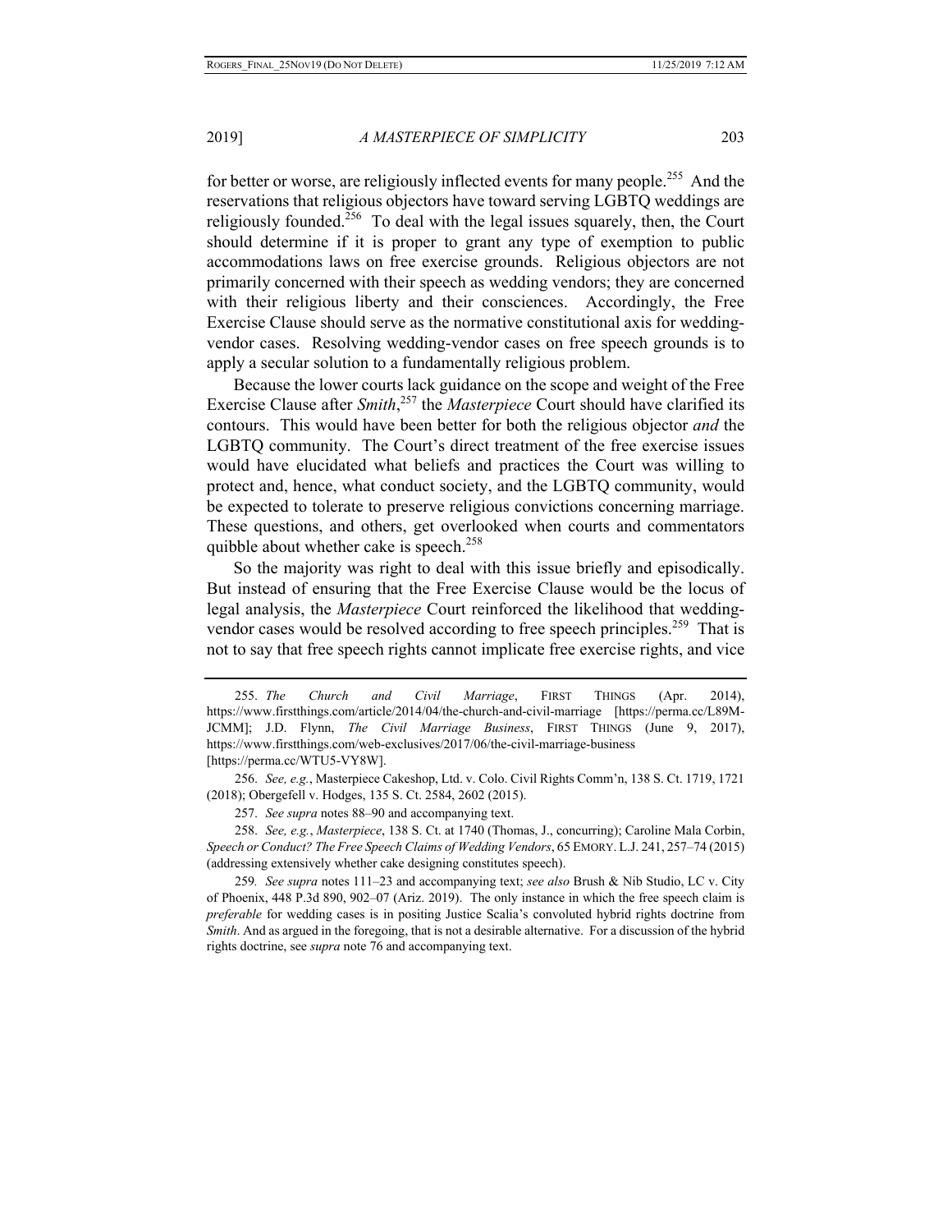for better or worse, are religiously inflected events for many people.[255] And the reservations that religious objectors have toward serving LGBTQ weddings are religiously founded.[256] To deal with the legal issues squarely, then, the Court should determine if it is proper to grant any type of exemption to public accommodations laws on free exercise grounds. Religious objectors are not primarily concerned with their speech as wedding vendors; they are concerned with their religious liberty and their consciences. Accordingly, the Free Exercise Clause should serve as the normative constitutional axis for wedding-vendor cases. Resolving wedding-vendor cases on free speech grounds is to apply a secular solution to a fundamentally religious problem.

Because the lower courts lack guidance on the scope and weight of the Free Exercise Clause after *Smith*,[257] the *Masterpiece* Court should have clarified its contours. This would have been better for both the religious objector *and* the LGBTQ community. The Court's direct treatment of the free exercise issues would have elucidated what beliefs and practices the Court was willing to protect and, hence, what conduct society, and the LGBTQ community, would be expected to tolerate to preserve religious convictions concerning marriage. These questions, and others, get overlooked when courts and commentators quibble about whether cake is speech.[258]

So the majority was right to deal with this issue briefly and episodically. But instead of ensuring that the Free Exercise Clause would be the locus of legal analysis, the *Masterpiece* Court reinforced the likelihood that wedding-vendor cases would be resolved according to free speech principles.[259] That is not to say that free speech rights cannot implicate free exercise rights, and vice

---

255. *The Church and Civil Marriage*, FIRST THINGS (Apr. 2014), https://www.firstthings.com/article/2014/04/the-church-and-civil-marriage [https://perma.cc/L89M-JCMM]; J.D. Flynn, *The Civil Marriage Business*, FIRST THINGS (June 9, 2017), https://www.firstthings.com/web-exclusives/2017/06/the-civil-marriage-business [https://perma.cc/WTU5-VY8W].

256. *See, e.g.*, Masterpiece Cakeshop, Ltd. v. Colo. Civil Rights Comm'n, 138 S. Ct. 1719, 1721 (2018); Obergefell v. Hodges, 135 S. Ct. 2584, 2602 (2015).

257. *See supra* notes 88–90 and accompanying text.

258. *See, e.g.*, *Masterpiece*, 138 S. Ct. at 1740 (Thomas, J., concurring); Caroline Mala Corbin, *Speech or Conduct? The Free Speech Claims of Wedding Vendors*, 65 EMORY. L.J. 241, 257–74 (2015) (addressing extensively whether cake designing constitutes speech).

259. *See supra* notes 111–23 and accompanying text; *see also* Brush & Nib Studio, LC v. City of Phoenix, 448 P.3d 890, 902–07 (Ariz. 2019). The only instance in which the free speech claim is *preferable* for wedding cases is in positing Justice Scalia's convoluted hybrid rights doctrine from *Smith*. And as argued in the foregoing, that is not a desirable alternative. For a discussion of the hybrid rights doctrine, see *supra* note 76 and accompanying text.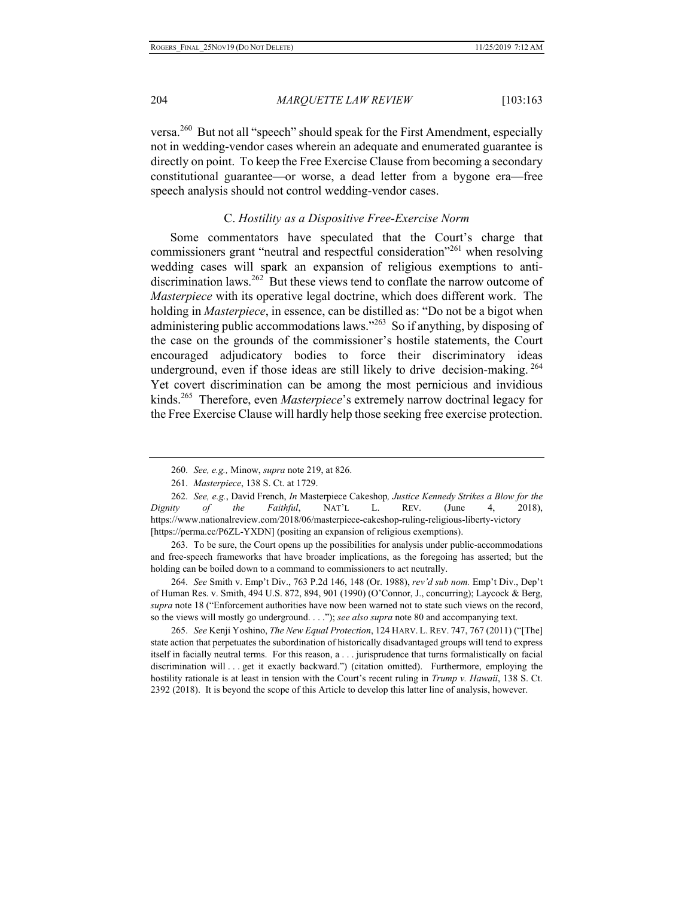versa.[260] But not all "speech" should speak for the First Amendment, especially not in wedding-vendor cases wherein an adequate and enumerated guarantee is directly on point. To keep the Free Exercise Clause from becoming a secondary constitutional guarantee—or worse, a dead letter from a bygone era—free speech analysis should not control wedding-vendor cases.

### C. *Hostility as a Dispositive Free-Exercise Norm*

Some commentators have speculated that the Court's charge that commissioners grant "neutral and respectful consideration"[261] when resolving wedding cases will spark an expansion of religious exemptions to anti-discrimination laws.[262] But these views tend to conflate the narrow outcome of *Masterpiece* with its operative legal doctrine, which does different work. The holding in *Masterpiece*, in essence, can be distilled as: "Do not be a bigot when administering public accommodations laws."[263] So if anything, by disposing of the case on the grounds of the commissioner's hostile statements, the Court encouraged adjudicatory bodies to force their discriminatory ideas underground, even if those ideas are still likely to drive decision-making.[264] Yet covert discrimination can be among the most pernicious and invidious kinds.[265] Therefore, even *Masterpiece*'s extremely narrow doctrinal legacy for the Free Exercise Clause will hardly help those seeking free exercise protection.

---

260. *See, e.g.,* Minow, *supra* note 219, at 826.

261. *Masterpiece*, 138 S. Ct. at 1729.

262. *See, e.g.*, David French, *In* Masterpiece Cakeshop*, Justice Kennedy Strikes a Blow for the Dignity of the Faithful*, NAT'L L. REV. (June 4, 2018), https://www.nationalreview.com/2018/06/masterpiece-cakeshop-ruling-religious-liberty-victory [https://perma.cc/P6ZL-YXDN] (positing an expansion of religious exemptions).

263. To be sure, the Court opens up the possibilities for analysis under public-accommodations and free-speech frameworks that have broader implications, as the foregoing has asserted; but the holding can be boiled down to a command to commissioners to act neutrally.

264. *See* Smith v. Emp't Div., 763 P.2d 146, 148 (Or. 1988), *rev'd sub nom.* Emp't Div., Dep't of Human Res. v. Smith, 494 U.S. 872, 894, 901 (1990) (O'Connor, J., concurring); Laycock & Berg, *supra* note 18 ("Enforcement authorities have now been warned not to state such views on the record, so the views will mostly go underground. . . ."); *see also supra* note 80 and accompanying text.

265. *See* Kenji Yoshino, *The New Equal Protection*, 124 HARV. L. REV. 747, 767 (2011) ("[The] state action that perpetuates the subordination of historically disadvantaged groups will tend to express itself in facially neutral terms. For this reason, a . . . jurisprudence that turns formalistically on facial discrimination will . . . get it exactly backward.") (citation omitted). Furthermore, employing the hostility rationale is at least in tension with the Court's recent ruling in *Trump v. Hawaii*, 138 S. Ct. 2392 (2018). It is beyond the scope of this Article to develop this latter line of analysis, however.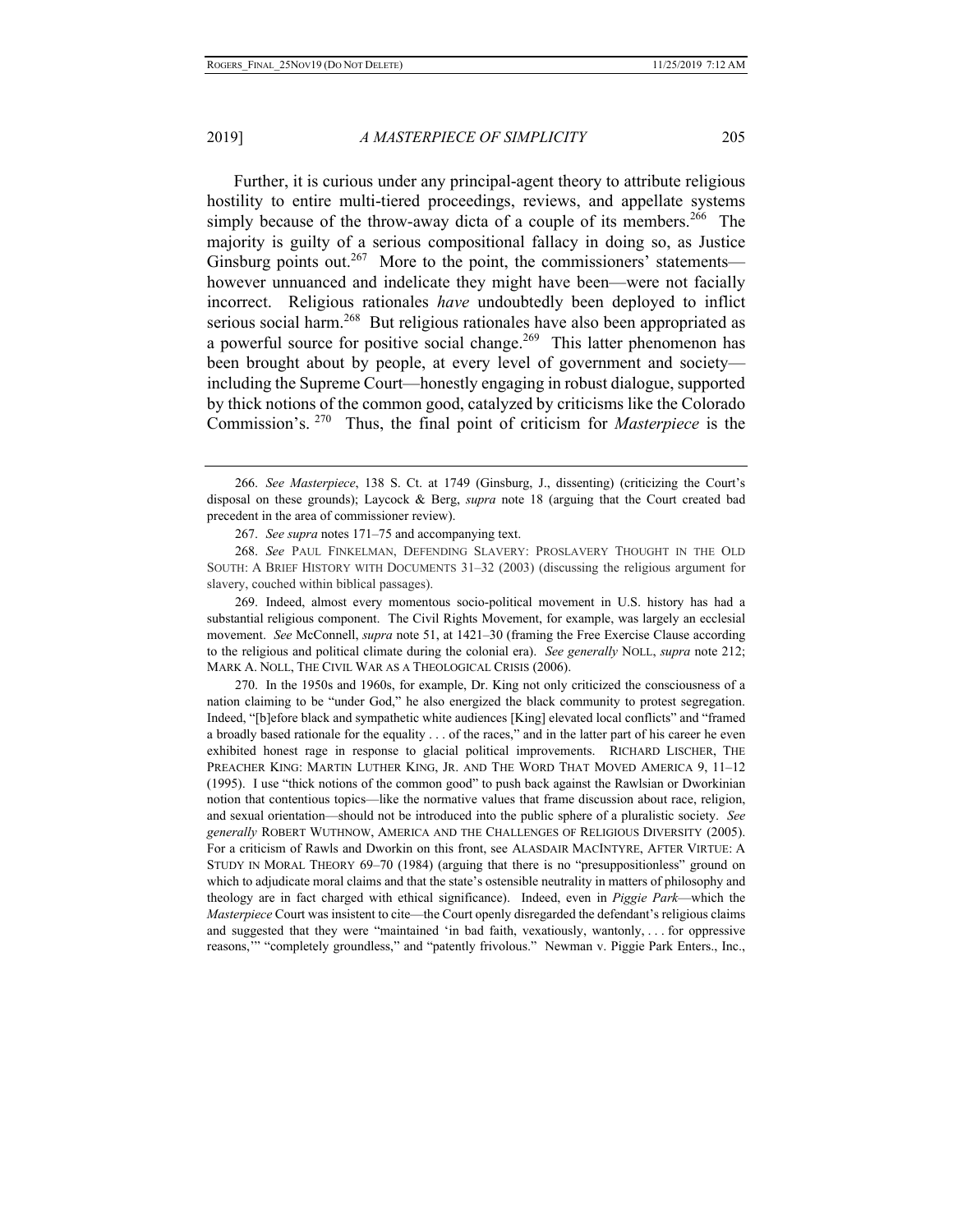Further, it is curious under any principal-agent theory to attribute religious hostility to entire multi-tiered proceedings, reviews, and appellate systems simply because of the throw-away dicta of a couple of its members.[266] The majority is guilty of a serious compositional fallacy in doing so, as Justice Ginsburg points out.[267] More to the point, the commissioners' statements—however unnuanced and indelicate they might have been—were not facially incorrect. Religious rationales *have* undoubtedly been deployed to inflict serious social harm.[268] But religious rationales have also been appropriated as a powerful source for positive social change.[269] This latter phenomenon has been brought about by people, at every level of government and society—including the Supreme Court—honestly engaging in robust dialogue, supported by thick notions of the common good, catalyzed by criticisms like the Colorado Commission's.[270] Thus, the final point of criticism for *Masterpiece* is the

---

266. *See Masterpiece*, 138 S. Ct. at 1749 (Ginsburg, J., dissenting) (criticizing the Court's disposal on these grounds); Laycock & Berg, *supra* note 18 (arguing that the Court created bad precedent in the area of commissioner review).

267. *See supra* notes 171–75 and accompanying text.

268. *See* PAUL FINKELMAN, DEFENDING SLAVERY: PROSLAVERY THOUGHT IN THE OLD SOUTH: A BRIEF HISTORY WITH DOCUMENTS 31–32 (2003) (discussing the religious argument for slavery, couched within biblical passages).

269. Indeed, almost every momentous socio-political movement in U.S. history has had a substantial religious component. The Civil Rights Movement, for example, was largely an ecclesial movement. *See* McConnell, *supra* note 51, at 1421–30 (framing the Free Exercise Clause according to the religious and political climate during the colonial era). *See generally* NOLL, *supra* note 212; MARK A. NOLL, THE CIVIL WAR AS A THEOLOGICAL CRISIS (2006).

270. In the 1950s and 1960s, for example, Dr. King not only criticized the consciousness of a nation claiming to be "under God," he also energized the black community to protest segregation. Indeed, "[b]efore black and sympathetic white audiences [King] elevated local conflicts" and "framed a broadly based rationale for the equality . . . of the races," and in the latter part of his career he even exhibited honest rage in response to glacial political improvements. RICHARD LISCHER, THE PREACHER KING: MARTIN LUTHER KING, JR. AND THE WORD THAT MOVED AMERICA 9, 11–12 (1995). I use "thick notions of the common good" to push back against the Rawlsian or Dworkinian notion that contentious topics—like the normative values that frame discussion about race, religion, and sexual orientation—should not be introduced into the public sphere of a pluralistic society. *See generally* ROBERT WUTHNOW, AMERICA AND THE CHALLENGES OF RELIGIOUS DIVERSITY (2005). For a criticism of Rawls and Dworkin on this front, see ALASDAIR MACINTYRE, AFTER VIRTUE: A STUDY IN MORAL THEORY 69–70 (1984) (arguing that there is no "presuppositionless" ground on which to adjudicate moral claims and that the state's ostensible neutrality in matters of philosophy and theology are in fact charged with ethical significance). Indeed, even in *Piggie Park*—which the *Masterpiece* Court was insistent to cite—the Court openly disregarded the defendant's religious claims and suggested that they were "maintained 'in bad faith, vexatiously, wantonly, . . . for oppressive reasons,'" "completely groundless," and "patently frivolous." Newman v. Piggie Park Enters., Inc.,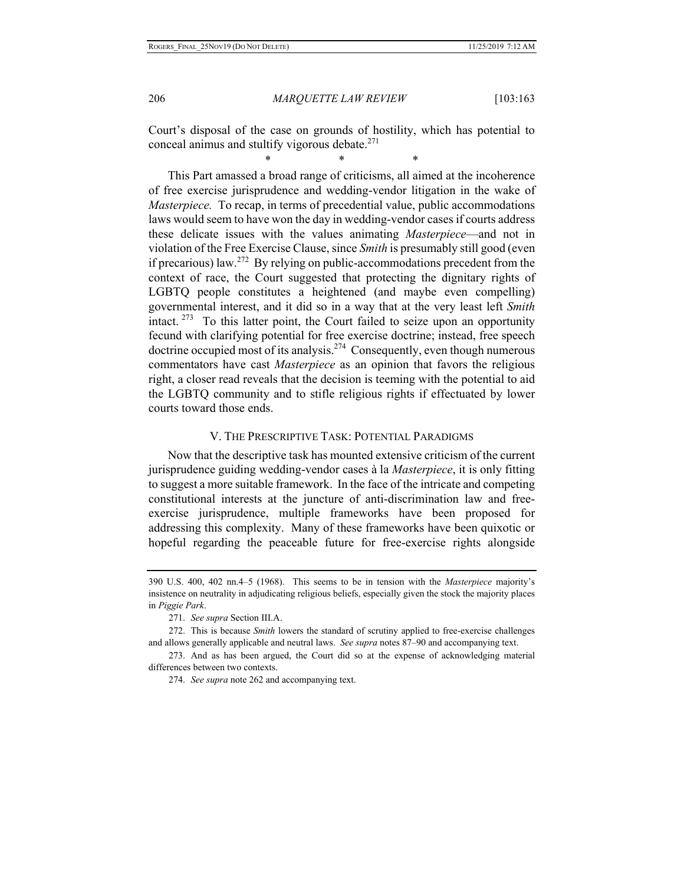Court's disposal of the case on grounds of hostility, which has potential to conceal animus and stultify vigorous debate.[271]

\* \* \*

This Part amassed a broad range of criticisms, all aimed at the incoherence of free exercise jurisprudence and wedding-vendor litigation in the wake of *Masterpiece.* To recap, in terms of precedential value, public accommodations laws would seem to have won the day in wedding-vendor cases if courts address these delicate issues with the values animating *Masterpiece*—and not in violation of the Free Exercise Clause, since *Smith* is presumably still good (even if precarious) law.[272] By relying on public-accommodations precedent from the context of race, the Court suggested that protecting the dignitary rights of LGBTQ people constitutes a heightened (and maybe even compelling) governmental interest, and it did so in a way that at the very least left *Smith* intact.[273] To this latter point, the Court failed to seize upon an opportunity fecund with clarifying potential for free exercise doctrine; instead, free speech doctrine occupied most of its analysis.[274] Consequently, even though numerous commentators have cast *Masterpiece* as an opinion that favors the religious right, a closer read reveals that the decision is teeming with the potential to aid the LGBTQ community and to stifle religious rights if effectuated by lower courts toward those ends.

## V. The Prescriptive Task: Potential Paradigms

Now that the descriptive task has mounted extensive criticism of the current jurisprudence guiding wedding-vendor cases à la *Masterpiece*, it is only fitting to suggest a more suitable framework. In the face of the intricate and competing constitutional interests at the juncture of anti-discrimination law and free-exercise jurisprudence, multiple frameworks have been proposed for addressing this complexity. Many of these frameworks have been quixotic or hopeful regarding the peaceable future for free-exercise rights alongside

---

390 U.S. 400, 402 nn.4–5 (1968). This seems to be in tension with the *Masterpiece* majority's insistence on neutrality in adjudicating religious beliefs, especially given the stock the majority places in *Piggie Park*.

271. *See supra* Section III.A.

272. This is because *Smith* lowers the standard of scrutiny applied to free-exercise challenges and allows generally applicable and neutral laws. *See supra* notes 87–90 and accompanying text.

273. And as has been argued, the Court did so at the expense of acknowledging material differences between two contexts.

274. *See supra* note 262 and accompanying text.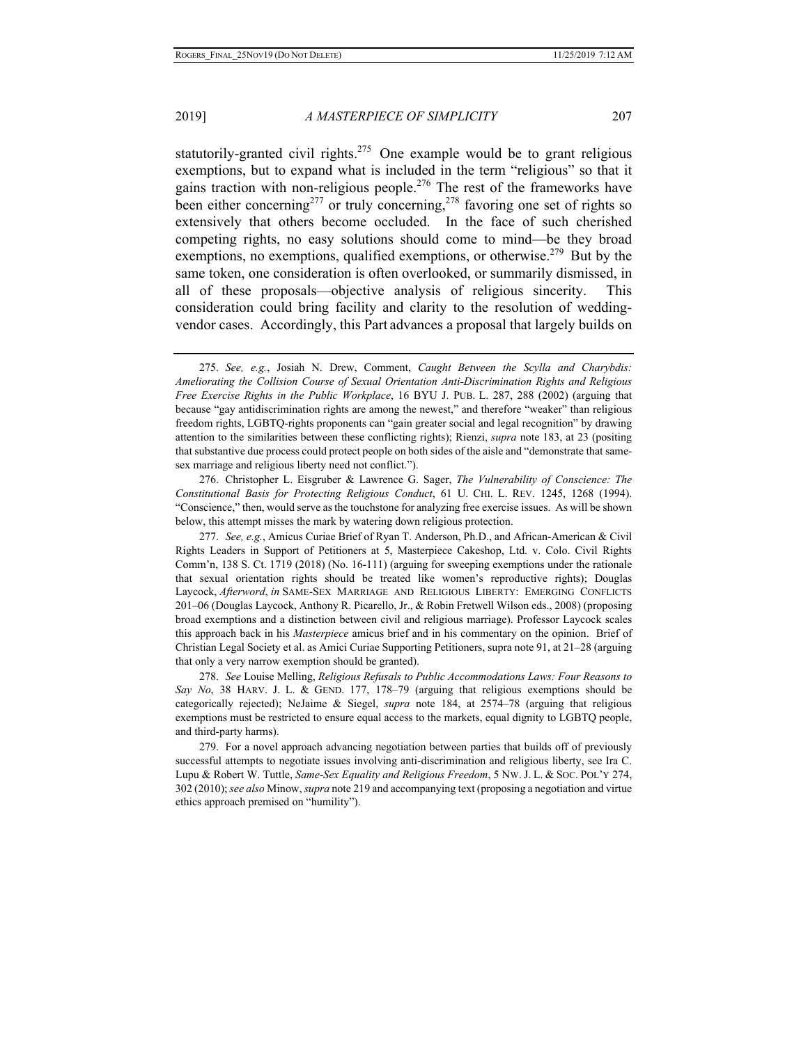statutorily-granted civil rights.[275] One example would be to grant religious exemptions, but to expand what is included in the term "religious" so that it gains traction with non-religious people.[276] The rest of the frameworks have been either concerning[277] or truly concerning,[278] favoring one set of rights so extensively that others become occluded. In the face of such cherished competing rights, no easy solutions should come to mind—be they broad exemptions, no exemptions, qualified exemptions, or otherwise.[279] But by the same token, one consideration is often overlooked, or summarily dismissed, in all of these proposals—objective analysis of religious sincerity. This consideration could bring facility and clarity to the resolution of wedding-vendor cases. Accordingly, this Part advances a proposal that largely builds on

---

275. *See, e.g.*, Josiah N. Drew, Comment, *Caught Between the Scylla and Charybdis: Ameliorating the Collision Course of Sexual Orientation Anti-Discrimination Rights and Religious Free Exercise Rights in the Public Workplace*, 16 BYU J. PUB. L. 287, 288 (2002) (arguing that because "gay antidiscrimination rights are among the newest," and therefore "weaker" than religious freedom rights, LGBTQ-rights proponents can "gain greater social and legal recognition" by drawing attention to the similarities between these conflicting rights); Rienzi, *supra* note 183, at 23 (positing that substantive due process could protect people on both sides of the aisle and "demonstrate that same-sex marriage and religious liberty need not conflict.").

276. Christopher L. Eisgruber & Lawrence G. Sager, *The Vulnerability of Conscience: The Constitutional Basis for Protecting Religious Conduct*, 61 U. CHI. L. REV. 1245, 1268 (1994). "Conscience," then, would serve as the touchstone for analyzing free exercise issues. As will be shown below, this attempt misses the mark by watering down religious protection.

277. *See, e.g.*, Amicus Curiae Brief of Ryan T. Anderson, Ph.D., and African-American & Civil Rights Leaders in Support of Petitioners at 5, Masterpiece Cakeshop, Ltd. v. Colo. Civil Rights Comm'n, 138 S. Ct. 1719 (2018) (No. 16-111) (arguing for sweeping exemptions under the rationale that sexual orientation rights should be treated like women's reproductive rights); Douglas Laycock, *Afterword*, *in* SAME-SEX MARRIAGE AND RELIGIOUS LIBERTY: EMERGING CONFLICTS 201–06 (Douglas Laycock, Anthony R. Picarello, Jr., & Robin Fretwell Wilson eds., 2008) (proposing broad exemptions and a distinction between civil and religious marriage). Professor Laycock scales this approach back in his *Masterpiece* amicus brief and in his commentary on the opinion. Brief of Christian Legal Society et al. as Amici Curiae Supporting Petitioners, supra note 91, at 21–28 (arguing that only a very narrow exemption should be granted).

278. *See* Louise Melling, *Religious Refusals to Public Accommodations Laws: Four Reasons to Say No*, 38 HARV. J. L. & GEND. 177, 178–79 (arguing that religious exemptions should be categorically rejected); NeJaime & Siegel, *supra* note 184, at 2574–78 (arguing that religious exemptions must be restricted to ensure equal access to the markets, equal dignity to LGBTQ people, and third-party harms).

279. For a novel approach advancing negotiation between parties that builds off of previously successful attempts to negotiate issues involving anti-discrimination and religious liberty, see Ira C. Lupu & Robert W. Tuttle, *Same-Sex Equality and Religious Freedom*, 5 NW. J. L. & SOC. POL'Y 274, 302 (2010); *see also* Minow, *supra* note 219 and accompanying text (proposing a negotiation and virtue ethics approach premised on "humility").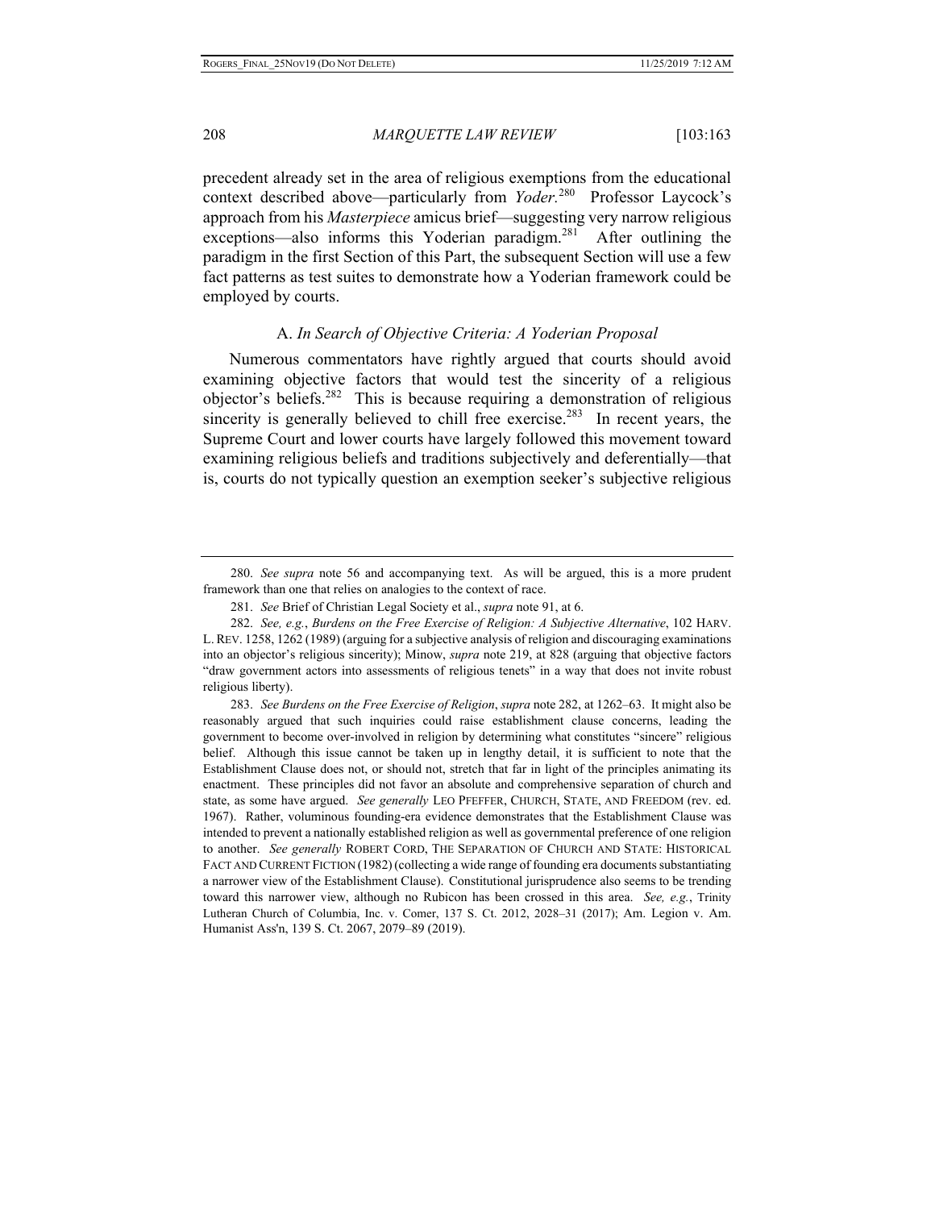precedent already set in the area of religious exemptions from the educational context described above—particularly from *Yoder*.[280] Professor Laycock's approach from his *Masterpiece* amicus brief—suggesting very narrow religious exceptions—also informs this Yoderian paradigm.[281] After outlining the paradigm in the first Section of this Part, the subsequent Section will use a few fact patterns as test suites to demonstrate how a Yoderian framework could be employed by courts.

### A. *In Search of Objective Criteria: A Yoderian Proposal*

Numerous commentators have rightly argued that courts should avoid examining objective factors that would test the sincerity of a religious objector's beliefs.[282] This is because requiring a demonstration of religious sincerity is generally believed to chill free exercise.[283] In recent years, the Supreme Court and lower courts have largely followed this movement toward examining religious beliefs and traditions subjectively and deferentially—that is, courts do not typically question an exemption seeker's subjective religious

---

280. *See supra* note 56 and accompanying text. As will be argued, this is a more prudent framework than one that relies on analogies to the context of race.

281. *See* Brief of Christian Legal Society et al., *supra* note 91, at 6.

282. *See, e.g.*, *Burdens on the Free Exercise of Religion: A Subjective Alternative*, 102 HARV. L. REV. 1258, 1262 (1989) (arguing for a subjective analysis of religion and discouraging examinations into an objector's religious sincerity); Minow, *supra* note 219, at 828 (arguing that objective factors "draw government actors into assessments of religious tenets" in a way that does not invite robust religious liberty).

283. *See Burdens on the Free Exercise of Religion*, *supra* note 282, at 1262–63. It might also be reasonably argued that such inquiries could raise establishment clause concerns, leading the government to become over-involved in religion by determining what constitutes "sincere" religious belief. Although this issue cannot be taken up in lengthy detail, it is sufficient to note that the Establishment Clause does not, or should not, stretch that far in light of the principles animating its enactment. These principles did not favor an absolute and comprehensive separation of church and state, as some have argued. *See generally* LEO PFEFFER, CHURCH, STATE, AND FREEDOM (rev. ed. 1967). Rather, voluminous founding-era evidence demonstrates that the Establishment Clause was intended to prevent a nationally established religion as well as governmental preference of one religion to another. *See generally* ROBERT CORD, THE SEPARATION OF CHURCH AND STATE: HISTORICAL FACT AND CURRENT FICTION (1982) (collecting a wide range of founding era documents substantiating a narrower view of the Establishment Clause). Constitutional jurisprudence also seems to be trending toward this narrower view, although no Rubicon has been crossed in this area. *See, e.g.*, Trinity Lutheran Church of Columbia, Inc. v. Comer, 137 S. Ct. 2012, 2028–31 (2017); Am. Legion v. Am. Humanist Ass'n, 139 S. Ct. 2067, 2079–89 (2019).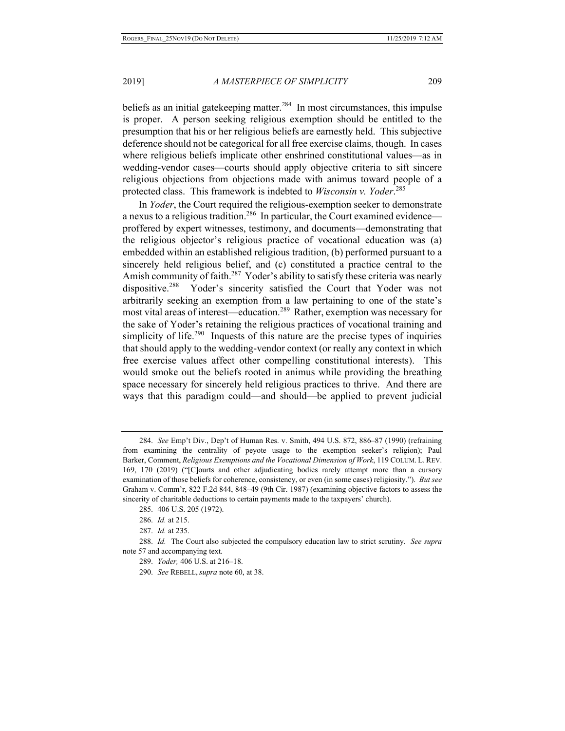beliefs as an initial gatekeeping matter.[284] In most circumstances, this impulse is proper. A person seeking religious exemption should be entitled to the presumption that his or her religious beliefs are earnestly held. This subjective deference should not be categorical for all free exercise claims, though. In cases where religious beliefs implicate other enshrined constitutional values—as in wedding-vendor cases—courts should apply objective criteria to sift sincere religious objections from objections made with animus toward people of a protected class. This framework is indebted to *Wisconsin v. Yoder*.[285]

In *Yoder*, the Court required the religious-exemption seeker to demonstrate a nexus to a religious tradition.[286] In particular, the Court examined evidence—proffered by expert witnesses, testimony, and documents—demonstrating that the religious objector's religious practice of vocational education was (a) embedded within an established religious tradition, (b) performed pursuant to a sincerely held religious belief, and (c) constituted a practice central to the Amish community of faith.[287] Yoder's ability to satisfy these criteria was nearly dispositive.[288] Yoder's sincerity satisfied the Court that Yoder was not arbitrarily seeking an exemption from a law pertaining to one of the state's most vital areas of interest—education.[289] Rather, exemption was necessary for the sake of Yoder's retaining the religious practices of vocational training and simplicity of life.[290] Inquests of this nature are the precise types of inquiries that should apply to the wedding-vendor context (or really any context in which free exercise values affect other compelling constitutional interests). This would smoke out the beliefs rooted in animus while providing the breathing space necessary for sincerely held religious practices to thrive. And there are ways that this paradigm could—and should—be applied to prevent judicial

---

284. *See* Emp't Div., Dep't of Human Res. v. Smith, 494 U.S. 872, 886–87 (1990) (refraining from examining the centrality of peyote usage to the exemption seeker's religion); Paul Barker, Comment, *Religious Exemptions and the Vocational Dimension of Work*, 119 COLUM. L. REV. 169, 170 (2019) ("[C]ourts and other adjudicating bodies rarely attempt more than a cursory examination of those beliefs for coherence, consistency, or even (in some cases) religiosity."). *But see* Graham v. Comm'r, 822 F.2d 844, 848–49 (9th Cir. 1987) (examining objective factors to assess the sincerity of charitable deductions to certain payments made to the taxpayers' church).

285. 406 U.S. 205 (1972).

286. *Id.* at 215.

287. *Id.* at 235.

288. *Id.* The Court also subjected the compulsory education law to strict scrutiny. *See supra* note 57 and accompanying text.

289. *Yoder,* 406 U.S. at 216–18.

290. *See* REBELL, *supra* note 60, at 38.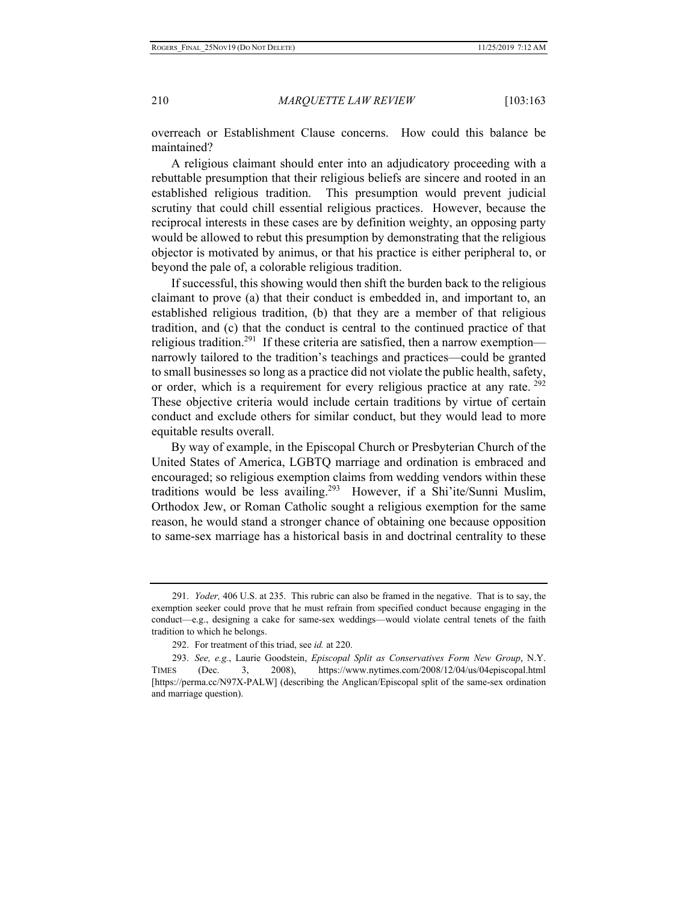overreach or Establishment Clause concerns. How could this balance be maintained?

A religious claimant should enter into an adjudicatory proceeding with a rebuttable presumption that their religious beliefs are sincere and rooted in an established religious tradition. This presumption would prevent judicial scrutiny that could chill essential religious practices. However, because the reciprocal interests in these cases are by definition weighty, an opposing party would be allowed to rebut this presumption by demonstrating that the religious objector is motivated by animus, or that his practice is either peripheral to, or beyond the pale of, a colorable religious tradition.

If successful, this showing would then shift the burden back to the religious claimant to prove (a) that their conduct is embedded in, and important to, an established religious tradition, (b) that they are a member of that religious tradition, and (c) that the conduct is central to the continued practice of that religious tradition.[291] If these criteria are satisfied, then a narrow exemption—narrowly tailored to the tradition's teachings and practices—could be granted to small businesses so long as a practice did not violate the public health, safety, or order, which is a requirement for every religious practice at any rate.[292] These objective criteria would include certain traditions by virtue of certain conduct and exclude others for similar conduct, but they would lead to more equitable results overall.

By way of example, in the Episcopal Church or Presbyterian Church of the United States of America, LGBTQ marriage and ordination is embraced and encouraged; so religious exemption claims from wedding vendors within these traditions would be less availing.[293] However, if a Shi'ite/Sunni Muslim, Orthodox Jew, or Roman Catholic sought a religious exemption for the same reason, he would stand a stronger chance of obtaining one because opposition to same-sex marriage has a historical basis in and doctrinal centrality to these

---

291. *Yoder,* 406 U.S. at 235. This rubric can also be framed in the negative. That is to say, the exemption seeker could prove that he must refrain from specified conduct because engaging in the conduct—e.g., designing a cake for same-sex weddings—would violate central tenets of the faith tradition to which he belongs.

292. For treatment of this triad, see *id.* at 220.

293. *See, e.g.*, Laurie Goodstein, *Episcopal Split as Conservatives Form New Group*, N.Y. TIMES (Dec. 3, 2008), https://www.nytimes.com/2008/12/04/us/04episcopal.html [https://perma.cc/N97X-PALW] (describing the Anglican/Episcopal split of the same-sex ordination and marriage question).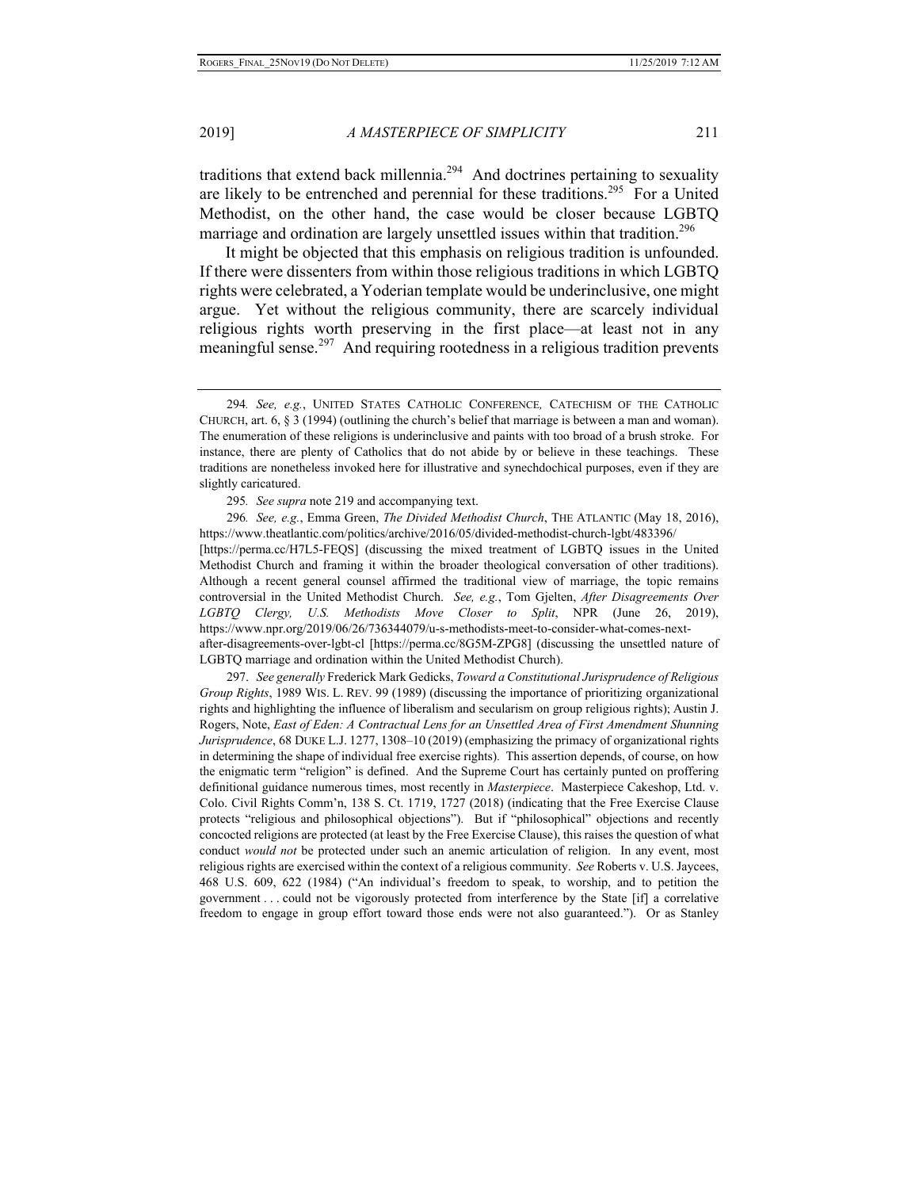traditions that extend back millennia.[294] And doctrines pertaining to sexuality are likely to be entrenched and perennial for these traditions.[295] For a United Methodist, on the other hand, the case would be closer because LGBTQ marriage and ordination are largely unsettled issues within that tradition.[296]

It might be objected that this emphasis on religious tradition is unfounded. If there were dissenters from within those religious traditions in which LGBTQ rights were celebrated, a Yoderian template would be underinclusive, one might argue. Yet without the religious community, there are scarcely individual religious rights worth preserving in the first place—at least not in any meaningful sense.[297] And requiring rootedness in a religious tradition prevents

---

294. *See, e.g.*, UNITED STATES CATHOLIC CONFERENCE, CATECHISM OF THE CATHOLIC CHURCH, art. 6, § 3 (1994) (outlining the church's belief that marriage is between a man and woman). The enumeration of these religions is underinclusive and paints with too broad of a brush stroke. For instance, there are plenty of Catholics that do not abide by or believe in these teachings. These traditions are nonetheless invoked here for illustrative and synechdochical purposes, even if they are slightly caricatured.

295. *See supra* note 219 and accompanying text.

296. *See, e.g.*, Emma Green, *The Divided Methodist Church*, THE ATLANTIC (May 18, 2016), https://www.theatlantic.com/politics/archive/2016/05/divided-methodist-church-lgbt/483396/ [https://perma.cc/H7L5-FEQS] (discussing the mixed treatment of LGBTQ issues in the United Methodist Church and framing it within the broader theological conversation of other traditions). Although a recent general counsel affirmed the traditional view of marriage, the topic remains controversial in the United Methodist Church. *See, e.g.*, Tom Gjelten, *After Disagreements Over LGBTQ Clergy, U.S. Methodists Move Closer to Split*, NPR (June 26, 2019), https://www.npr.org/2019/06/26/736344079/u-s-methodists-meet-to-consider-what-comes-next-after-disagreements-over-lgbt-cl [https://perma.cc/8G5M-ZPG8] (discussing the unsettled nature of LGBTQ marriage and ordination within the United Methodist Church).

297. *See generally* Frederick Mark Gedicks, *Toward a Constitutional Jurisprudence of Religious Group Rights*, 1989 WIS. L. REV. 99 (1989) (discussing the importance of prioritizing organizational rights and highlighting the influence of liberalism and secularism on group religious rights); Austin J. Rogers, Note, *East of Eden: A Contractual Lens for an Unsettled Area of First Amendment Shunning Jurisprudence*, 68 DUKE L.J. 1277, 1308–10 (2019) (emphasizing the primacy of organizational rights in determining the shape of individual free exercise rights). This assertion depends, of course, on how the enigmatic term "religion" is defined. And the Supreme Court has certainly punted on proffering definitional guidance numerous times, most recently in *Masterpiece*. Masterpiece Cakeshop, Ltd. v. Colo. Civil Rights Comm'n, 138 S. Ct. 1719, 1727 (2018) (indicating that the Free Exercise Clause protects "religious and philosophical objections"). But if "philosophical" objections and recently concocted religions are protected (at least by the Free Exercise Clause), this raises the question of what conduct *would not* be protected under such an anemic articulation of religion. In any event, most religious rights are exercised within the context of a religious community. *See* Roberts v. U.S. Jaycees, 468 U.S. 609, 622 (1984) ("An individual's freedom to speak, to worship, and to petition the government . . . could not be vigorously protected from interference by the State [if] a correlative freedom to engage in group effort toward those ends were not also guaranteed."). Or as Stanley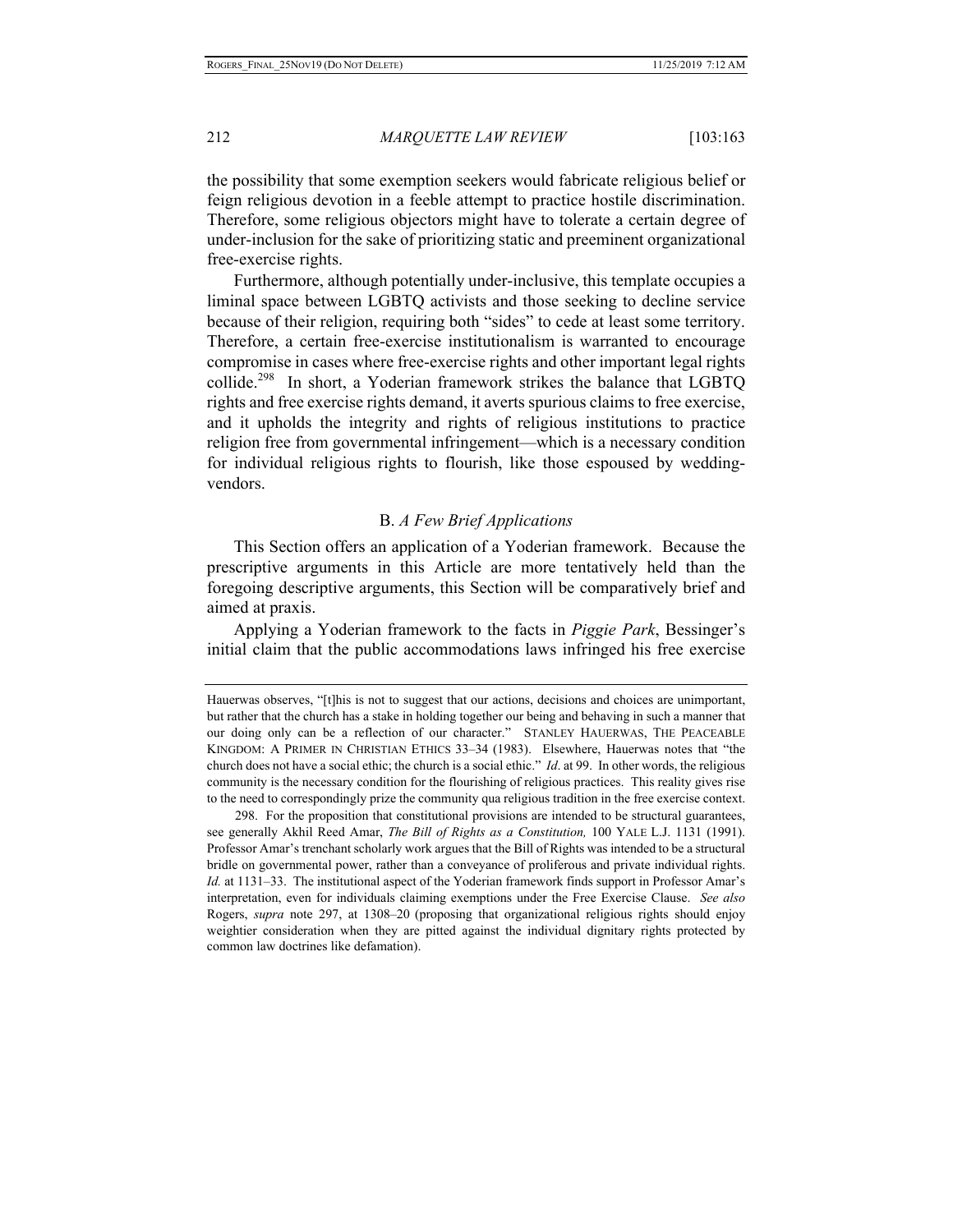the possibility that some exemption seekers would fabricate religious belief or feign religious devotion in a feeble attempt to practice hostile discrimination. Therefore, some religious objectors might have to tolerate a certain degree of under-inclusion for the sake of prioritizing static and preeminent organizational free-exercise rights.

Furthermore, although potentially under-inclusive, this template occupies a liminal space between LGBTQ activists and those seeking to decline service because of their religion, requiring both "sides" to cede at least some territory. Therefore, a certain free-exercise institutionalism is warranted to encourage compromise in cases where free-exercise rights and other important legal rights collide.[298] In short, a Yoderian framework strikes the balance that LGBTQ rights and free exercise rights demand, it averts spurious claims to free exercise, and it upholds the integrity and rights of religious institutions to practice religion free from governmental infringement—which is a necessary condition for individual religious rights to flourish, like those espoused by wedding-vendors.

### B. *A Few Brief Applications*

This Section offers an application of a Yoderian framework. Because the prescriptive arguments in this Article are more tentatively held than the foregoing descriptive arguments, this Section will be comparatively brief and aimed at praxis.

Applying a Yoderian framework to the facts in *Piggie Park*, Bessinger's initial claim that the public accommodations laws infringed his free exercise

---

Hauerwas observes, "[t]his is not to suggest that our actions, decisions and choices are unimportant, but rather that the church has a stake in holding together our being and behaving in such a manner that our doing only can be a reflection of our character." STANLEY HAUERWAS, THE PEACEABLE KINGDOM: A PRIMER IN CHRISTIAN ETHICS 33–34 (1983). Elsewhere, Hauerwas notes that "the church does not have a social ethic; the church is a social ethic." *Id*. at 99. In other words, the religious community is the necessary condition for the flourishing of religious practices. This reality gives rise to the need to correspondingly prize the community qua religious tradition in the free exercise context.

298. For the proposition that constitutional provisions are intended to be structural guarantees, see generally Akhil Reed Amar, *The Bill of Rights as a Constitution,* 100 YALE L.J. 1131 (1991). Professor Amar's trenchant scholarly work argues that the Bill of Rights was intended to be a structural bridle on governmental power, rather than a conveyance of proliferous and private individual rights. *Id.* at 1131–33. The institutional aspect of the Yoderian framework finds support in Professor Amar's interpretation, even for individuals claiming exemptions under the Free Exercise Clause. *See also* Rogers, *supra* note 297, at 1308–20 (proposing that organizational religious rights should enjoy weightier consideration when they are pitted against the individual dignitary rights protected by common law doctrines like defamation).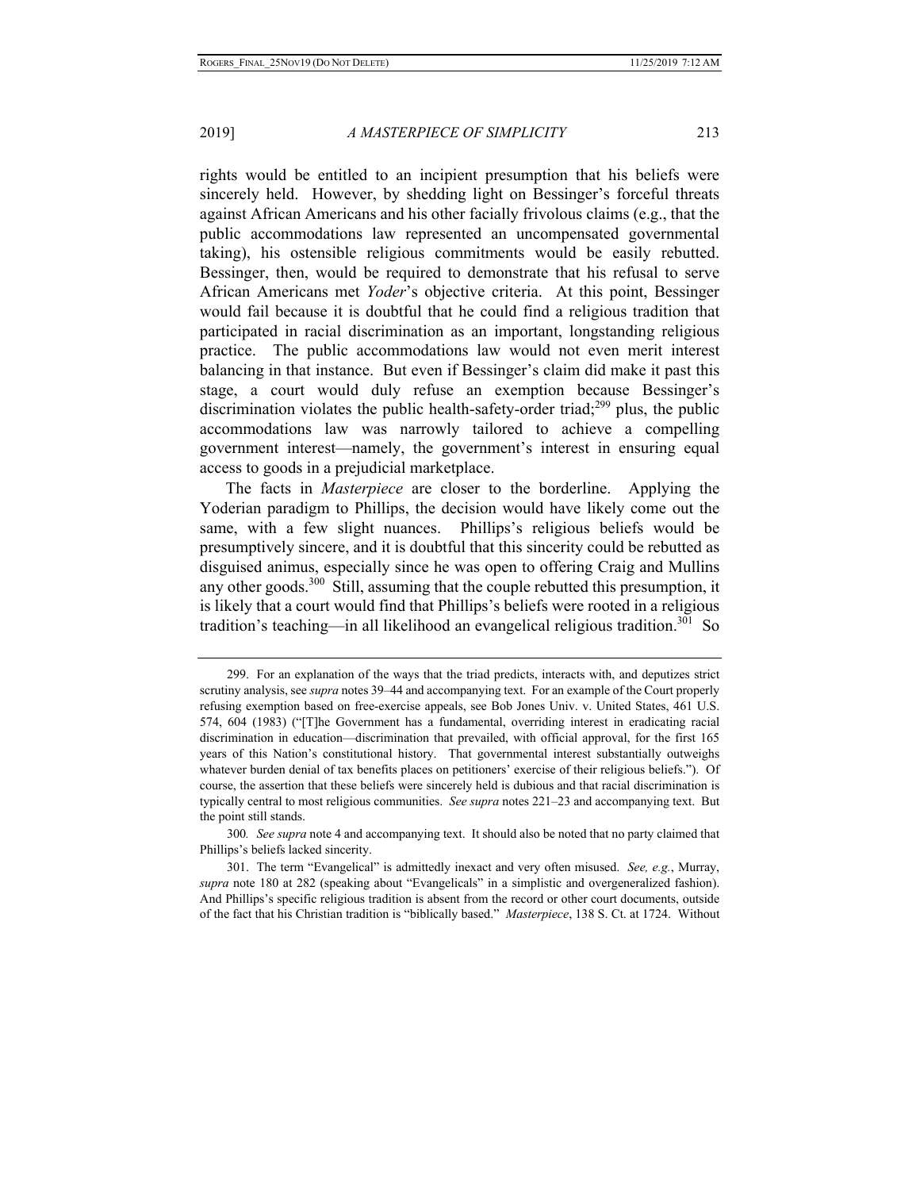rights would be entitled to an incipient presumption that his beliefs were sincerely held. However, by shedding light on Bessinger's forceful threats against African Americans and his other facially frivolous claims (e.g., that the public accommodations law represented an uncompensated governmental taking), his ostensible religious commitments would be easily rebutted. Bessinger, then, would be required to demonstrate that his refusal to serve African Americans met *Yoder*'s objective criteria. At this point, Bessinger would fail because it is doubtful that he could find a religious tradition that participated in racial discrimination as an important, longstanding religious practice. The public accommodations law would not even merit interest balancing in that instance. But even if Bessinger's claim did make it past this stage, a court would duly refuse an exemption because Bessinger's discrimination violates the public health-safety-order triad;[299] plus, the public accommodations law was narrowly tailored to achieve a compelling government interest—namely, the government's interest in ensuring equal access to goods in a prejudicial marketplace.

The facts in *Masterpiece* are closer to the borderline. Applying the Yoderian paradigm to Phillips, the decision would have likely come out the same, with a few slight nuances. Phillips's religious beliefs would be presumptively sincere, and it is doubtful that this sincerity could be rebutted as disguised animus, especially since he was open to offering Craig and Mullins any other goods.[300] Still, assuming that the couple rebutted this presumption, it is likely that a court would find that Phillips's beliefs were rooted in a religious tradition's teaching—in all likelihood an evangelical religious tradition.[301] So

---

299. For an explanation of the ways that the triad predicts, interacts with, and deputizes strict scrutiny analysis, see *supra* notes 39–44 and accompanying text. For an example of the Court properly refusing exemption based on free-exercise appeals, see Bob Jones Univ. v. United States, 461 U.S. 574, 604 (1983) ("[T]he Government has a fundamental, overriding interest in eradicating racial discrimination in education—discrimination that prevailed, with official approval, for the first 165 years of this Nation's constitutional history. That governmental interest substantially outweighs whatever burden denial of tax benefits places on petitioners' exercise of their religious beliefs."). Of course, the assertion that these beliefs were sincerely held is dubious and that racial discrimination is typically central to most religious communities. *See supra* notes 221–23 and accompanying text. But the point still stands.

300. *See supra* note 4 and accompanying text. It should also be noted that no party claimed that Phillips's beliefs lacked sincerity.

301. The term "Evangelical" is admittedly inexact and very often misused. *See, e.g.*, Murray, *supra* note 180 at 282 (speaking about "Evangelicals" in a simplistic and overgeneralized fashion). And Phillips's specific religious tradition is absent from the record or other court documents, outside of the fact that his Christian tradition is "biblically based." *Masterpiece*, 138 S. Ct. at 1724. Without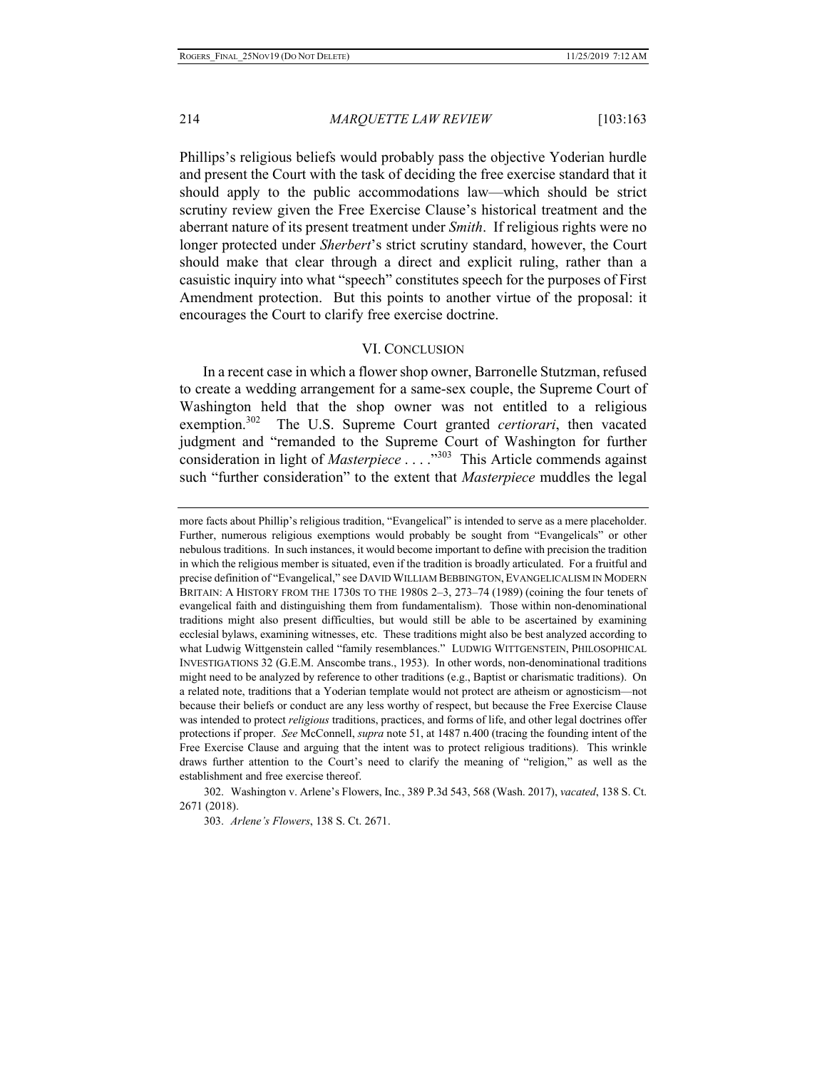Phillips's religious beliefs would probably pass the objective Yoderian hurdle and present the Court with the task of deciding the free exercise standard that it should apply to the public accommodations law—which should be strict scrutiny review given the Free Exercise Clause's historical treatment and the aberrant nature of its present treatment under *Smith*. If religious rights were no longer protected under *Sherbert*'s strict scrutiny standard, however, the Court should make that clear through a direct and explicit ruling, rather than a casuistic inquiry into what "speech" constitutes speech for the purposes of First Amendment protection. But this points to another virtue of the proposal: it encourages the Court to clarify free exercise doctrine.

## VI. Conclusion

In a recent case in which a flower shop owner, Barronelle Stutzman, refused to create a wedding arrangement for a same-sex couple, the Supreme Court of Washington held that the shop owner was not entitled to a religious exemption.[302] The U.S. Supreme Court granted *certiorari*, then vacated judgment and "remanded to the Supreme Court of Washington for further consideration in light of *Masterpiece* . . . ."[303] This Article commends against such "further consideration" to the extent that *Masterpiece* muddles the legal

---

more facts about Phillip's religious tradition, "Evangelical" is intended to serve as a mere placeholder. Further, numerous religious exemptions would probably be sought from "Evangelicals" or other nebulous traditions. In such instances, it would become important to define with precision the tradition in which the religious member is situated, even if the tradition is broadly articulated. For a fruitful and precise definition of "Evangelical," see DAVID WILLIAM BEBBINGTON, EVANGELICALISM IN MODERN BRITAIN: A HISTORY FROM THE 1730S TO THE 1980S 2–3, 273–74 (1989) (coining the four tenets of evangelical faith and distinguishing them from fundamentalism). Those within non-denominational traditions might also present difficulties, but would still be able to be ascertained by examining ecclesial bylaws, examining witnesses, etc. These traditions might also be best analyzed according to what Ludwig Wittgenstein called "family resemblances." LUDWIG WITTGENSTEIN, PHILOSOPHICAL INVESTIGATIONS 32 (G.E.M. Anscombe trans., 1953). In other words, non-denominational traditions might need to be analyzed by reference to other traditions (e.g., Baptist or charismatic traditions). On a related note, traditions that a Yoderian template would not protect are atheism or agnosticism—not because their beliefs or conduct are any less worthy of respect, but because the Free Exercise Clause was intended to protect *religious* traditions, practices, and forms of life, and other legal doctrines offer protections if proper. *See* McConnell, *supra* note 51, at 1487 n.400 (tracing the founding intent of the Free Exercise Clause and arguing that the intent was to protect religious traditions). This wrinkle draws further attention to the Court's need to clarify the meaning of "religion," as well as the establishment and free exercise thereof.

302. Washington v. Arlene's Flowers, Inc., 389 P.3d 543, 568 (Wash. 2017), *vacated*, 138 S. Ct. 2671 (2018).

303. *Arlene's Flowers*, 138 S. Ct. 2671.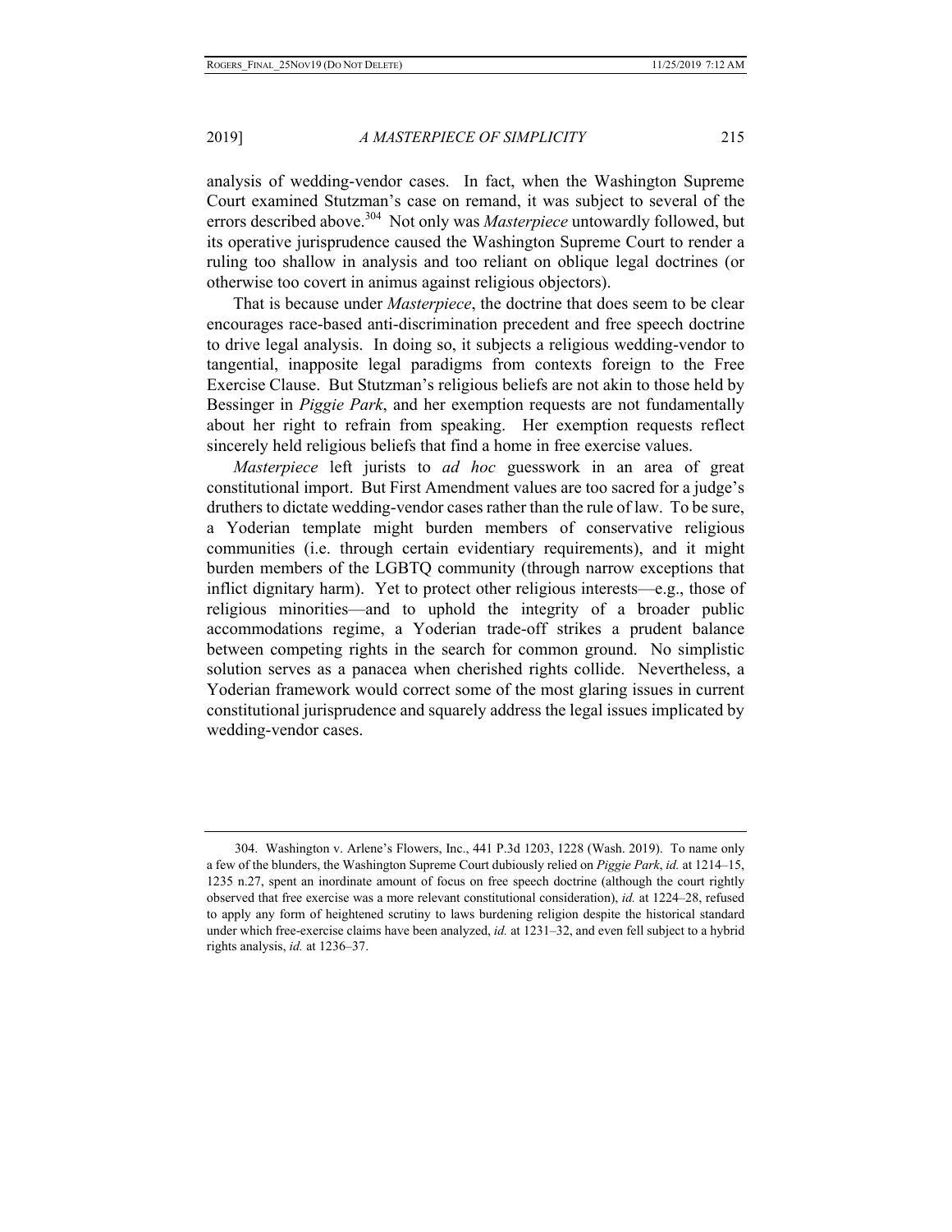analysis of wedding-vendor cases. In fact, when the Washington Supreme Court examined Stutzman's case on remand, it was subject to several of the errors described above.[304] Not only was *Masterpiece* untowardly followed, but its operative jurisprudence caused the Washington Supreme Court to render a ruling too shallow in analysis and too reliant on oblique legal doctrines (or otherwise too covert in animus against religious objectors).

That is because under *Masterpiece*, the doctrine that does seem to be clear encourages race-based anti-discrimination precedent and free speech doctrine to drive legal analysis. In doing so, it subjects a religious wedding-vendor to tangential, inapposite legal paradigms from contexts foreign to the Free Exercise Clause. But Stutzman's religious beliefs are not akin to those held by Bessinger in *Piggie Park*, and her exemption requests are not fundamentally about her right to refrain from speaking. Her exemption requests reflect sincerely held religious beliefs that find a home in free exercise values.

*Masterpiece* left jurists to *ad hoc* guesswork in an area of great constitutional import. But First Amendment values are too sacred for a judge's druthers to dictate wedding-vendor cases rather than the rule of law. To be sure, a Yoderian template might burden members of conservative religious communities (i.e. through certain evidentiary requirements), and it might burden members of the LGBTQ community (through narrow exceptions that inflict dignitary harm). Yet to protect other religious interests—e.g., those of religious minorities—and to uphold the integrity of a broader public accommodations regime, a Yoderian trade-off strikes a prudent balance between competing rights in the search for common ground. No simplistic solution serves as a panacea when cherished rights collide. Nevertheless, a Yoderian framework would correct some of the most glaring issues in current constitutional jurisprudence and squarely address the legal issues implicated by wedding-vendor cases.

---

304. Washington v. Arlene's Flowers, Inc., 441 P.3d 1203, 1228 (Wash. 2019). To name only a few of the blunders, the Washington Supreme Court dubiously relied on *Piggie Park*, *id.* at 1214–15, 1235 n.27, spent an inordinate amount of focus on free speech doctrine (although the court rightly observed that free exercise was a more relevant constitutional consideration), *id.* at 1224–28, refused to apply any form of heightened scrutiny to laws burdening religion despite the historical standard under which free-exercise claims have been analyzed, *id.* at 1231–32, and even fell subject to a hybrid rights analysis, *id.* at 1236–37.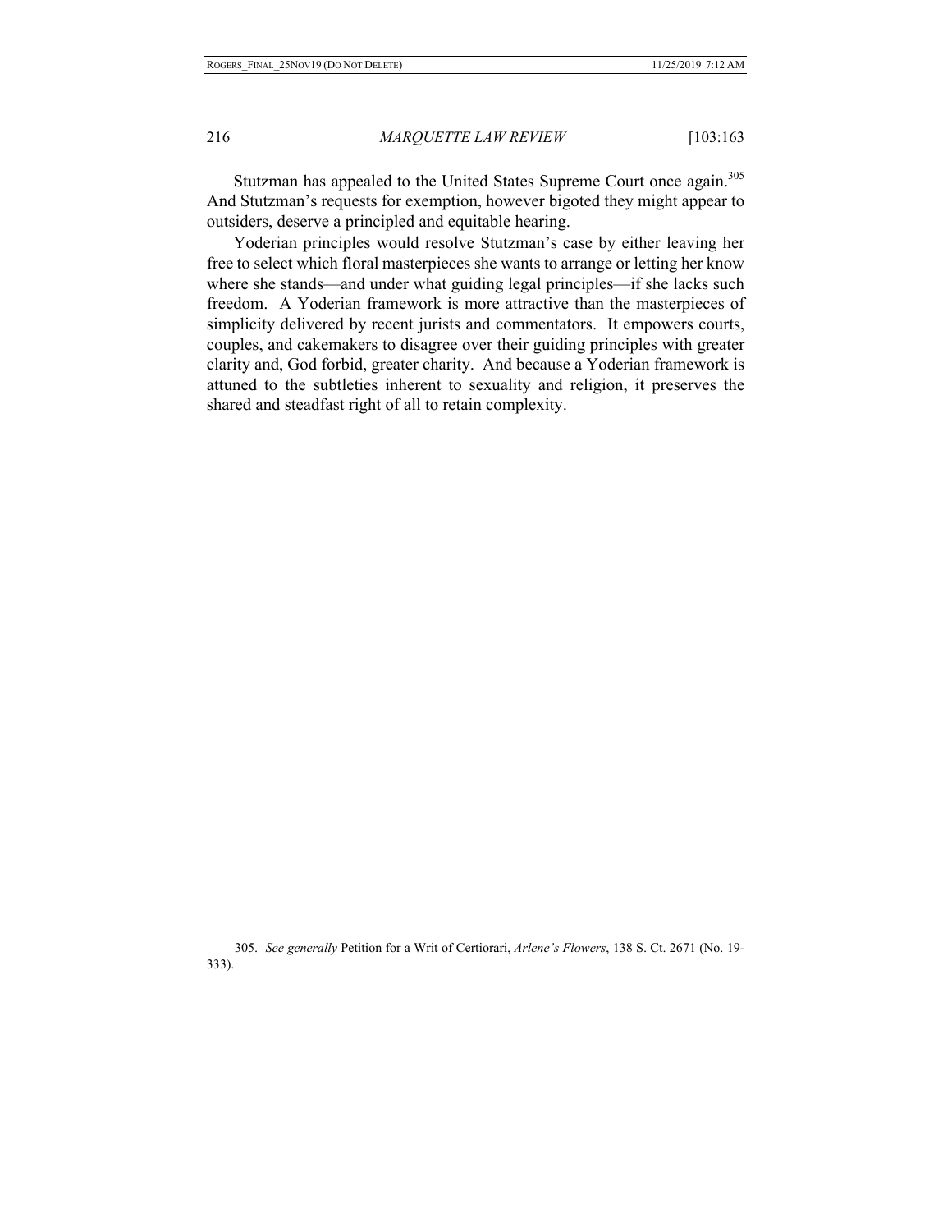Stutzman has appealed to the United States Supreme Court once again.[305] And Stutzman's requests for exemption, however bigoted they might appear to outsiders, deserve a principled and equitable hearing.

Yoderian principles would resolve Stutzman's case by either leaving her free to select which floral masterpieces she wants to arrange or letting her know where she stands—and under what guiding legal principles—if she lacks such freedom. A Yoderian framework is more attractive than the masterpieces of simplicity delivered by recent jurists and commentators. It empowers courts, couples, and cakemakers to disagree over their guiding principles with greater clarity and, God forbid, greater charity. And because a Yoderian framework is attuned to the subtleties inherent to sexuality and religion, it preserves the shared and steadfast right of all to retain complexity.

305. *See generally* Petition for a Writ of Certiorari, *Arlene's Flowers*, 138 S. Ct. 2671 (No. 19-333).